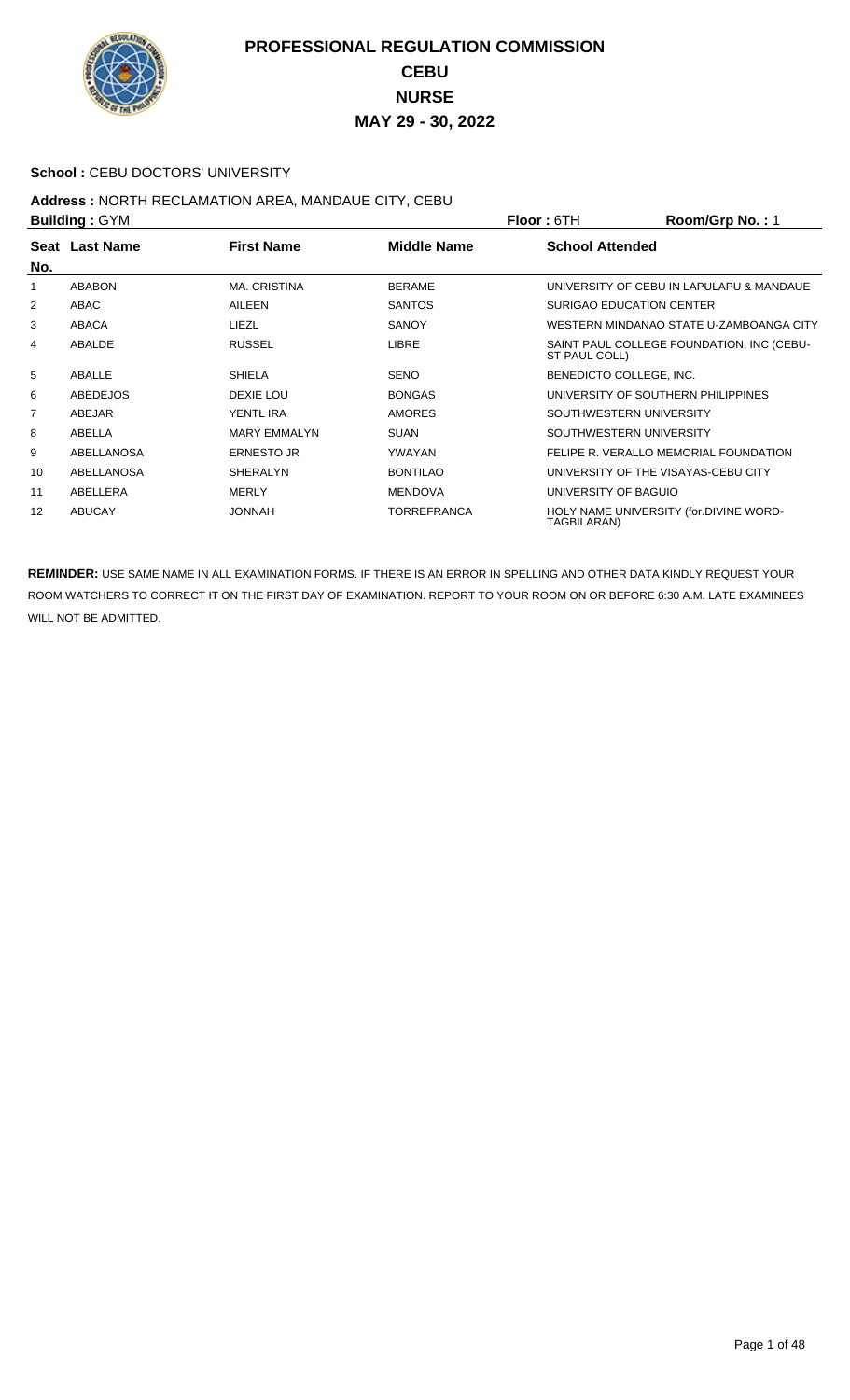# PROFESSIONAL REGULATION COMMISSION
## CEBU
## NURSE
## MAY 29 - 30, 2022

**School :** CEBU DOCTORS' UNIVERSITY

**Address :** NORTH RECLAMATION AREA, MANDAUE CITY, CEBU

**Building :** GYM **Floor :** 6TH **Room/Grp No. :** 1

| Seat No. | Last Name | First Name | Middle Name | School Attended |
|---|---|---|---|---|
| 1 | ABABON | MA. CRISTINA | BERAME | UNIVERSITY OF CEBU IN LAPULAPU & MANDAUE |
| 2 | ABAC | AILEEN | SANTOS | SURIGAO EDUCATION CENTER |
| 3 | ABACA | LIEZL | SANOY | WESTERN MINDANAO STATE U-ZAMBOANGA CITY |
| 4 | ABALDE | RUSSEL | LIBRE | SAINT PAUL COLLEGE FOUNDATION, INC (CEBU-ST PAUL COLL) |
| 5 | ABALLE | SHIELA | SENO | BENEDICTO COLLEGE, INC. |
| 6 | ABEDEJOS | DEXIE LOU | BONGAS | UNIVERSITY OF SOUTHERN PHILIPPINES |
| 7 | ABEJAR | YENTL IRA | AMORES | SOUTHWESTERN UNIVERSITY |
| 8 | ABELLA | MARY EMMALYN | SUAN | SOUTHWESTERN UNIVERSITY |
| 9 | ABELLANOSA | ERNESTO JR | YWAYAN | FELIPE R. VERALLO MEMORIAL FOUNDATION |
| 10 | ABELLANOSA | SHERALYN | BONTILAO | UNIVERSITY OF THE VISAYAS-CEBU CITY |
| 11 | ABELLERA | MERLY | MENDOVA | UNIVERSITY OF BAGUIO |
| 12 | ABUCAY | JONNAH | TORREFRANCA | HOLY NAME UNIVERSITY (for.DIVINE WORD-TAGBILARAN) |

**REMINDER:** USE SAME NAME IN ALL EXAMINATION FORMS. IF THERE IS AN ERROR IN SPELLING AND OTHER DATA KINDLY REQUEST YOUR ROOM WATCHERS TO CORRECT IT ON THE FIRST DAY OF EXAMINATION. REPORT TO YOUR ROOM ON OR BEFORE 6:30 A.M. LATE EXAMINEES WILL NOT BE ADMITTED.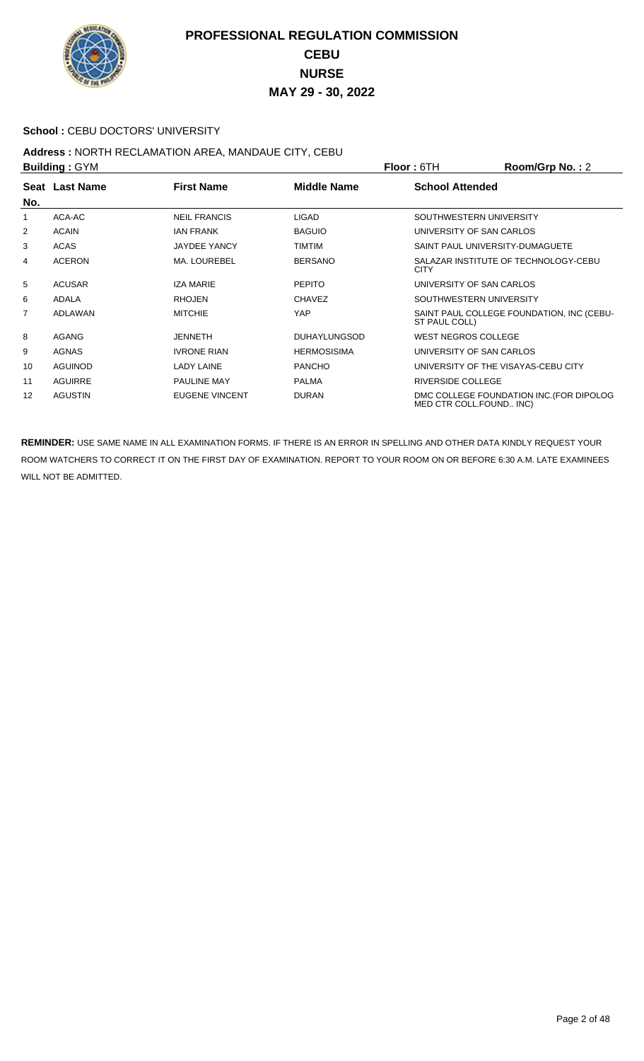# PROFESSIONAL REGULATION COMMISSION
## CEBU
## NURSE
## MAY 29 - 30, 2022

**School :** CEBU DOCTORS' UNIVERSITY

**Address :** NORTH RECLAMATION AREA, MANDAUE CITY, CEBU

**Building :** GYM **Floor :** 6TH **Room/Grp No. :** 2

| Seat No. | Last Name | First Name | Middle Name | School Attended |
|---|---|---|---|---|
| 1 | ACA-AC | NEIL FRANCIS | LIGAD | SOUTHWESTERN UNIVERSITY |
| 2 | ACAIN | IAN FRANK | BAGUIO | UNIVERSITY OF SAN CARLOS |
| 3 | ACAS | JAYDEE YANCY | TIMTIM | SAINT PAUL UNIVERSITY-DUMAGUETE |
| 4 | ACERON | MA. LOUREBEL | BERSANO | SALAZAR INSTITUTE OF TECHNOLOGY-CEBU CITY |
| 5 | ACUSAR | IZA MARIE | PEPITO | UNIVERSITY OF SAN CARLOS |
| 6 | ADALA | RHOJEN | CHAVEZ | SOUTHWESTERN UNIVERSITY |
| 7 | ADLAWAN | MITCHIE | YAP | SAINT PAUL COLLEGE FOUNDATION, INC (CEBU-ST PAUL COLL) |
| 8 | AGANG | JENNETH | DUHAYLUNGSOD | WEST NEGROS COLLEGE |
| 9 | AGNAS | IVRONE RIAN | HERMOSISIMA | UNIVERSITY OF SAN CARLOS |
| 10 | AGUINOD | LADY LAINE | PANCHO | UNIVERSITY OF THE VISAYAS-CEBU CITY |
| 11 | AGUIRRE | PAULINE MAY | PALMA | RIVERSIDE COLLEGE |
| 12 | AGUSTIN | EUGENE VINCENT | DURAN | DMC COLLEGE FOUNDATION INC.(FOR DIPOLOG MED CTR COLL.FOUND.. INC) |

**REMINDER:** USE SAME NAME IN ALL EXAMINATION FORMS. IF THERE IS AN ERROR IN SPELLING AND OTHER DATA KINDLY REQUEST YOUR ROOM WATCHERS TO CORRECT IT ON THE FIRST DAY OF EXAMINATION. REPORT TO YOUR ROOM ON OR BEFORE 6:30 A.M. LATE EXAMINEES WILL NOT BE ADMITTED.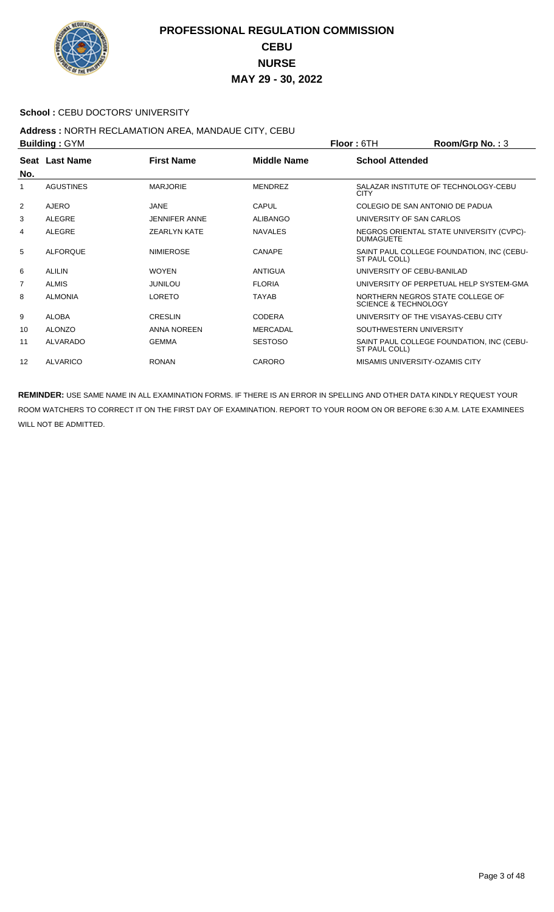# PROFESSIONAL REGULATION COMMISSION
## CEBU
## NURSE
## MAY 29 - 30, 2022

**School :** CEBU DOCTORS' UNIVERSITY

**Address :** NORTH RECLAMATION AREA, MANDAUE CITY, CEBU

**Building :** GYM **Floor :** 6TH **Room/Grp No. :** 3

| Seat No. | Last Name | First Name | Middle Name | School Attended |
|---|---|---|---|---|
| 1 | AGUSTINES | MARJORIE | MENDREZ | SALAZAR INSTITUTE OF TECHNOLOGY-CEBU CITY |
| 2 | AJERO | JANE | CAPUL | COLEGIO DE SAN ANTONIO DE PADUA |
| 3 | ALEGRE | JENNIFER ANNE | ALIBANGO | UNIVERSITY OF SAN CARLOS |
| 4 | ALEGRE | ZEARLYN KATE | NAVALES | NEGROS ORIENTAL STATE UNIVERSITY (CVPC)-DUMAGUETE |
| 5 | ALFORQUE | NIMIEROSE | CANAPE | SAINT PAUL COLLEGE FOUNDATION, INC (CEBU-ST PAUL COLL) |
| 6 | ALILIN | WOYEN | ANTIGUA | UNIVERSITY OF CEBU-BANILAD |
| 7 | ALMIS | JUNILOU | FLORIA | UNIVERSITY OF PERPETUAL HELP SYSTEM-GMA |
| 8 | ALMONIA | LORETO | TAYAB | NORTHERN NEGROS STATE COLLEGE OF SCIENCE & TECHNOLOGY |
| 9 | ALOBA | CRESLIN | CODERA | UNIVERSITY OF THE VISAYAS-CEBU CITY |
| 10 | ALONZO | ANNA NOREEN | MERCADAL | SOUTHWESTERN UNIVERSITY |
| 11 | ALVARADO | GEMMA | SESTOSO | SAINT PAUL COLLEGE FOUNDATION, INC (CEBU-ST PAUL COLL) |
| 12 | ALVARICO | RONAN | CARORO | MISAMIS UNIVERSITY-OZAMIS CITY |

**REMINDER:** USE SAME NAME IN ALL EXAMINATION FORMS. IF THERE IS AN ERROR IN SPELLING AND OTHER DATA KINDLY REQUEST YOUR ROOM WATCHERS TO CORRECT IT ON THE FIRST DAY OF EXAMINATION. REPORT TO YOUR ROOM ON OR BEFORE 6:30 A.M. LATE EXAMINEES WILL NOT BE ADMITTED.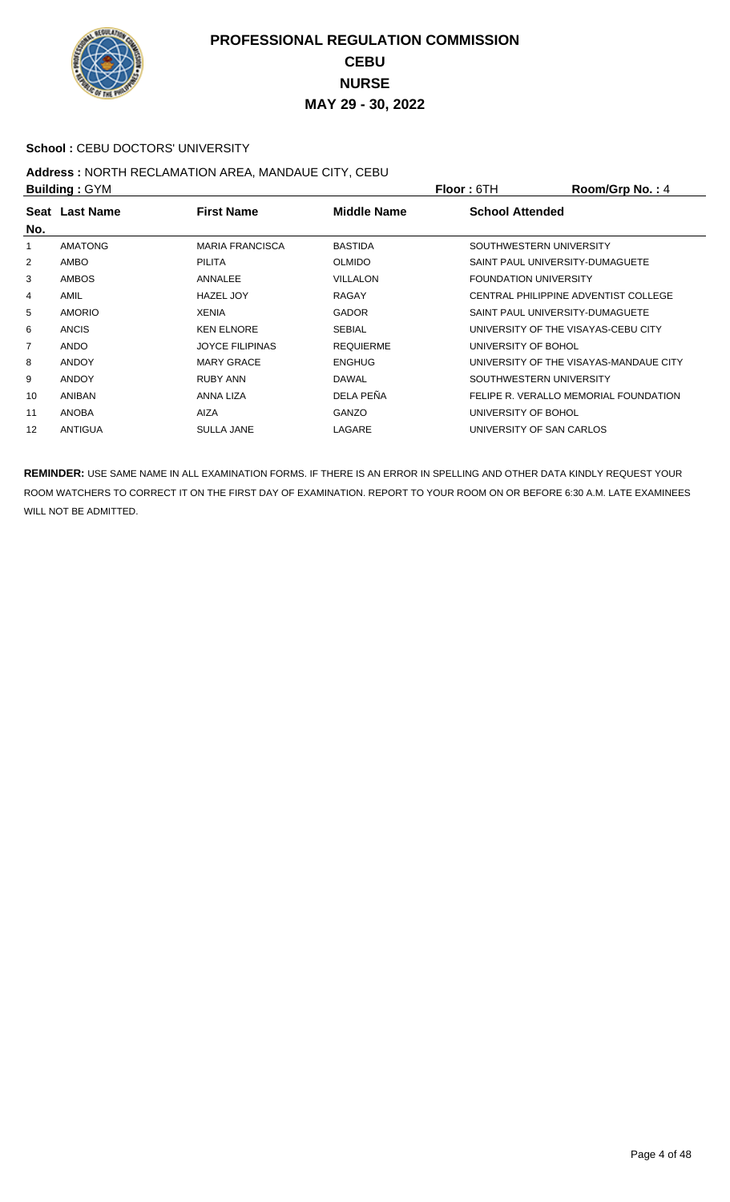# PROFESSIONAL REGULATION COMMISSION
## CEBU
## NURSE
## MAY 29 - 30, 2022

**School :** CEBU DOCTORS' UNIVERSITY

**Address :** NORTH RECLAMATION AREA, MANDAUE CITY, CEBU

**Building :** GYM **Floor :** 6TH **Room/Grp No. :** 4

| Seat No. | Last Name | First Name | Middle Name | School Attended |
|---|---|---|---|---|
| 1 | AMATONG | MARIA FRANCISCA | BASTIDA | SOUTHWESTERN UNIVERSITY |
| 2 | AMBO | PILITA | OLMIDO | SAINT PAUL UNIVERSITY-DUMAGUETE |
| 3 | AMBOS | ANNALEE | VILLALON | FOUNDATION UNIVERSITY |
| 4 | AMIL | HAZEL JOY | RAGAY | CENTRAL PHILIPPINE ADVENTIST COLLEGE |
| 5 | AMORIO | XENIA | GADOR | SAINT PAUL UNIVERSITY-DUMAGUETE |
| 6 | ANCIS | KEN ELNORE | SEBIAL | UNIVERSITY OF THE VISAYAS-CEBU CITY |
| 7 | ANDO | JOYCE FILIPINAS | REQUIERME | UNIVERSITY OF BOHOL |
| 8 | ANDOY | MARY GRACE | ENGHUG | UNIVERSITY OF THE VISAYAS-MANDAUE CITY |
| 9 | ANDOY | RUBY ANN | DAWAL | SOUTHWESTERN UNIVERSITY |
| 10 | ANIBAN | ANNA LIZA | DELA PEÑA | FELIPE R. VERALLO MEMORIAL FOUNDATION |
| 11 | ANOBA | AIZA | GANZO | UNIVERSITY OF BOHOL |
| 12 | ANTIGUA | SULLA JANE | LAGARE | UNIVERSITY OF SAN CARLOS |

**REMINDER:** USE SAME NAME IN ALL EXAMINATION FORMS. IF THERE IS AN ERROR IN SPELLING AND OTHER DATA KINDLY REQUEST YOUR ROOM WATCHERS TO CORRECT IT ON THE FIRST DAY OF EXAMINATION. REPORT TO YOUR ROOM ON OR BEFORE 6:30 A.M. LATE EXAMINEES WILL NOT BE ADMITTED.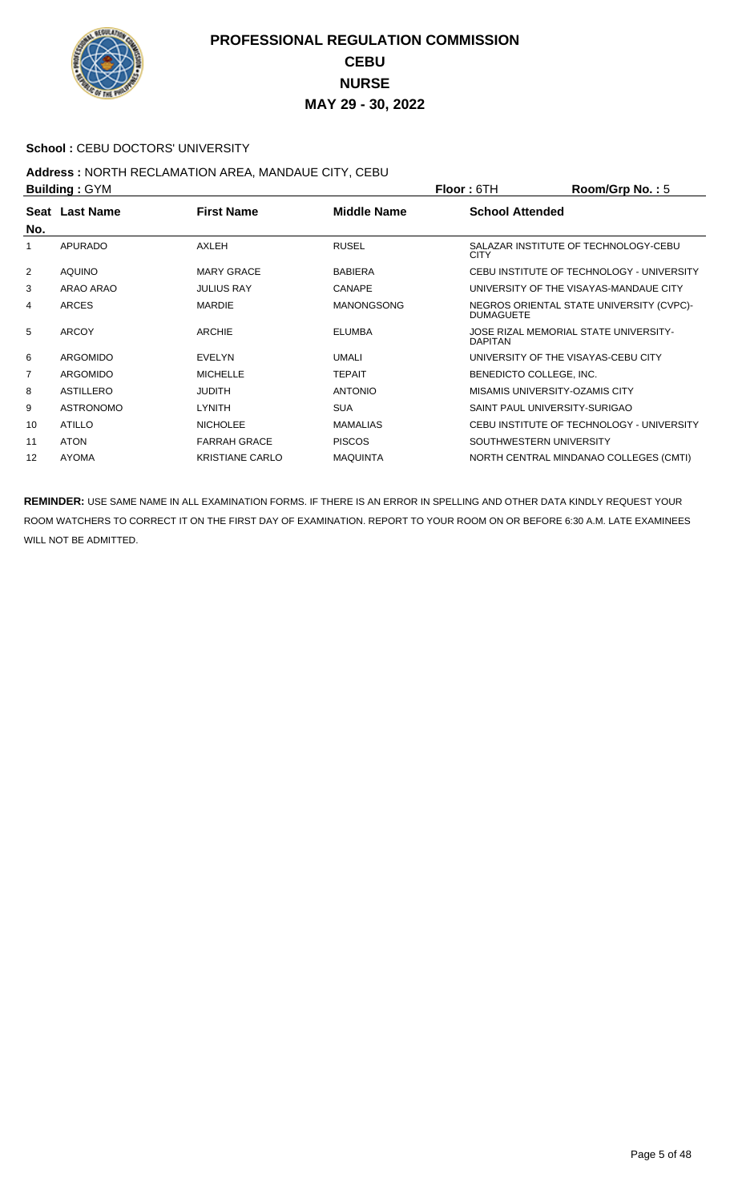# PROFESSIONAL REGULATION COMMISSION
## CEBU
## NURSE
## MAY 29 - 30, 2022

**School :** CEBU DOCTORS' UNIVERSITY

**Address :** NORTH RECLAMATION AREA, MANDAUE CITY, CEBU

**Building :** GYM **Floor :** 6TH **Room/Grp No. :** 5

| Seat No. | Last Name | First Name | Middle Name | School Attended |
|---|---|---|---|---|
| 1 | APURADO | AXLEH | RUSEL | SALAZAR INSTITUTE OF TECHNOLOGY-CEBU CITY |
| 2 | AQUINO | MARY GRACE | BABIERA | CEBU INSTITUTE OF TECHNOLOGY - UNIVERSITY |
| 3 | ARAO ARAO | JULIUS RAY | CANAPE | UNIVERSITY OF THE VISAYAS-MANDAUE CITY |
| 4 | ARCES | MARDIE | MANONGSONG | NEGROS ORIENTAL STATE UNIVERSITY (CVPC)-DUMAGUETE |
| 5 | ARCOY | ARCHIE | ELUMBA | JOSE RIZAL MEMORIAL STATE UNIVERSITY-DAPITAN |
| 6 | ARGOMIDO | EVELYN | UMALI | UNIVERSITY OF THE VISAYAS-CEBU CITY |
| 7 | ARGOMIDO | MICHELLE | TEPAIT | BENEDICTO COLLEGE, INC. |
| 8 | ASTILLERO | JUDITH | ANTONIO | MISAMIS UNIVERSITY-OZAMIS CITY |
| 9 | ASTRONOMO | LYNITH | SUA | SAINT PAUL UNIVERSITY-SURIGAO |
| 10 | ATILLO | NICHOLEE | MAMALIAS | CEBU INSTITUTE OF TECHNOLOGY - UNIVERSITY |
| 11 | ATON | FARRAH GRACE | PISCOS | SOUTHWESTERN UNIVERSITY |
| 12 | AYOMA | KRISTIANE CARLO | MAQUINTA | NORTH CENTRAL MINDANAO COLLEGES (CMTI) |

**REMINDER:** USE SAME NAME IN ALL EXAMINATION FORMS. IF THERE IS AN ERROR IN SPELLING AND OTHER DATA KINDLY REQUEST YOUR ROOM WATCHERS TO CORRECT IT ON THE FIRST DAY OF EXAMINATION. REPORT TO YOUR ROOM ON OR BEFORE 6:30 A.M. LATE EXAMINEES WILL NOT BE ADMITTED.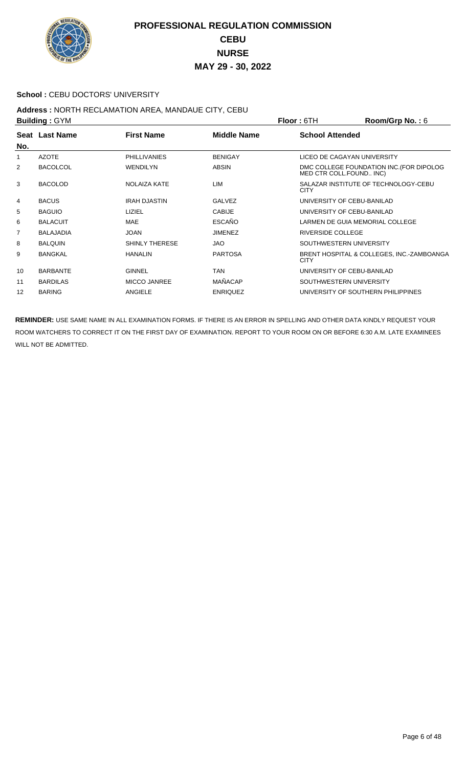# PROFESSIONAL REGULATION COMMISSION
## CEBU
## NURSE
## MAY 29 - 30, 2022

**School :** CEBU DOCTORS' UNIVERSITY

**Address :** NORTH RECLAMATION AREA, MANDAUE CITY, CEBU

**Building :** GYM **Floor :** 6TH **Room/Grp No. :** 6

| Seat No. | Last Name | First Name | Middle Name | School Attended |
|---|---|---|---|---|
| 1 | AZOTE | PHILLIVANIES | BENIGAY | LICEO DE CAGAYAN UNIVERSITY |
| 2 | BACOLCOL | WENDILYN | ABSIN | DMC COLLEGE FOUNDATION INC.(FOR DIPOLOG MED CTR COLL.FOUND.. INC) |
| 3 | BACOLOD | NOLAIZA KATE | LIM | SALAZAR INSTITUTE OF TECHNOLOGY-CEBU CITY |
| 4 | BACUS | IRAH DJASTIN | GALVEZ | UNIVERSITY OF CEBU-BANILAD |
| 5 | BAGUIO | LIZIEL | CABIJE | UNIVERSITY OF CEBU-BANILAD |
| 6 | BALACUIT | MAE | ESCAÑO | LARMEN DE GUIA MEMORIAL COLLEGE |
| 7 | BALAJADIA | JOAN | JIMENEZ | RIVERSIDE COLLEGE |
| 8 | BALQUIN | SHINLY THERESE | JAO | SOUTHWESTERN UNIVERSITY |
| 9 | BANGKAL | HANALIN | PARTOSA | BRENT HOSPITAL & COLLEGES, INC.-ZAMBOANGA CITY |
| 10 | BARBANTE | GINNEL | TAN | UNIVERSITY OF CEBU-BANILAD |
| 11 | BARDILAS | MICCO JANREE | MAÑACAP | SOUTHWESTERN UNIVERSITY |
| 12 | BARING | ANGIELE | ENRIQUEZ | UNIVERSITY OF SOUTHERN PHILIPPINES |

**REMINDER:** USE SAME NAME IN ALL EXAMINATION FORMS. IF THERE IS AN ERROR IN SPELLING AND OTHER DATA KINDLY REQUEST YOUR ROOM WATCHERS TO CORRECT IT ON THE FIRST DAY OF EXAMINATION. REPORT TO YOUR ROOM ON OR BEFORE 6:30 A.M. LATE EXAMINEES WILL NOT BE ADMITTED.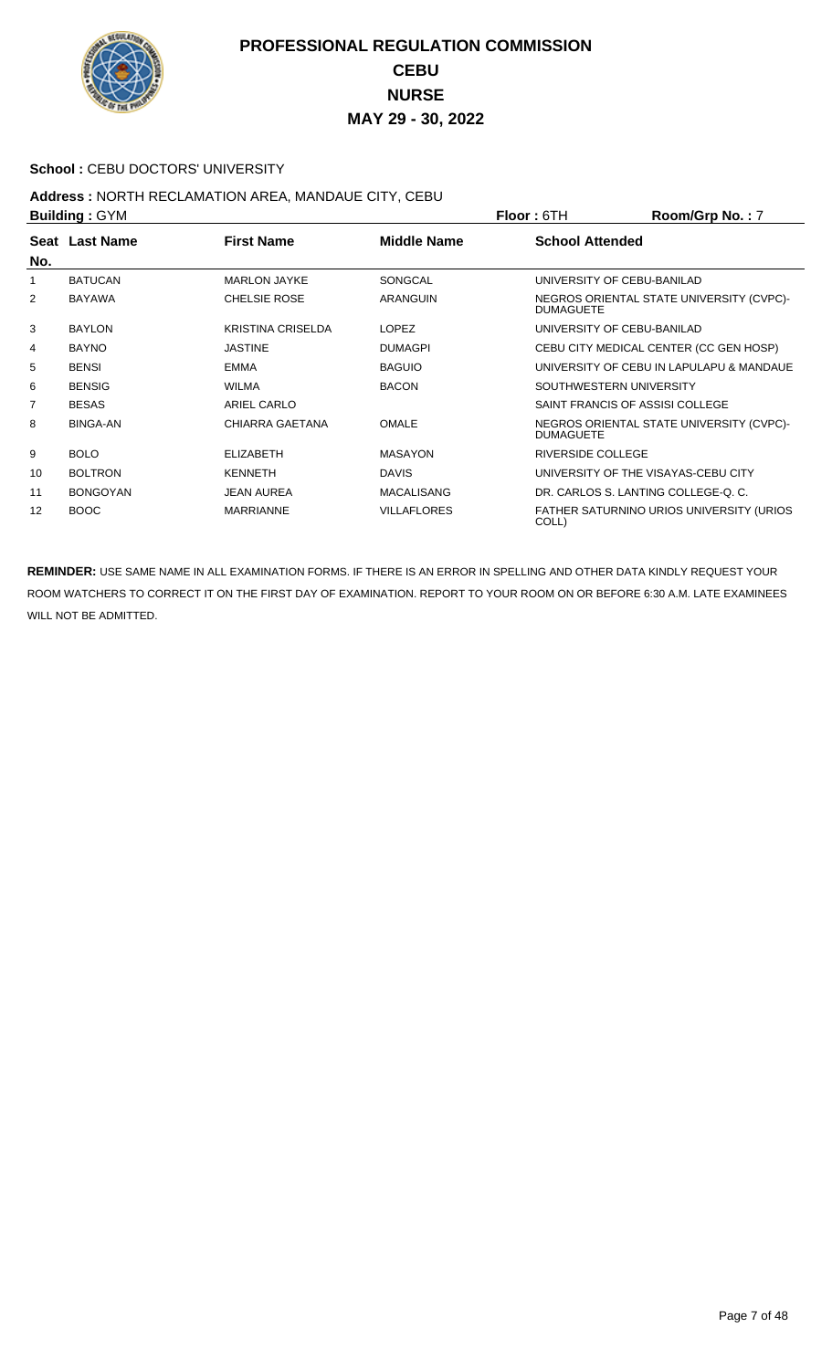# PROFESSIONAL REGULATION COMMISSION
# CEBU
# NURSE
# MAY 29 - 30, 2022

**School :** CEBU DOCTORS' UNIVERSITY

**Address :** NORTH RECLAMATION AREA, MANDAUE CITY, CEBU

**Building :** GYM **Floor :** 6TH **Room/Grp No. :** 7

| Seat No. | Last Name | First Name | Middle Name | School Attended |
|---|---|---|---|---|
| 1 | BATUCAN | MARLON JAYKE | SONGCAL | UNIVERSITY OF CEBU-BANILAD |
| 2 | BAYAWA | CHELSIE ROSE | ARANGUIN | NEGROS ORIENTAL STATE UNIVERSITY (CVPC)-DUMAGUETE |
| 3 | BAYLON | KRISTINA CRISELDA | LOPEZ | UNIVERSITY OF CEBU-BANILAD |
| 4 | BAYNO | JASTINE | DUMAGPI | CEBU CITY MEDICAL CENTER (CC GEN HOSP) |
| 5 | BENSI | EMMA | BAGUIO | UNIVERSITY OF CEBU IN LAPULAPU & MANDAUE |
| 6 | BENSIG | WILMA | BACON | SOUTHWESTERN UNIVERSITY |
| 7 | BESAS | ARIEL CARLO | | SAINT FRANCIS OF ASSISI COLLEGE |
| 8 | BINGA-AN | CHIARRA GAETANA | OMALE | NEGROS ORIENTAL STATE UNIVERSITY (CVPC)-DUMAGUETE |
| 9 | BOLO | ELIZABETH | MASAYON | RIVERSIDE COLLEGE |
| 10 | BOLTRON | KENNETH | DAVIS | UNIVERSITY OF THE VISAYAS-CEBU CITY |
| 11 | BONGOYAN | JEAN AUREA | MACALISANG | DR. CARLOS S. LANTING COLLEGE-Q. C. |
| 12 | BOOC | MARRIANNE | VILLAFLORES | FATHER SATURNINO URIOS UNIVERSITY (URIOS COLL) |

**REMINDER:** USE SAME NAME IN ALL EXAMINATION FORMS. IF THERE IS AN ERROR IN SPELLING AND OTHER DATA KINDLY REQUEST YOUR ROOM WATCHERS TO CORRECT IT ON THE FIRST DAY OF EXAMINATION. REPORT TO YOUR ROOM ON OR BEFORE 6:30 A.M. LATE EXAMINEES WILL NOT BE ADMITTED.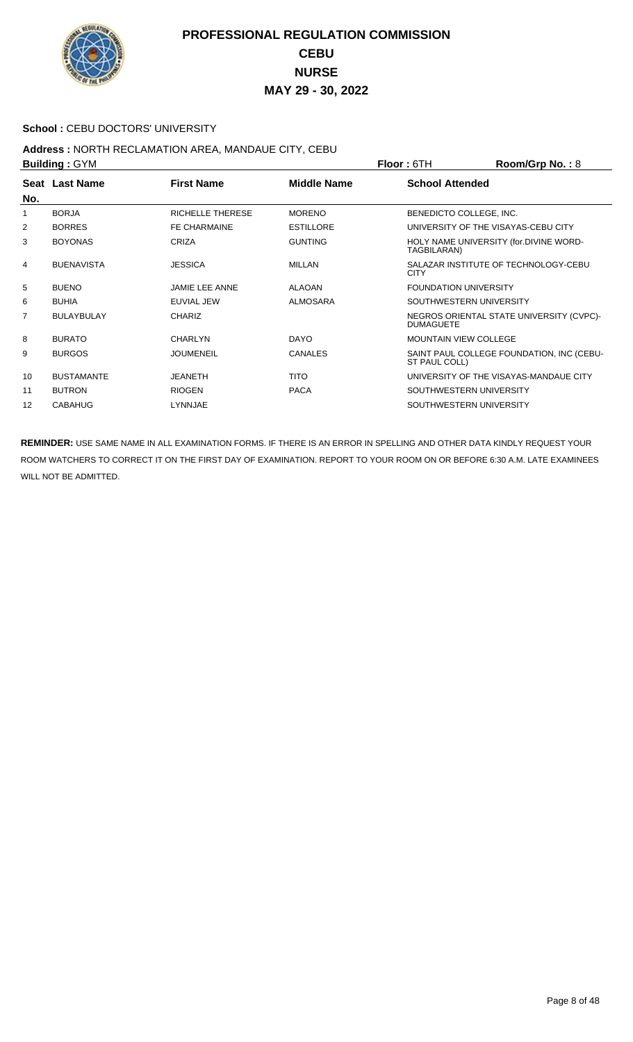# PROFESSIONAL REGULATION COMMISSION
## CEBU
## NURSE
## MAY 29 - 30, 2022

**School :** CEBU DOCTORS' UNIVERSITY

**Address :** NORTH RECLAMATION AREA, MANDAUE CITY, CEBU

**Building :** GYM **Floor :** 6TH **Room/Grp No. :** 8

| Seat No. | Last Name | First Name | Middle Name | School Attended |
|---|---|---|---|---|
| 1 | BORJA | RICHELLE THERESE | MORENO | BENEDICTO COLLEGE, INC. |
| 2 | BORRES | FE CHARMAINE | ESTILLORE | UNIVERSITY OF THE VISAYAS-CEBU CITY |
| 3 | BOYONAS | CRIZA | GUNTING | HOLY NAME UNIVERSITY (for.DIVINE WORD-TAGBILARAN) |
| 4 | BUENAVISTA | JESSICA | MILLAN | SALAZAR INSTITUTE OF TECHNOLOGY-CEBU CITY |
| 5 | BUENO | JAMIE LEE ANNE | ALAOAN | FOUNDATION UNIVERSITY |
| 6 | BUHIA | EUVIAL JEW | ALMOSARA | SOUTHWESTERN UNIVERSITY |
| 7 | BULAYBULAY | CHARIZ | | NEGROS ORIENTAL STATE UNIVERSITY (CVPC)-DUMAGUETE |
| 8 | BURATO | CHARLYN | DAYO | MOUNTAIN VIEW COLLEGE |
| 9 | BURGOS | JOUMENEIL | CANALES | SAINT PAUL COLLEGE FOUNDATION, INC (CEBU-ST PAUL COLL) |
| 10 | BUSTAMANTE | JEANETH | TITO | UNIVERSITY OF THE VISAYAS-MANDAUE CITY |
| 11 | BUTRON | RIOGEN | PACA | SOUTHWESTERN UNIVERSITY |
| 12 | CABAHUG | LYNNJAE | | SOUTHWESTERN UNIVERSITY |

**REMINDER:** USE SAME NAME IN ALL EXAMINATION FORMS. IF THERE IS AN ERROR IN SPELLING AND OTHER DATA KINDLY REQUEST YOUR ROOM WATCHERS TO CORRECT IT ON THE FIRST DAY OF EXAMINATION. REPORT TO YOUR ROOM ON OR BEFORE 6:30 A.M. LATE EXAMINEES WILL NOT BE ADMITTED.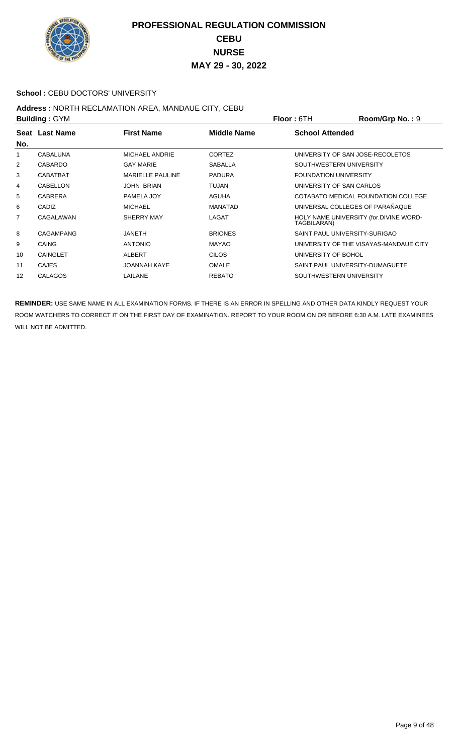# PROFESSIONAL REGULATION COMMISSION
## CEBU
## NURSE
## MAY 29 - 30, 2022

**School :** CEBU DOCTORS' UNIVERSITY

**Address :** NORTH RECLAMATION AREA, MANDAUE CITY, CEBU

**Building :** GYM **Floor :** 6TH **Room/Grp No. :** 9

| Seat No. | Last Name | First Name | Middle Name | School Attended |
|---|---|---|---|---|
| 1 | CABALUNA | MICHAEL ANDRIE | CORTEZ | UNIVERSITY OF SAN JOSE-RECOLETOS |
| 2 | CABARDO | GAY MARIE | SABALLA | SOUTHWESTERN UNIVERSITY |
| 3 | CABATBAT | MARIELLE PAULINE | PADURA | FOUNDATION UNIVERSITY |
| 4 | CABELLON | JOHN BRIAN | TUJAN | UNIVERSITY OF SAN CARLOS |
| 5 | CABRERA | PAMELA JOY | AGUHA | COTABATO MEDICAL FOUNDATION COLLEGE |
| 6 | CADIZ | MICHAEL | MANATAD | UNIVERSAL COLLEGES OF PARAÑAQUE |
| 7 | CAGALAWAN | SHERRY MAY | LAGAT | HOLY NAME UNIVERSITY (for.DIVINE WORD-TAGBILARAN) |
| 8 | CAGAMPANG | JANETH | BRIONES | SAINT PAUL UNIVERSITY-SURIGAO |
| 9 | CAING | ANTONIO | MAYAO | UNIVERSITY OF THE VISAYAS-MANDAUE CITY |
| 10 | CAINGLET | ALBERT | CILOS | UNIVERSITY OF BOHOL |
| 11 | CAJES | JOANNAH KAYE | OMALE | SAINT PAUL UNIVERSITY-DUMAGUETE |
| 12 | CALAGOS | LAILANE | REBATO | SOUTHWESTERN UNIVERSITY |

**REMINDER:** USE SAME NAME IN ALL EXAMINATION FORMS. IF THERE IS AN ERROR IN SPELLING AND OTHER DATA KINDLY REQUEST YOUR ROOM WATCHERS TO CORRECT IT ON THE FIRST DAY OF EXAMINATION. REPORT TO YOUR ROOM ON OR BEFORE 6:30 A.M. LATE EXAMINEES WILL NOT BE ADMITTED.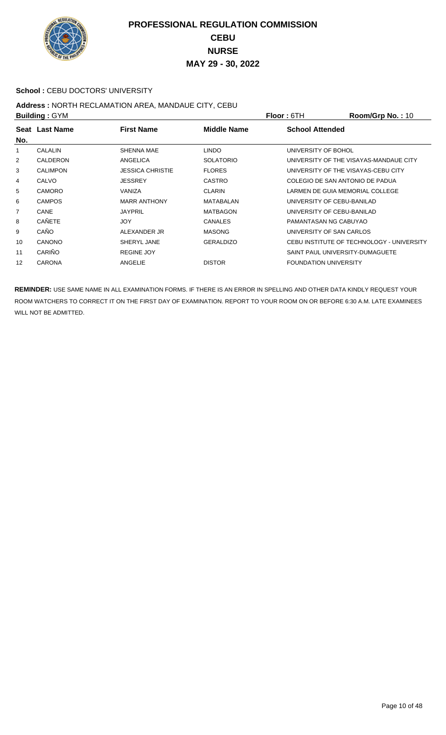# PROFESSIONAL REGULATION COMMISSION
## CEBU
## NURSE
## MAY 29 - 30, 2022

**School :** CEBU DOCTORS' UNIVERSITY

**Address :** NORTH RECLAMATION AREA, MANDAUE CITY, CEBU

**Building :** GYM **Floor :** 6TH **Room/Grp No. :** 10

| Seat No. | Last Name | First Name | Middle Name | School Attended |
|---|---|---|---|---|
| 1 | CALALIN | SHENNA MAE | LINDO | UNIVERSITY OF BOHOL |
| 2 | CALDERON | ANGELICA | SOLATORIO | UNIVERSITY OF THE VISAYAS-MANDAUE CITY |
| 3 | CALIMPON | JESSICA CHRISTIE | FLORES | UNIVERSITY OF THE VISAYAS-CEBU CITY |
| 4 | CALVO | JESSREY | CASTRO | COLEGIO DE SAN ANTONIO DE PADUA |
| 5 | CAMORO | VANIZA | CLARIN | LARMEN DE GUIA MEMORIAL COLLEGE |
| 6 | CAMPOS | MARR ANTHONY | MATABALAN | UNIVERSITY OF CEBU-BANILAD |
| 7 | CANE | JAYPRIL | MATBAGON | UNIVERSITY OF CEBU-BANILAD |
| 8 | CAÑETE | JOY | CANALES | PAMANTASAN NG CABUYAO |
| 9 | CAÑO | ALEXANDER JR | MASONG | UNIVERSITY OF SAN CARLOS |
| 10 | CANONO | SHERYL JANE | GERALDIZO | CEBU INSTITUTE OF TECHNOLOGY - UNIVERSITY |
| 11 | CARIÑO | REGINE JOY | | SAINT PAUL UNIVERSITY-DUMAGUETE |
| 12 | CARONA | ANGELIE | DISTOR | FOUNDATION UNIVERSITY |

**REMINDER:** USE SAME NAME IN ALL EXAMINATION FORMS. IF THERE IS AN ERROR IN SPELLING AND OTHER DATA KINDLY REQUEST YOUR ROOM WATCHERS TO CORRECT IT ON THE FIRST DAY OF EXAMINATION. REPORT TO YOUR ROOM ON OR BEFORE 6:30 A.M. LATE EXAMINEES WILL NOT BE ADMITTED.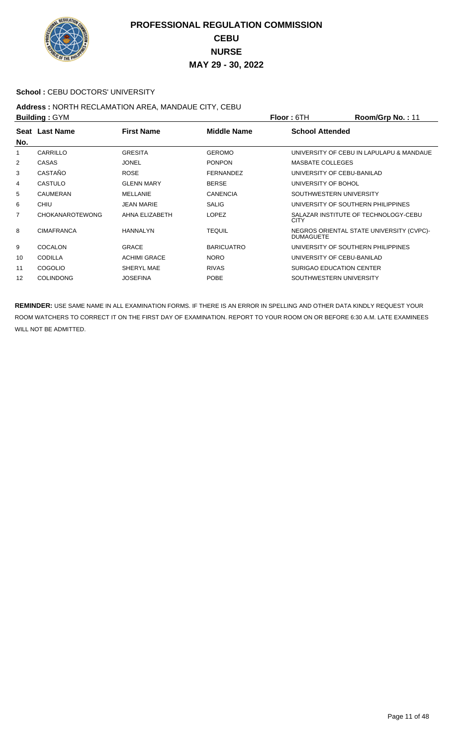# PROFESSIONAL REGULATION COMMISSION
## CEBU
## NURSE
## MAY 29 - 30, 2022

**School :** CEBU DOCTORS' UNIVERSITY

**Address :** NORTH RECLAMATION AREA, MANDAUE CITY, CEBU

**Building :** GYM **Floor :** 6TH **Room/Grp No. :** 11

| Seat No. | Last Name | First Name | Middle Name | School Attended |
|---|---|---|---|---|
| 1 | CARRILLO | GRESITA | GEROMO | UNIVERSITY OF CEBU IN LAPULAPU & MANDAUE |
| 2 | CASAS | JONEL | PONPON | MASBATE COLLEGES |
| 3 | CASTAÑO | ROSE | FERNANDEZ | UNIVERSITY OF CEBU-BANILAD |
| 4 | CASTULO | GLENN MARY | BERSE | UNIVERSITY OF BOHOL |
| 5 | CAUMERAN | MELLANIE | CANENCIA | SOUTHWESTERN UNIVERSITY |
| 6 | CHIU | JEAN MARIE | SALIG | UNIVERSITY OF SOUTHERN PHILIPPINES |
| 7 | CHOKANAROTEWONG | AHNA ELIZABETH | LOPEZ | SALAZAR INSTITUTE OF TECHNOLOGY-CEBU CITY |
| 8 | CIMAFRANCA | HANNALYN | TEQUIL | NEGROS ORIENTAL STATE UNIVERSITY (CVPC)-DUMAGUETE |
| 9 | COCALON | GRACE | BARICUATRO | UNIVERSITY OF SOUTHERN PHILIPPINES |
| 10 | CODILLA | ACHIMI GRACE | NORO | UNIVERSITY OF CEBU-BANILAD |
| 11 | COGOLIO | SHERYL MAE | RIVAS | SURIGAO EDUCATION CENTER |
| 12 | COLINDONG | JOSEFINA | POBE | SOUTHWESTERN UNIVERSITY |

**REMINDER:** USE SAME NAME IN ALL EXAMINATION FORMS. IF THERE IS AN ERROR IN SPELLING AND OTHER DATA KINDLY REQUEST YOUR ROOM WATCHERS TO CORRECT IT ON THE FIRST DAY OF EXAMINATION. REPORT TO YOUR ROOM ON OR BEFORE 6:30 A.M. LATE EXAMINEES WILL NOT BE ADMITTED.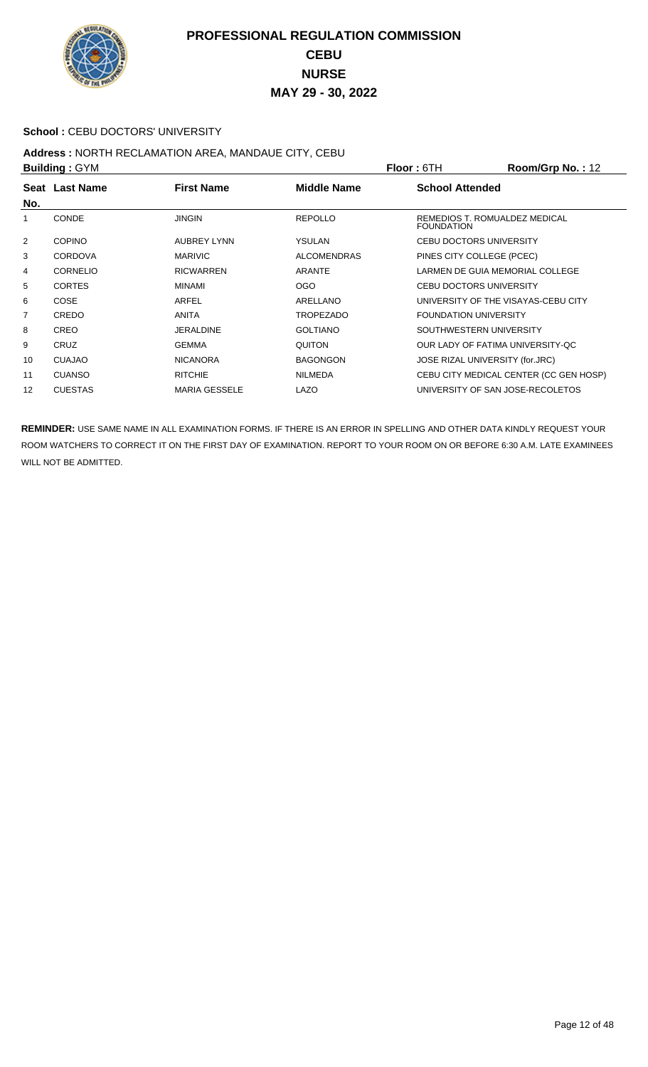# PROFESSIONAL REGULATION COMMISSION
## CEBU
## NURSE
## MAY 29 - 30, 2022

**School :** CEBU DOCTORS' UNIVERSITY

**Address :** NORTH RECLAMATION AREA, MANDAUE CITY, CEBU

**Building :** GYM **Floor :** 6TH **Room/Grp No. :** 12

| Seat No. | Last Name | First Name | Middle Name | School Attended |
|---|---|---|---|---|
| 1 | CONDE | JINGIN | REPOLLO | REMEDIOS T. ROMUALDEZ MEDICAL FOUNDATION |
| 2 | COPINO | AUBREY LYNN | YSULAN | CEBU DOCTORS UNIVERSITY |
| 3 | CORDOVA | MARIVIC | ALCOMENDRAS | PINES CITY COLLEGE (PCEC) |
| 4 | CORNELIO | RICWARREN | ARANTE | LARMEN DE GUIA MEMORIAL COLLEGE |
| 5 | CORTES | MINAMI | OGO | CEBU DOCTORS UNIVERSITY |
| 6 | COSE | ARFEL | ARELLANO | UNIVERSITY OF THE VISAYAS-CEBU CITY |
| 7 | CREDO | ANITA | TROPEZADO | FOUNDATION UNIVERSITY |
| 8 | CREO | JERALDINE | GOLTIANO | SOUTHWESTERN UNIVERSITY |
| 9 | CRUZ | GEMMA | QUITON | OUR LADY OF FATIMA UNIVERSITY-QC |
| 10 | CUAJAO | NICANORA | BAGONGON | JOSE RIZAL UNIVERSITY (for.JRC) |
| 11 | CUANSO | RITCHIE | NILMEDA | CEBU CITY MEDICAL CENTER (CC GEN HOSP) |
| 12 | CUESTAS | MARIA GESSELE | LAZO | UNIVERSITY OF SAN JOSE-RECOLETOS |

**REMINDER:** USE SAME NAME IN ALL EXAMINATION FORMS. IF THERE IS AN ERROR IN SPELLING AND OTHER DATA KINDLY REQUEST YOUR ROOM WATCHERS TO CORRECT IT ON THE FIRST DAY OF EXAMINATION. REPORT TO YOUR ROOM ON OR BEFORE 6:30 A.M. LATE EXAMINEES WILL NOT BE ADMITTED.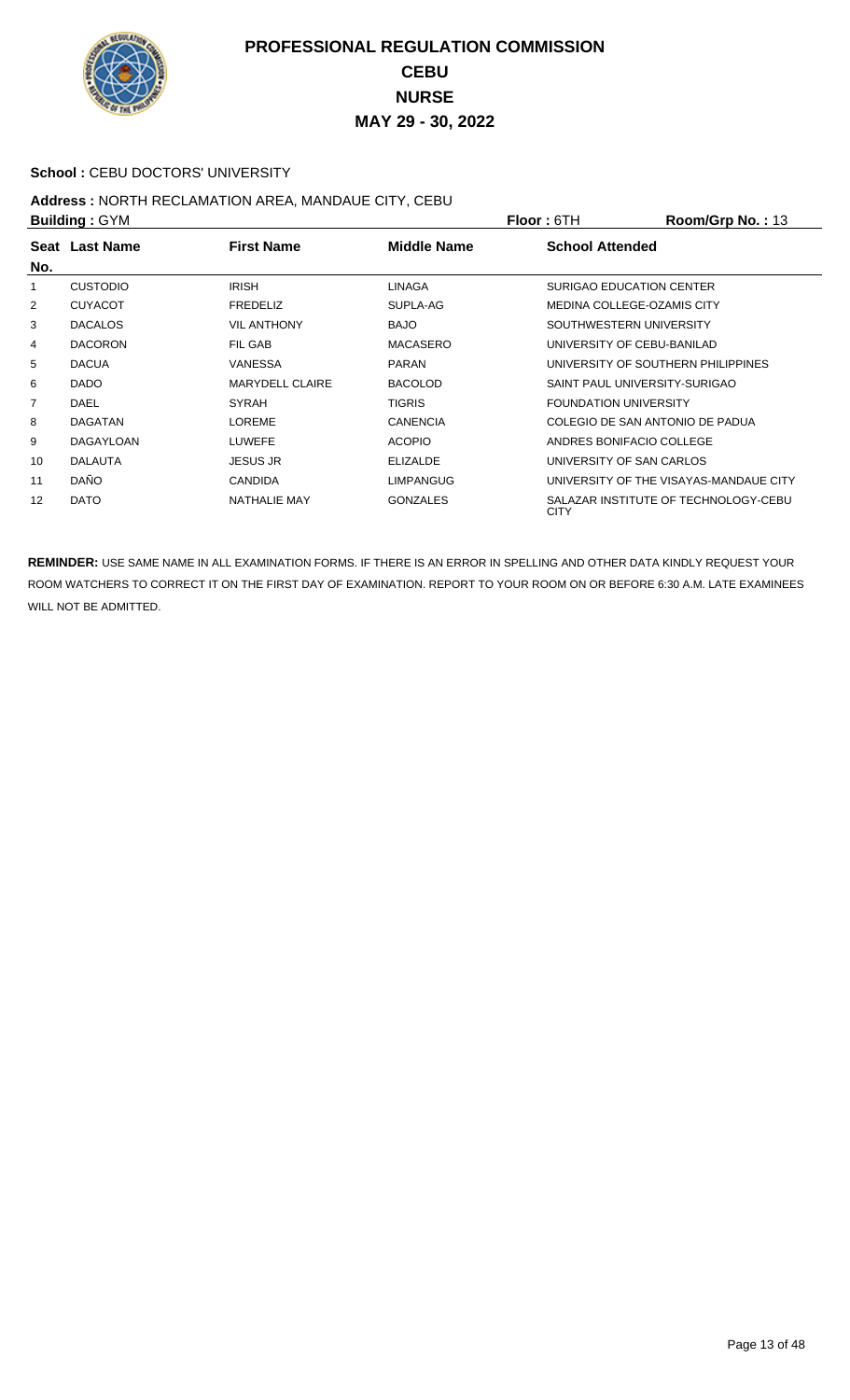# PROFESSIONAL REGULATION COMMISSION

## CEBU

## NURSE

## MAY 29 - 30, 2022

**School :** CEBU DOCTORS' UNIVERSITY

**Address :** NORTH RECLAMATION AREA, MANDAUE CITY, CEBU

**Building :** GYM **Floor :** 6TH **Room/Grp No. :** 13

| Seat No. | Last Name | First Name | Middle Name | School Attended |
|---|---|---|---|---|
| 1 | CUSTODIO | IRISH | LINAGA | SURIGAO EDUCATION CENTER |
| 2 | CUYACOT | FREDELIZ | SUPLA-AG | MEDINA COLLEGE-OZAMIS CITY |
| 3 | DACALOS | VIL ANTHONY | BAJO | SOUTHWESTERN UNIVERSITY |
| 4 | DACORON | FIL GAB | MACASERO | UNIVERSITY OF CEBU-BANILAD |
| 5 | DACUA | VANESSA | PARAN | UNIVERSITY OF SOUTHERN PHILIPPINES |
| 6 | DADO | MARYDELL CLAIRE | BACOLOD | SAINT PAUL UNIVERSITY-SURIGAO |
| 7 | DAEL | SYRAH | TIGRIS | FOUNDATION UNIVERSITY |
| 8 | DAGATAN | LOREME | CANENCIA | COLEGIO DE SAN ANTONIO DE PADUA |
| 9 | DAGAYLOAN | LUWEFE | ACOPIO | ANDRES BONIFACIO COLLEGE |
| 10 | DALAUTA | JESUS JR | ELIZALDE | UNIVERSITY OF SAN CARLOS |
| 11 | DAÑO | CANDIDA | LIMPANGUG | UNIVERSITY OF THE VISAYAS-MANDAUE CITY |
| 12 | DATO | NATHALIE MAY | GONZALES | SALAZAR INSTITUTE OF TECHNOLOGY-CEBU CITY |

**REMINDER:** USE SAME NAME IN ALL EXAMINATION FORMS. IF THERE IS AN ERROR IN SPELLING AND OTHER DATA KINDLY REQUEST YOUR ROOM WATCHERS TO CORRECT IT ON THE FIRST DAY OF EXAMINATION. REPORT TO YOUR ROOM ON OR BEFORE 6:30 A.M. LATE EXAMINEES WILL NOT BE ADMITTED.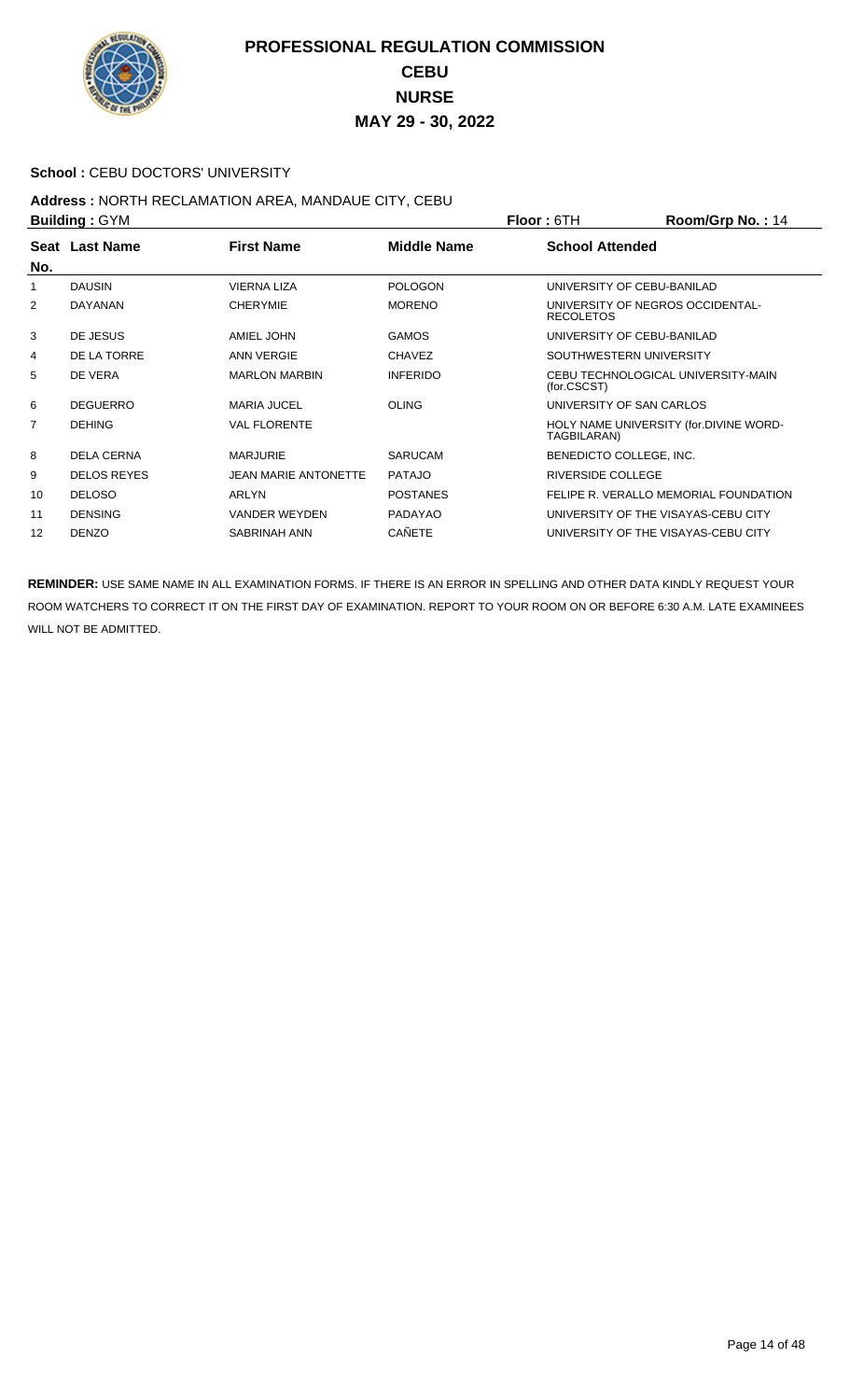# PROFESSIONAL REGULATION COMMISSION
## CEBU
## NURSE
## MAY 29 - 30, 2022

**School :** CEBU DOCTORS' UNIVERSITY

**Address :** NORTH RECLAMATION AREA, MANDAUE CITY, CEBU

**Building :** GYM **Floor :** 6TH **Room/Grp No. :** 14

| Seat No. | Last Name | First Name | Middle Name | School Attended |
|---|---|---|---|---|
| 1 | DAUSIN | VIERNA LIZA | POLOGON | UNIVERSITY OF CEBU-BANILAD |
| 2 | DAYANAN | CHERYMIE | MORENO | UNIVERSITY OF NEGROS OCCIDENTAL-RECOLETOS |
| 3 | DE JESUS | AMIEL JOHN | GAMOS | UNIVERSITY OF CEBU-BANILAD |
| 4 | DE LA TORRE | ANN VERGIE | CHAVEZ | SOUTHWESTERN UNIVERSITY |
| 5 | DE VERA | MARLON MARBIN | INFERIDO | CEBU TECHNOLOGICAL UNIVERSITY-MAIN (for.CSCST) |
| 6 | DEGUERRO | MARIA JUCEL | OLING | UNIVERSITY OF SAN CARLOS |
| 7 | DEHING | VAL FLORENTE | | HOLY NAME UNIVERSITY (for.DIVINE WORD-TAGBILARAN) |
| 8 | DELA CERNA | MARJURIE | SARUCAM | BENEDICTO COLLEGE, INC. |
| 9 | DELOS REYES | JEAN MARIE ANTONETTE | PATAJO | RIVERSIDE COLLEGE |
| 10 | DELOSO | ARLYN | POSTANES | FELIPE R. VERALLO MEMORIAL FOUNDATION |
| 11 | DENSING | VANDER WEYDEN | PADAYAO | UNIVERSITY OF THE VISAYAS-CEBU CITY |
| 12 | DENZO | SABRINAH ANN | CAÑETE | UNIVERSITY OF THE VISAYAS-CEBU CITY |

**REMINDER:** USE SAME NAME IN ALL EXAMINATION FORMS. IF THERE IS AN ERROR IN SPELLING AND OTHER DATA KINDLY REQUEST YOUR ROOM WATCHERS TO CORRECT IT ON THE FIRST DAY OF EXAMINATION. REPORT TO YOUR ROOM ON OR BEFORE 6:30 A.M. LATE EXAMINEES WILL NOT BE ADMITTED.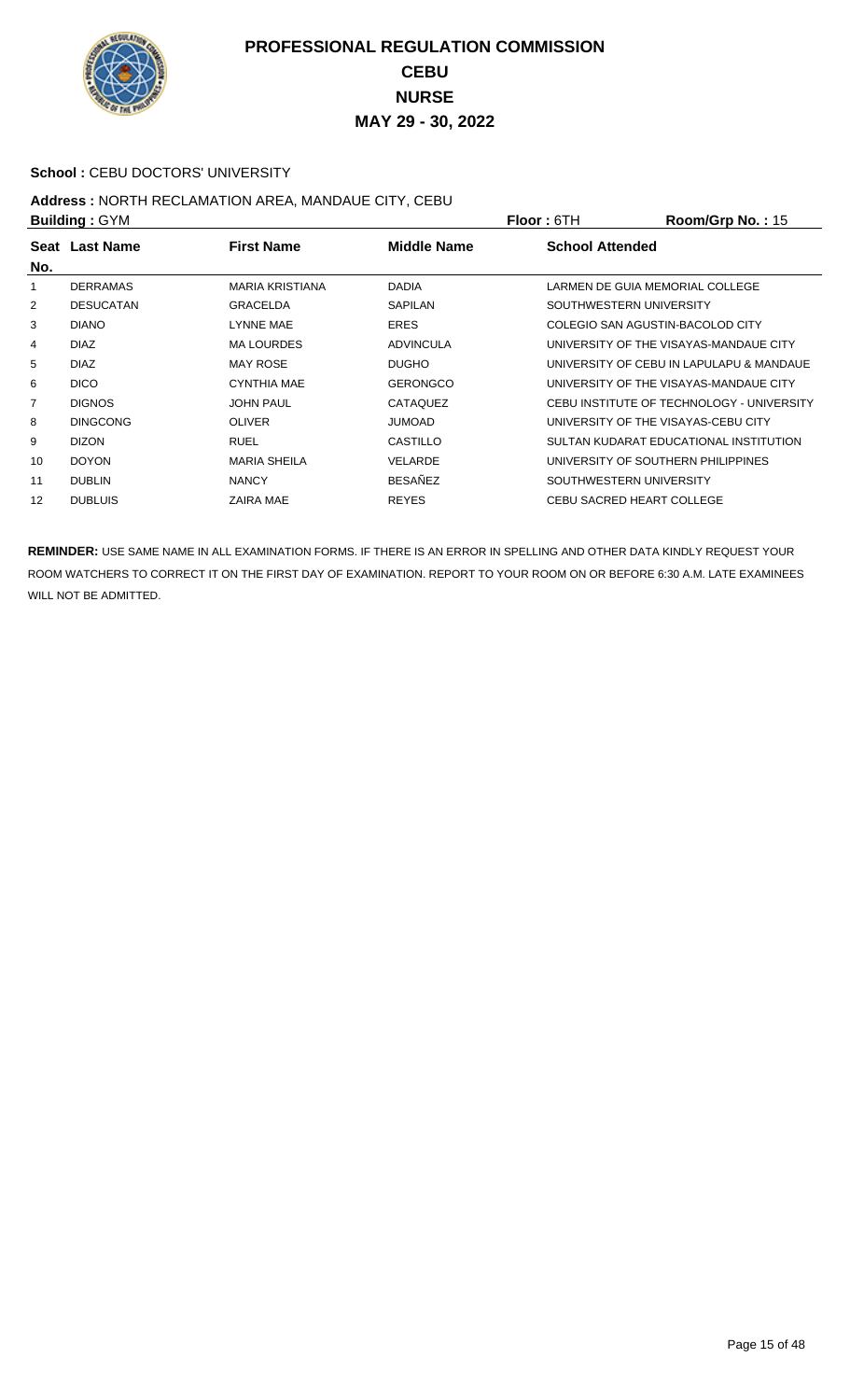# PROFESSIONAL REGULATION COMMISSION
# CEBU
# NURSE
# MAY 29 - 30, 2022

**School :** CEBU DOCTORS' UNIVERSITY

**Address :** NORTH RECLAMATION AREA, MANDAUE CITY, CEBU

**Building :** GYM **Floor :** 6TH **Room/Grp No. :** 15

| Seat No. | Last Name | First Name | Middle Name | School Attended |
|---|---|---|---|---|
| 1 | DERRAMAS | MARIA KRISTIANA | DADIA | LARMEN DE GUIA MEMORIAL COLLEGE |
| 2 | DESUCATAN | GRACELDA | SAPILAN | SOUTHWESTERN UNIVERSITY |
| 3 | DIANO | LYNNE MAE | ERES | COLEGIO SAN AGUSTIN-BACOLOD CITY |
| 4 | DIAZ | MA LOURDES | ADVINCULA | UNIVERSITY OF THE VISAYAS-MANDAUE CITY |
| 5 | DIAZ | MAY ROSE | DUGHO | UNIVERSITY OF CEBU IN LAPULAPU & MANDAUE |
| 6 | DICO | CYNTHIA MAE | GERONGCO | UNIVERSITY OF THE VISAYAS-MANDAUE CITY |
| 7 | DIGNOS | JOHN PAUL | CATAQUEZ | CEBU INSTITUTE OF TECHNOLOGY - UNIVERSITY |
| 8 | DINGCONG | OLIVER | JUMOAD | UNIVERSITY OF THE VISAYAS-CEBU CITY |
| 9 | DIZON | RUEL | CASTILLO | SULTAN KUDARAT EDUCATIONAL INSTITUTION |
| 10 | DOYON | MARIA SHEILA | VELARDE | UNIVERSITY OF SOUTHERN PHILIPPINES |
| 11 | DUBLIN | NANCY | BESAÑEZ | SOUTHWESTERN UNIVERSITY |
| 12 | DUBLUIS | ZAIRA MAE | REYES | CEBU SACRED HEART COLLEGE |

**REMINDER:** USE SAME NAME IN ALL EXAMINATION FORMS. IF THERE IS AN ERROR IN SPELLING AND OTHER DATA KINDLY REQUEST YOUR ROOM WATCHERS TO CORRECT IT ON THE FIRST DAY OF EXAMINATION. REPORT TO YOUR ROOM ON OR BEFORE 6:30 A.M. LATE EXAMINEES WILL NOT BE ADMITTED.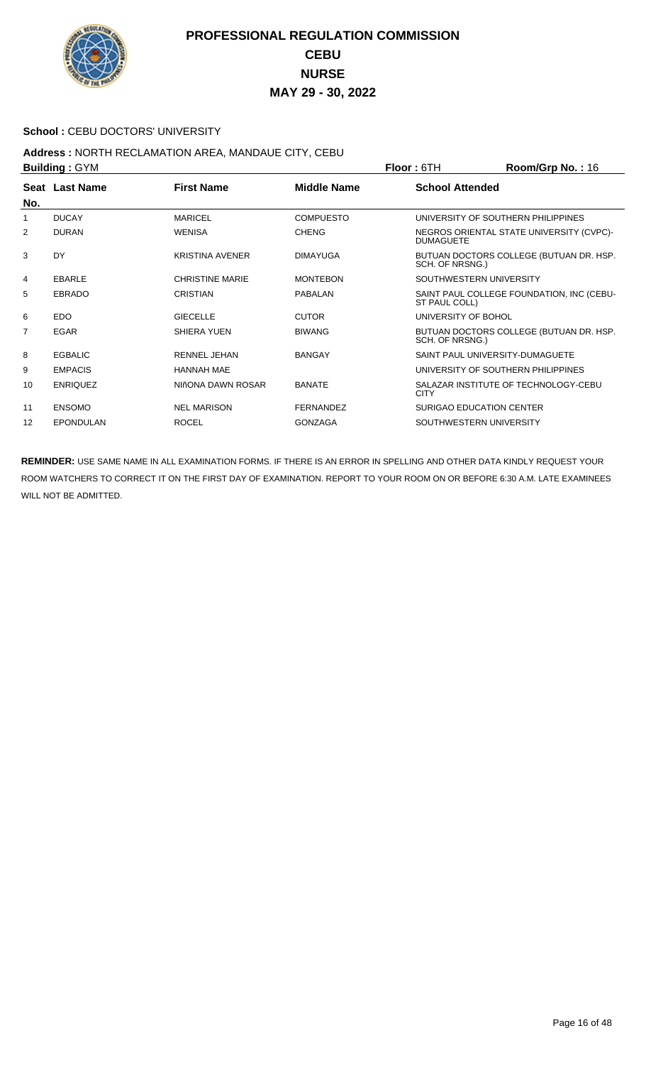# PROFESSIONAL REGULATION COMMISSION
## CEBU
## NURSE
## MAY 29 - 30, 2022

**School :** CEBU DOCTORS' UNIVERSITY

**Address :** NORTH RECLAMATION AREA, MANDAUE CITY, CEBU

**Building :** GYM **Floor :** 6TH **Room/Grp No. :** 16

| Seat No. | Last Name | First Name | Middle Name | School Attended |
|---|---|---|---|---|
| 1 | DUCAY | MARICEL | COMPUESTO | UNIVERSITY OF SOUTHERN PHILIPPINES |
| 2 | DURAN | WENISA | CHENG | NEGROS ORIENTAL STATE UNIVERSITY (CVPC)-DUMAGUETE |
| 3 | DY | KRISTINA AVENER | DIMAYUGA | BUTUAN DOCTORS COLLEGE (BUTUAN DR. HSP. SCH. OF NRSNG.) |
| 4 | EBARLE | CHRISTINE MARIE | MONTEBON | SOUTHWESTERN UNIVERSITY |
| 5 | EBRADO | CRISTIAN | PABALAN | SAINT PAUL COLLEGE FOUNDATION, INC (CEBU-ST PAUL COLL) |
| 6 | EDO | GIECELLE | CUTOR | UNIVERSITY OF BOHOL |
| 7 | EGAR | SHIERA YUEN | BIWANG | BUTUAN DOCTORS COLLEGE (BUTUAN DR. HSP. SCH. OF NRSNG.) |
| 8 | EGBALIC | RENNEL JEHAN | BANGAY | SAINT PAUL UNIVERSITY-DUMAGUETE |
| 9 | EMPACIS | HANNAH MAE | | UNIVERSITY OF SOUTHERN PHILIPPINES |
| 10 | ENRIQUEZ | NIñONA DAWN ROSAR | BANATE | SALAZAR INSTITUTE OF TECHNOLOGY-CEBU CITY |
| 11 | ENSOMO | NEL MARISON | FERNANDEZ | SURIGAO EDUCATION CENTER |
| 12 | EPONDULAN | ROCEL | GONZAGA | SOUTHWESTERN UNIVERSITY |

**REMINDER:** USE SAME NAME IN ALL EXAMINATION FORMS. IF THERE IS AN ERROR IN SPELLING AND OTHER DATA KINDLY REQUEST YOUR ROOM WATCHERS TO CORRECT IT ON THE FIRST DAY OF EXAMINATION. REPORT TO YOUR ROOM ON OR BEFORE 6:30 A.M. LATE EXAMINEES WILL NOT BE ADMITTED.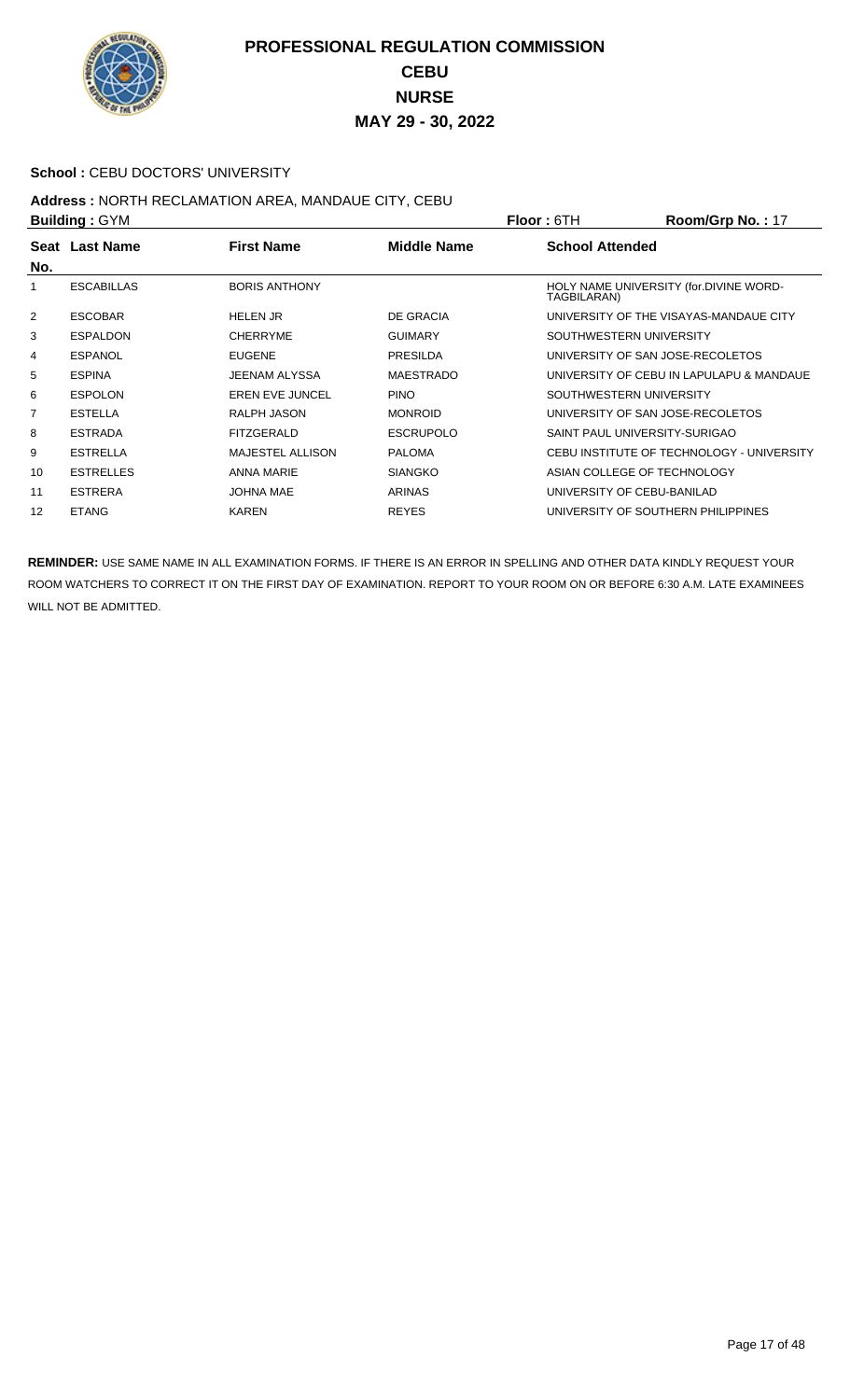# PROFESSIONAL REGULATION COMMISSION
## CEBU
## NURSE
## MAY 29 - 30, 2022

**School :** CEBU DOCTORS' UNIVERSITY

**Address :** NORTH RECLAMATION AREA, MANDAUE CITY, CEBU

**Building :** GYM **Floor :** 6TH **Room/Grp No. :** 17

| Seat No. | Last Name | First Name | Middle Name | School Attended |
|---|---|---|---|---|
| 1 | ESCABILLAS | BORIS ANTHONY | | HOLY NAME UNIVERSITY (for.DIVINE WORD-TAGBILARAN) |
| 2 | ESCOBAR | HELEN JR | DE GRACIA | UNIVERSITY OF THE VISAYAS-MANDAUE CITY |
| 3 | ESPALDON | CHERRYME | GUIMARY | SOUTHWESTERN UNIVERSITY |
| 4 | ESPANOL | EUGENE | PRESILDA | UNIVERSITY OF SAN JOSE-RECOLETOS |
| 5 | ESPINA | JEENAM ALYSSA | MAESTRADO | UNIVERSITY OF CEBU IN LAPULAPU & MANDAUE |
| 6 | ESPOLON | EREN EVE JUNCEL | PINO | SOUTHWESTERN UNIVERSITY |
| 7 | ESTELLA | RALPH JASON | MONROID | UNIVERSITY OF SAN JOSE-RECOLETOS |
| 8 | ESTRADA | FITZGERALD | ESCRUPOLO | SAINT PAUL UNIVERSITY-SURIGAO |
| 9 | ESTRELLA | MAJESTEL ALLISON | PALOMA | CEBU INSTITUTE OF TECHNOLOGY - UNIVERSITY |
| 10 | ESTRELLES | ANNA MARIE | SIANGKO | ASIAN COLLEGE OF TECHNOLOGY |
| 11 | ESTRERA | JOHNA MAE | ARINAS | UNIVERSITY OF CEBU-BANILAD |
| 12 | ETANG | KAREN | REYES | UNIVERSITY OF SOUTHERN PHILIPPINES |

**REMINDER:** USE SAME NAME IN ALL EXAMINATION FORMS. IF THERE IS AN ERROR IN SPELLING AND OTHER DATA KINDLY REQUEST YOUR ROOM WATCHERS TO CORRECT IT ON THE FIRST DAY OF EXAMINATION. REPORT TO YOUR ROOM ON OR BEFORE 6:30 A.M. LATE EXAMINEES WILL NOT BE ADMITTED.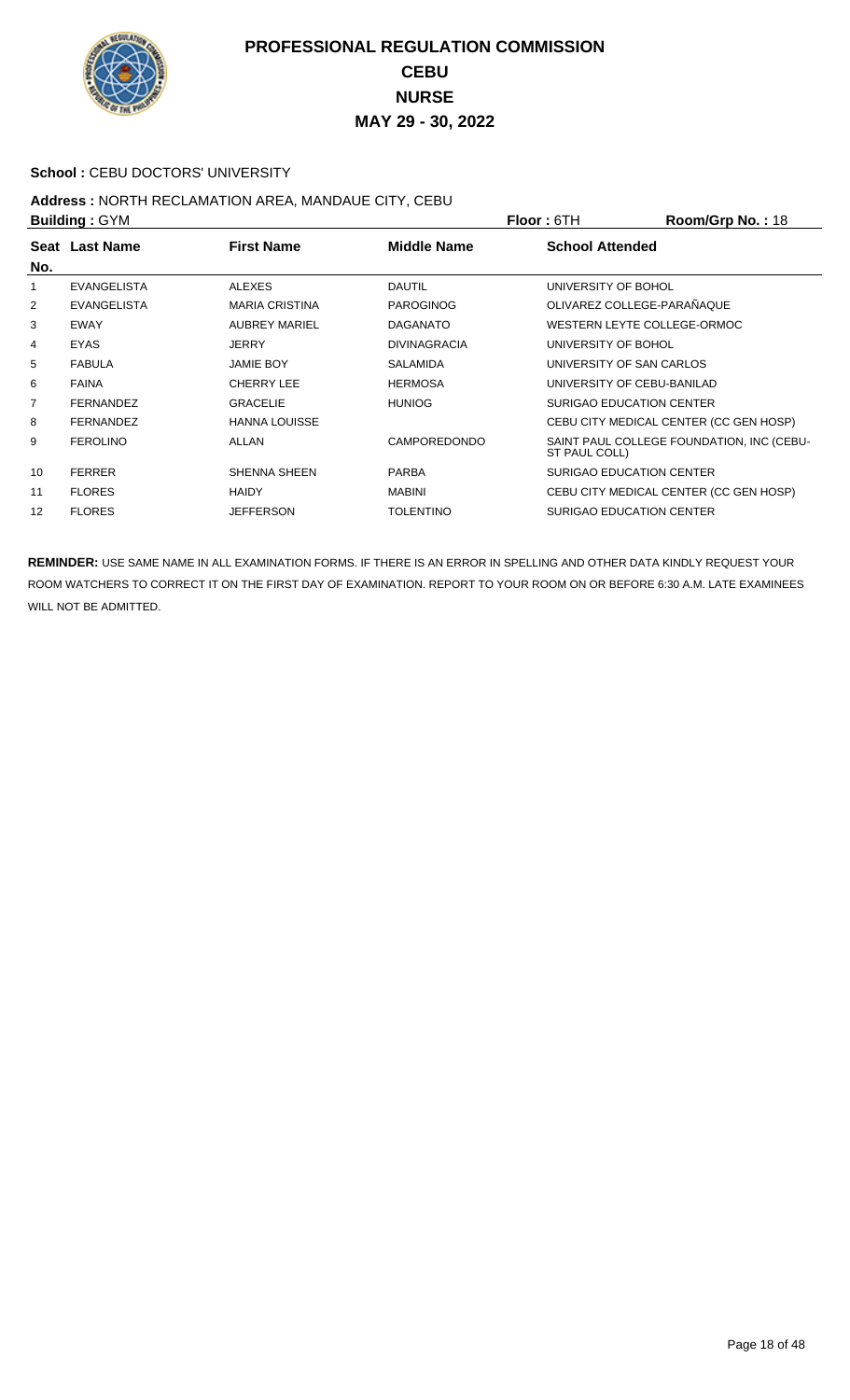# PROFESSIONAL REGULATION COMMISSION
## CEBU
## NURSE
## MAY 29 - 30, 2022

**School :** CEBU DOCTORS' UNIVERSITY

**Address :** NORTH RECLAMATION AREA, MANDAUE CITY, CEBU

**Building :** GYM **Floor :** 6TH **Room/Grp No. :** 18

| Seat No. | Last Name | First Name | Middle Name | School Attended |
|---|---|---|---|---|
| 1 | EVANGELISTA | ALEXES | DAUTIL | UNIVERSITY OF BOHOL |
| 2 | EVANGELISTA | MARIA CRISTINA | PAROGINOG | OLIVAREZ COLLEGE-PARAÑAQUE |
| 3 | EWAY | AUBREY MARIEL | DAGANATO | WESTERN LEYTE COLLEGE-ORMOC |
| 4 | EYAS | JERRY | DIVINAGRACIA | UNIVERSITY OF BOHOL |
| 5 | FABULA | JAMIE BOY | SALAMIDA | UNIVERSITY OF SAN CARLOS |
| 6 | FAINA | CHERRY LEE | HERMOSA | UNIVERSITY OF CEBU-BANILAD |
| 7 | FERNANDEZ | GRACELIE | HUNIOG | SURIGAO EDUCATION CENTER |
| 8 | FERNANDEZ | HANNA LOUISSE | | CEBU CITY MEDICAL CENTER (CC GEN HOSP) |
| 9 | FEROLINO | ALLAN | CAMPOREDONDO | SAINT PAUL COLLEGE FOUNDATION, INC (CEBU-ST PAUL COLL) |
| 10 | FERRER | SHENNA SHEEN | PARBA | SURIGAO EDUCATION CENTER |
| 11 | FLORES | HAIDY | MABINI | CEBU CITY MEDICAL CENTER (CC GEN HOSP) |
| 12 | FLORES | JEFFERSON | TOLENTINO | SURIGAO EDUCATION CENTER |

**REMINDER:** USE SAME NAME IN ALL EXAMINATION FORMS. IF THERE IS AN ERROR IN SPELLING AND OTHER DATA KINDLY REQUEST YOUR ROOM WATCHERS TO CORRECT IT ON THE FIRST DAY OF EXAMINATION. REPORT TO YOUR ROOM ON OR BEFORE 6:30 A.M. LATE EXAMINEES WILL NOT BE ADMITTED.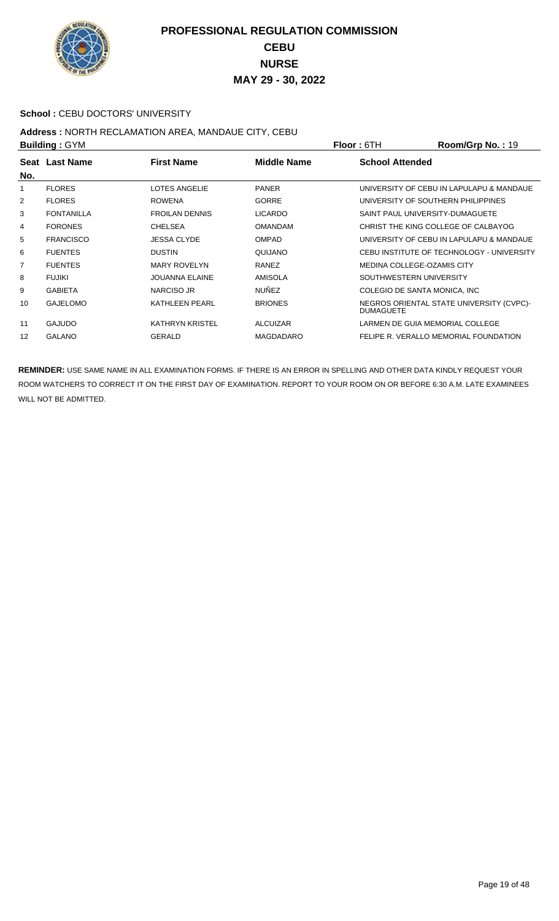# PROFESSIONAL REGULATION COMMISSION
## CEBU
## NURSE
## MAY 29 - 30, 2022

**School :** CEBU DOCTORS' UNIVERSITY

**Address :** NORTH RECLAMATION AREA, MANDAUE CITY, CEBU

**Building :** GYM **Floor :** 6TH **Room/Grp No. :** 19

| Seat No. | Last Name | First Name | Middle Name | School Attended |
|---|---|---|---|---|
| 1 | FLORES | LOTES ANGELIE | PANER | UNIVERSITY OF CEBU IN LAPULAPU & MANDAUE |
| 2 | FLORES | ROWENA | GORRE | UNIVERSITY OF SOUTHERN PHILIPPINES |
| 3 | FONTANILLA | FROILAN DENNIS | LICARDO | SAINT PAUL UNIVERSITY-DUMAGUETE |
| 4 | FORONES | CHELSEA | OMANDAM | CHRIST THE KING COLLEGE OF CALBAYOG |
| 5 | FRANCISCO | JESSA CLYDE | OMPAD | UNIVERSITY OF CEBU IN LAPULAPU & MANDAUE |
| 6 | FUENTES | DUSTIN | QUIJANO | CEBU INSTITUTE OF TECHNOLOGY - UNIVERSITY |
| 7 | FUENTES | MARY ROVELYN | RANEZ | MEDINA COLLEGE-OZAMIS CITY |
| 8 | FUJIKI | JOUANNA ELAINE | AMISOLA | SOUTHWESTERN UNIVERSITY |
| 9 | GABIETA | NARCISO JR | NUÑEZ | COLEGIO DE SANTA MONICA, INC |
| 10 | GAJELOMO | KATHLEEN PEARL | BRIONES | NEGROS ORIENTAL STATE UNIVERSITY (CVPC)-DUMAGUETE |
| 11 | GAJUDO | KATHRYN KRISTEL | ALCUIZAR | LARMEN DE GUIA MEMORIAL COLLEGE |
| 12 | GALANO | GERALD | MAGDADARO | FELIPE R. VERALLO MEMORIAL FOUNDATION |

**REMINDER:** USE SAME NAME IN ALL EXAMINATION FORMS. IF THERE IS AN ERROR IN SPELLING AND OTHER DATA KINDLY REQUEST YOUR ROOM WATCHERS TO CORRECT IT ON THE FIRST DAY OF EXAMINATION. REPORT TO YOUR ROOM ON OR BEFORE 6:30 A.M. LATE EXAMINEES WILL NOT BE ADMITTED.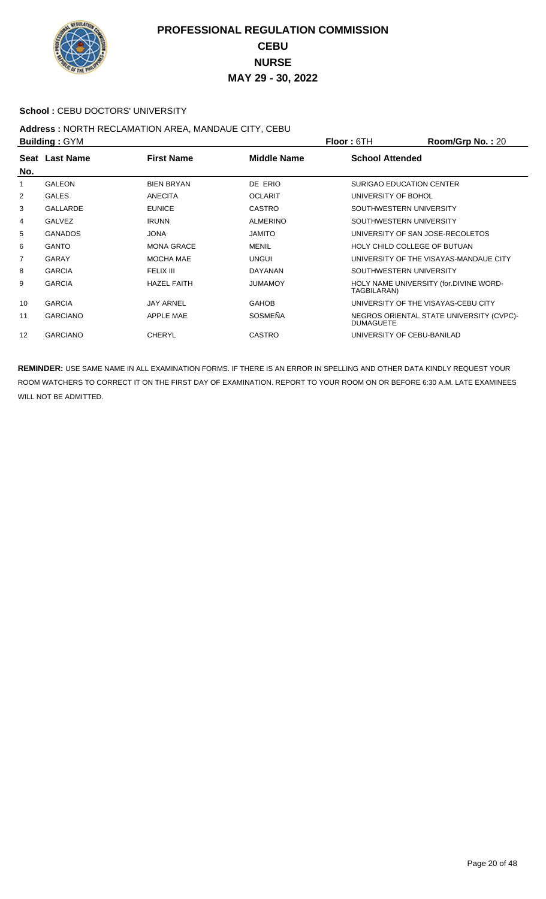# PROFESSIONAL REGULATION COMMISSION
## CEBU
## NURSE
## MAY 29 - 30, 2022

**School :** CEBU DOCTORS' UNIVERSITY

**Address :** NORTH RECLAMATION AREA, MANDAUE CITY, CEBU

**Building :** GYM **Floor :** 6TH **Room/Grp No. :** 20

| Seat No. | Last Name | First Name | Middle Name | School Attended |
|---|---|---|---|---|
| 1 | GALEON | BIEN BRYAN | DE ERIO | SURIGAO EDUCATION CENTER |
| 2 | GALES | ANECITA | OCLARIT | UNIVERSITY OF BOHOL |
| 3 | GALLARDE | EUNICE | CASTRO | SOUTHWESTERN UNIVERSITY |
| 4 | GALVEZ | IRUNN | ALMERINO | SOUTHWESTERN UNIVERSITY |
| 5 | GANADOS | JONA | JAMITO | UNIVERSITY OF SAN JOSE-RECOLETOS |
| 6 | GANTO | MONA GRACE | MENIL | HOLY CHILD COLLEGE OF BUTUAN |
| 7 | GARAY | MOCHA MAE | UNGUI | UNIVERSITY OF THE VISAYAS-MANDAUE CITY |
| 8 | GARCIA | FELIX III | DAYANAN | SOUTHWESTERN UNIVERSITY |
| 9 | GARCIA | HAZEL FAITH | JUMAMOY | HOLY NAME UNIVERSITY (for.DIVINE WORD-TAGBILARAN) |
| 10 | GARCIA | JAY ARNEL | GAHOB | UNIVERSITY OF THE VISAYAS-CEBU CITY |
| 11 | GARCIANO | APPLE MAE | SOSMEÑA | NEGROS ORIENTAL STATE UNIVERSITY (CVPC)-DUMAGUETE |
| 12 | GARCIANO | CHERYL | CASTRO | UNIVERSITY OF CEBU-BANILAD |

**REMINDER:** USE SAME NAME IN ALL EXAMINATION FORMS. IF THERE IS AN ERROR IN SPELLING AND OTHER DATA KINDLY REQUEST YOUR ROOM WATCHERS TO CORRECT IT ON THE FIRST DAY OF EXAMINATION. REPORT TO YOUR ROOM ON OR BEFORE 6:30 A.M. LATE EXAMINEES WILL NOT BE ADMITTED.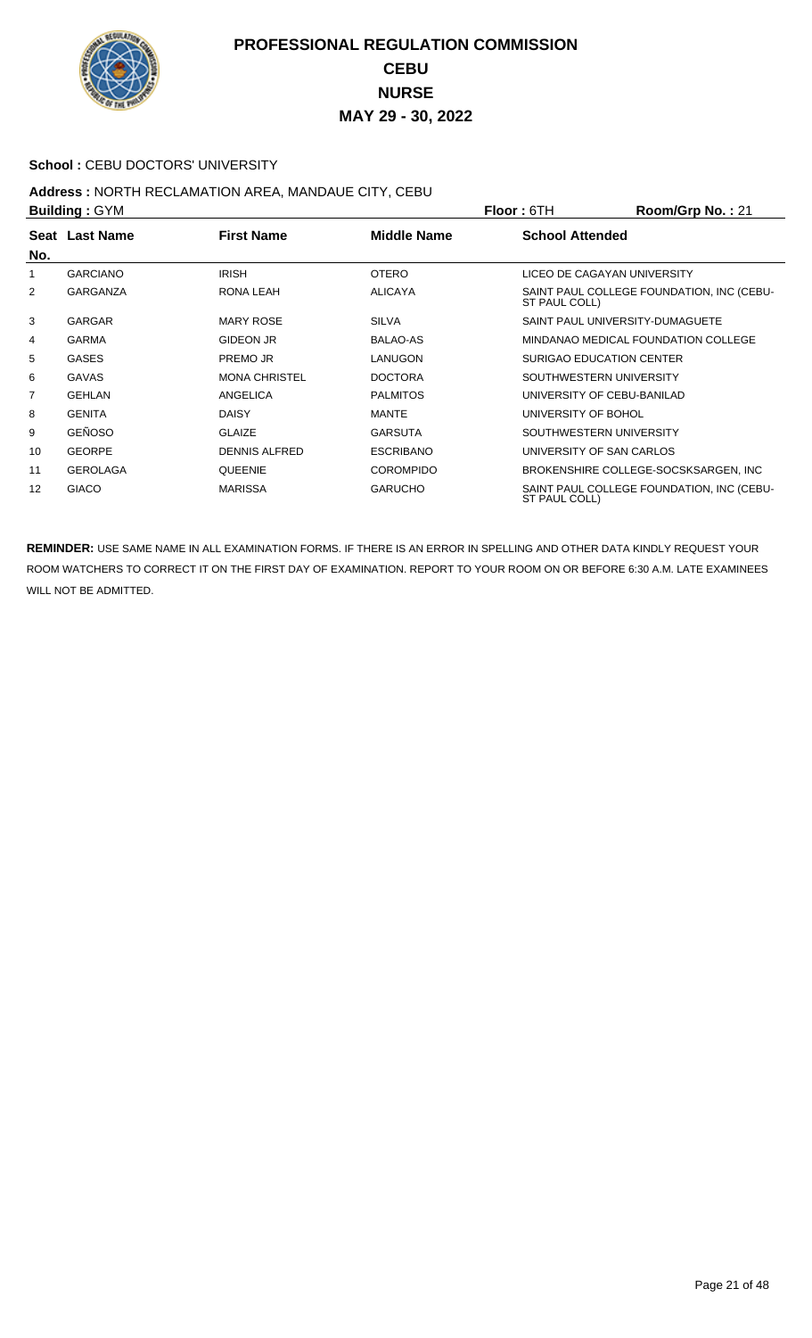# PROFESSIONAL REGULATION COMMISSION
## CEBU
## NURSE
## MAY 29 - 30, 2022

**School :** CEBU DOCTORS' UNIVERSITY

**Address :** NORTH RECLAMATION AREA, MANDAUE CITY, CEBU

**Building :** GYM **Floor :** 6TH **Room/Grp No. :** 21

| Seat No. | Last Name | First Name | Middle Name | School Attended |
|---|---|---|---|---|
| 1 | GARCIANO | IRISH | OTERO | LICEO DE CAGAYAN UNIVERSITY |
| 2 | GARGANZA | RONA LEAH | ALICAYA | SAINT PAUL COLLEGE FOUNDATION, INC (CEBU-ST PAUL COLL) |
| 3 | GARGAR | MARY ROSE | SILVA | SAINT PAUL UNIVERSITY-DUMAGUETE |
| 4 | GARMA | GIDEON JR | BALAO-AS | MINDANAO MEDICAL FOUNDATION COLLEGE |
| 5 | GASES | PREMO JR | LANUGON | SURIGAO EDUCATION CENTER |
| 6 | GAVAS | MONA CHRISTEL | DOCTORA | SOUTHWESTERN UNIVERSITY |
| 7 | GEHLAN | ANGELICA | PALMITOS | UNIVERSITY OF CEBU-BANILAD |
| 8 | GENITA | DAISY | MANTE | UNIVERSITY OF BOHOL |
| 9 | GEÑOSO | GLAIZE | GARSUTA | SOUTHWESTERN UNIVERSITY |
| 10 | GEORPE | DENNIS ALFRED | ESCRIBANO | UNIVERSITY OF SAN CARLOS |
| 11 | GEROLAGA | QUEENIE | COROMPIDO | BROKENSHIRE COLLEGE-SOCSKSARGEN, INC |
| 12 | GIACO | MARISSA | GARUCHO | SAINT PAUL COLLEGE FOUNDATION, INC (CEBU-ST PAUL COLL) |

**REMINDER:** USE SAME NAME IN ALL EXAMINATION FORMS. IF THERE IS AN ERROR IN SPELLING AND OTHER DATA KINDLY REQUEST YOUR ROOM WATCHERS TO CORRECT IT ON THE FIRST DAY OF EXAMINATION. REPORT TO YOUR ROOM ON OR BEFORE 6:30 A.M. LATE EXAMINEES WILL NOT BE ADMITTED.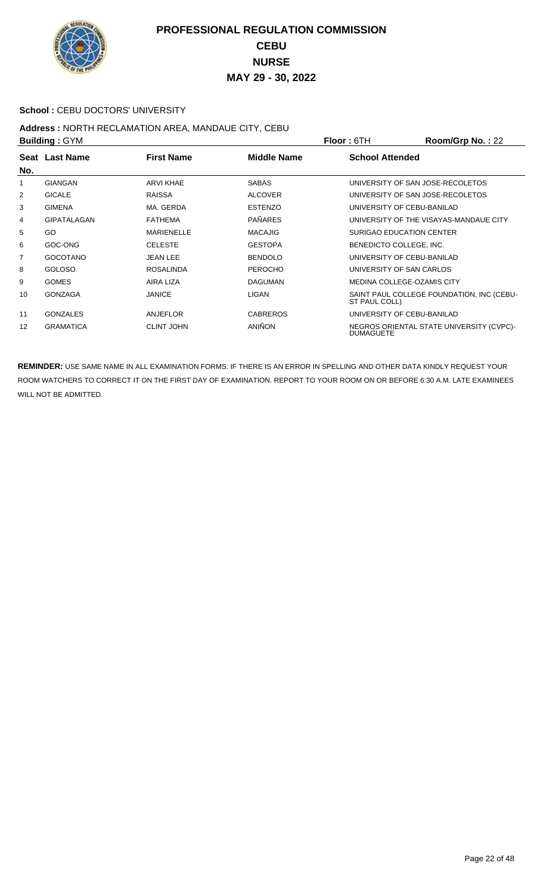# PROFESSIONAL REGULATION COMMISSION
## CEBU
## NURSE
## MAY 29 - 30, 2022

**School :** CEBU DOCTORS' UNIVERSITY

**Address :** NORTH RECLAMATION AREA, MANDAUE CITY, CEBU

**Building :** GYM **Floor :** 6TH **Room/Grp No. :** 22

| Seat No. | Last Name | First Name | Middle Name | School Attended |
|---|---|---|---|---|
| 1 | GIANGAN | ARVI KHAE | SABAS | UNIVERSITY OF SAN JOSE-RECOLETOS |
| 2 | GICALE | RAISSA | ALCOVER | UNIVERSITY OF SAN JOSE-RECOLETOS |
| 3 | GIMENA | MA. GERDA | ESTENZO | UNIVERSITY OF CEBU-BANILAD |
| 4 | GIPATALAGAN | FATHEMA | PAÑARES | UNIVERSITY OF THE VISAYAS-MANDAUE CITY |
| 5 | GO | MARIENELLE | MACAJIG | SURIGAO EDUCATION CENTER |
| 6 | GOC-ONG | CELESTE | GESTOPA | BENEDICTO COLLEGE, INC. |
| 7 | GOCOTANO | JEAN LEE | BENDOLO | UNIVERSITY OF CEBU-BANILAD |
| 8 | GOLOSO | ROSALINDA | PEROCHO | UNIVERSITY OF SAN CARLOS |
| 9 | GOMES | AIRA LIZA | DAGUMAN | MEDINA COLLEGE-OZAMIS CITY |
| 10 | GONZAGA | JANICE | LIGAN | SAINT PAUL COLLEGE FOUNDATION, INC (CEBU-ST PAUL COLL) |
| 11 | GONZALES | ANJEFLOR | CABREROS | UNIVERSITY OF CEBU-BANILAD |
| 12 | GRAMATICA | CLINT JOHN | ANIÑON | NEGROS ORIENTAL STATE UNIVERSITY (CVPC)-DUMAGUETE |

**REMINDER:** USE SAME NAME IN ALL EXAMINATION FORMS. IF THERE IS AN ERROR IN SPELLING AND OTHER DATA KINDLY REQUEST YOUR ROOM WATCHERS TO CORRECT IT ON THE FIRST DAY OF EXAMINATION. REPORT TO YOUR ROOM ON OR BEFORE 6:30 A.M. LATE EXAMINEES WILL NOT BE ADMITTED.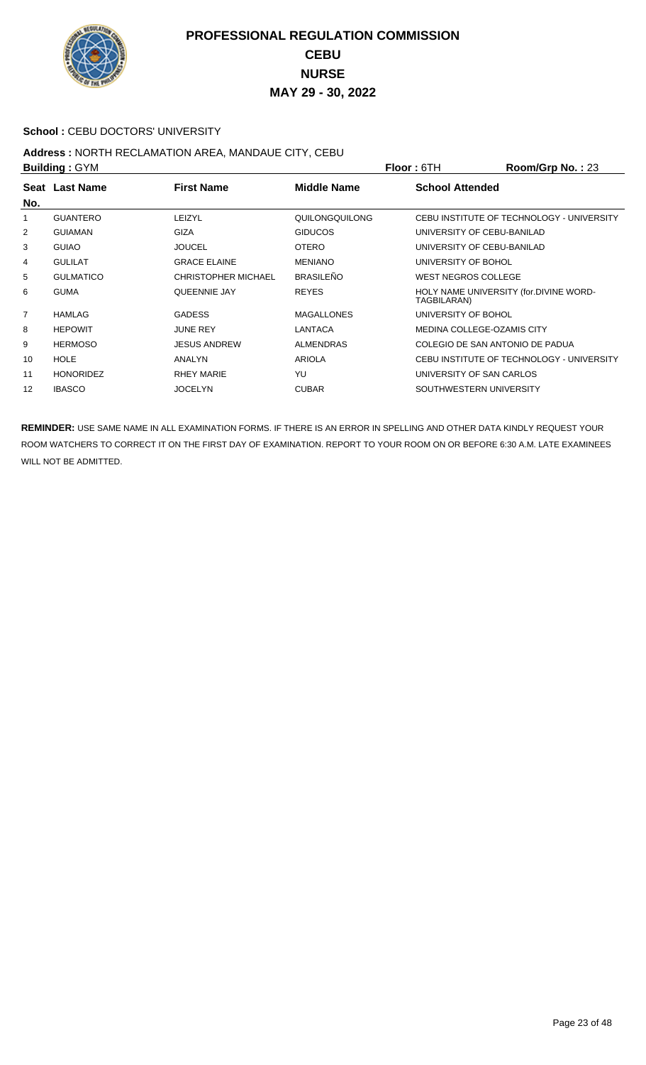# PROFESSIONAL REGULATION COMMISSION
## CEBU
## NURSE
## MAY 29 - 30, 2022

**School :** CEBU DOCTORS' UNIVERSITY

**Address :** NORTH RECLAMATION AREA, MANDAUE CITY, CEBU

**Building :** GYM **Floor :** 6TH **Room/Grp No. :** 23

| Seat No. | Last Name | First Name | Middle Name | School Attended |
|---|---|---|---|---|
| 1 | GUANTERO | LEIZYL | QUILONGQUILONG | CEBU INSTITUTE OF TECHNOLOGY - UNIVERSITY |
| 2 | GUIAMAN | GIZA | GIDUCOS | UNIVERSITY OF CEBU-BANILAD |
| 3 | GUIAO | JOUCEL | OTERO | UNIVERSITY OF CEBU-BANILAD |
| 4 | GULILAT | GRACE ELAINE | MENIANO | UNIVERSITY OF BOHOL |
| 5 | GULMATICO | CHRISTOPHER MICHAEL | BRASILEÑO | WEST NEGROS COLLEGE |
| 6 | GUMA | QUEENNIE JAY | REYES | HOLY NAME UNIVERSITY (for.DIVINE WORD-TAGBILARAN) |
| 7 | HAMLAG | GADESS | MAGALLONES | UNIVERSITY OF BOHOL |
| 8 | HEPOWIT | JUNE REY | LANTACA | MEDINA COLLEGE-OZAMIS CITY |
| 9 | HERMOSO | JESUS ANDREW | ALMENDRAS | COLEGIO DE SAN ANTONIO DE PADUA |
| 10 | HOLE | ANALYN | ARIOLA | CEBU INSTITUTE OF TECHNOLOGY - UNIVERSITY |
| 11 | HONORIDEZ | RHEY MARIE | YU | UNIVERSITY OF SAN CARLOS |
| 12 | IBASCO | JOCELYN | CUBAR | SOUTHWESTERN UNIVERSITY |

**REMINDER:** USE SAME NAME IN ALL EXAMINATION FORMS. IF THERE IS AN ERROR IN SPELLING AND OTHER DATA KINDLY REQUEST YOUR ROOM WATCHERS TO CORRECT IT ON THE FIRST DAY OF EXAMINATION. REPORT TO YOUR ROOM ON OR BEFORE 6:30 A.M. LATE EXAMINEES WILL NOT BE ADMITTED.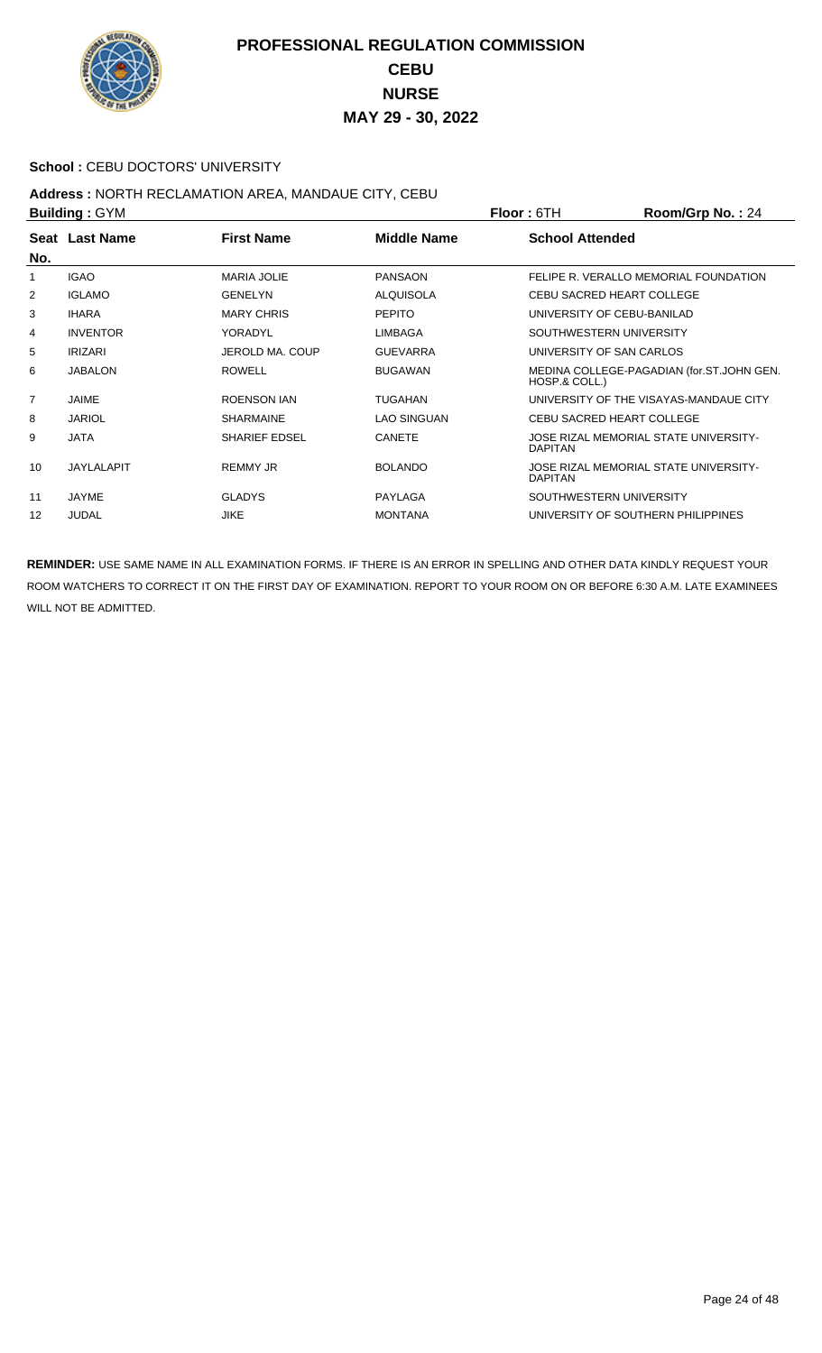# PROFESSIONAL REGULATION COMMISSION
## CEBU
## NURSE
## MAY 29 - 30, 2022

**School :** CEBU DOCTORS' UNIVERSITY

**Address :** NORTH RECLAMATION AREA, MANDAUE CITY, CEBU

**Building :** GYM **Floor :** 6TH **Room/Grp No. :** 24

| Seat No. | Last Name | First Name | Middle Name | School Attended |
|---|---|---|---|---|
| 1 | IGAO | MARIA JOLIE | PANSAON | FELIPE R. VERALLO MEMORIAL FOUNDATION |
| 2 | IGLAMO | GENELYN | ALQUISOLA | CEBU SACRED HEART COLLEGE |
| 3 | IHARA | MARY CHRIS | PEPITO | UNIVERSITY OF CEBU-BANILAD |
| 4 | INVENTOR | YORADYL | LIMBAGA | SOUTHWESTERN UNIVERSITY |
| 5 | IRIZARI | JEROLD MA. COUP | GUEVARRA | UNIVERSITY OF SAN CARLOS |
| 6 | JABALON | ROWELL | BUGAWAN | MEDINA COLLEGE-PAGADIAN (for.ST.JOHN GEN. HOSP.& COLL.) |
| 7 | JAIME | ROENSON IAN | TUGAHAN | UNIVERSITY OF THE VISAYAS-MANDAUE CITY |
| 8 | JARIOL | SHARMAINE | LAO SINGUAN | CEBU SACRED HEART COLLEGE |
| 9 | JATA | SHARIEF EDSEL | CANETE | JOSE RIZAL MEMORIAL STATE UNIVERSITY-DAPITAN |
| 10 | JAYLALAPIT | REMMY JR | BOLANDO | JOSE RIZAL MEMORIAL STATE UNIVERSITY-DAPITAN |
| 11 | JAYME | GLADYS | PAYLAGA | SOUTHWESTERN UNIVERSITY |
| 12 | JUDAL | JIKE | MONTANA | UNIVERSITY OF SOUTHERN PHILIPPINES |

**REMINDER:** USE SAME NAME IN ALL EXAMINATION FORMS. IF THERE IS AN ERROR IN SPELLING AND OTHER DATA KINDLY REQUEST YOUR ROOM WATCHERS TO CORRECT IT ON THE FIRST DAY OF EXAMINATION. REPORT TO YOUR ROOM ON OR BEFORE 6:30 A.M. LATE EXAMINEES WILL NOT BE ADMITTED.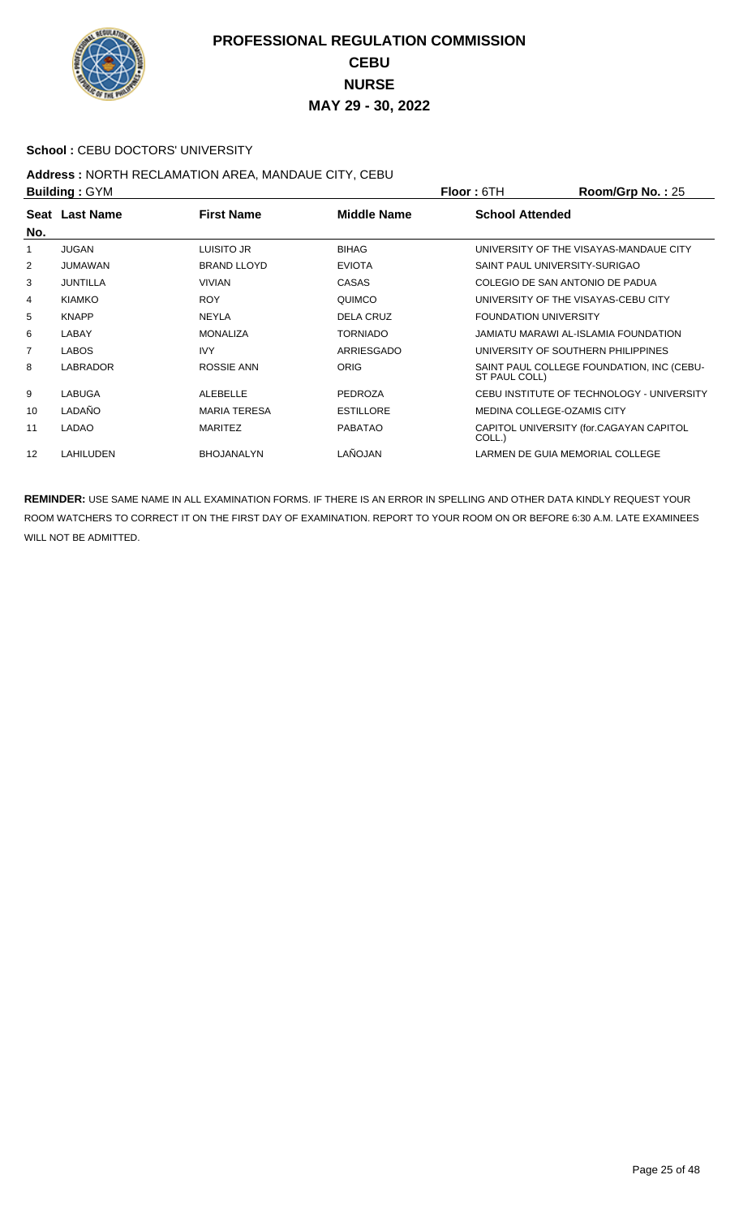# PROFESSIONAL REGULATION COMMISSION
## CEBU
## NURSE
## MAY 29 - 30, 2022

**School :** CEBU DOCTORS' UNIVERSITY

**Address :** NORTH RECLAMATION AREA, MANDAUE CITY, CEBU

**Building :** GYM **Floor :** 6TH **Room/Grp No. :** 25

| Seat No. | Last Name | First Name | Middle Name | School Attended |
|---|---|---|---|---|
| 1 | JUGAN | LUISITO JR | BIHAG | UNIVERSITY OF THE VISAYAS-MANDAUE CITY |
| 2 | JUMAWAN | BRAND LLOYD | EVIOTA | SAINT PAUL UNIVERSITY-SURIGAO |
| 3 | JUNTILLA | VIVIAN | CASAS | COLEGIO DE SAN ANTONIO DE PADUA |
| 4 | KIAMKO | ROY | QUIMCO | UNIVERSITY OF THE VISAYAS-CEBU CITY |
| 5 | KNAPP | NEYLA | DELA CRUZ | FOUNDATION UNIVERSITY |
| 6 | LABAY | MONALIZA | TORNIADO | JAMIATU MARAWI AL-ISLAMIA FOUNDATION |
| 7 | LABOS | IVY | ARRIESGADO | UNIVERSITY OF SOUTHERN PHILIPPINES |
| 8 | LABRADOR | ROSSIE ANN | ORIG | SAINT PAUL COLLEGE FOUNDATION, INC (CEBU-ST PAUL COLL) |
| 9 | LABUGA | ALEBELLE | PEDROZA | CEBU INSTITUTE OF TECHNOLOGY - UNIVERSITY |
| 10 | LADAÑO | MARIA TERESA | ESTILLORE | MEDINA COLLEGE-OZAMIS CITY |
| 11 | LADAO | MARITEZ | PABATAO | CAPITOL UNIVERSITY (for.CAGAYAN CAPITOL COLL.) |
| 12 | LAHILUDEN | BHOJANALYN | LAÑOJAN | LARMEN DE GUIA MEMORIAL COLLEGE |

**REMINDER:** USE SAME NAME IN ALL EXAMINATION FORMS. IF THERE IS AN ERROR IN SPELLING AND OTHER DATA KINDLY REQUEST YOUR ROOM WATCHERS TO CORRECT IT ON THE FIRST DAY OF EXAMINATION. REPORT TO YOUR ROOM ON OR BEFORE 6:30 A.M. LATE EXAMINEES WILL NOT BE ADMITTED.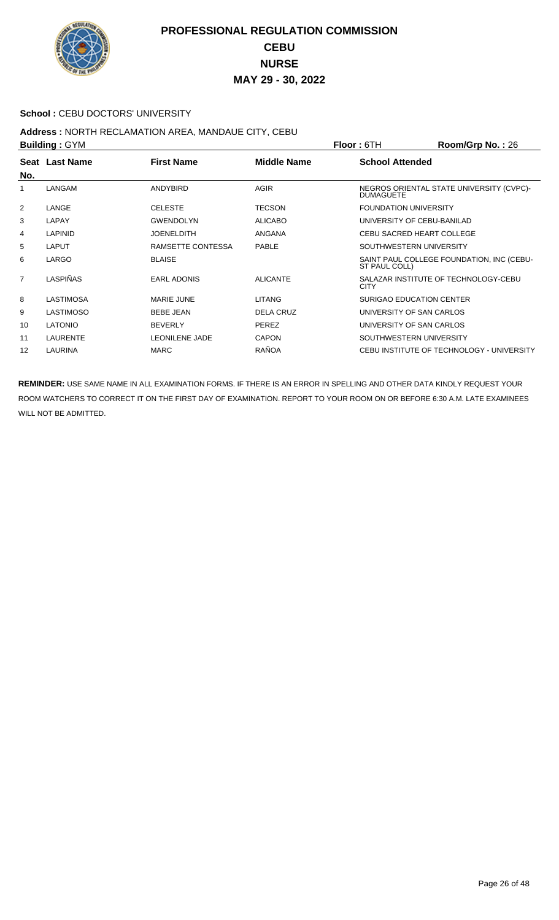# PROFESSIONAL REGULATION COMMISSION
## CEBU
## NURSE
## MAY 29 - 30, 2022

**School :** CEBU DOCTORS' UNIVERSITY

**Address :** NORTH RECLAMATION AREA, MANDAUE CITY, CEBU

**Building :** GYM **Floor :** 6TH **Room/Grp No. :** 26

| Seat No. | Last Name | First Name | Middle Name | School Attended |
|---|---|---|---|---|
| 1 | LANGAM | ANDYBIRD | AGIR | NEGROS ORIENTAL STATE UNIVERSITY (CVPC)-DUMAGUETE |
| 2 | LANGE | CELESTE | TECSON | FOUNDATION UNIVERSITY |
| 3 | LAPAY | GWENDOLYN | ALICABO | UNIVERSITY OF CEBU-BANILAD |
| 4 | LAPINID | JOENELDITH | ANGANA | CEBU SACRED HEART COLLEGE |
| 5 | LAPUT | RAMSETTE CONTESSA | PABLE | SOUTHWESTERN UNIVERSITY |
| 6 | LARGO | BLAISE | | SAINT PAUL COLLEGE FOUNDATION, INC (CEBU-ST PAUL COLL) |
| 7 | LASPIÑAS | EARL ADONIS | ALICANTE | SALAZAR INSTITUTE OF TECHNOLOGY-CEBU CITY |
| 8 | LASTIMOSA | MARIE JUNE | LITANG | SURIGAO EDUCATION CENTER |
| 9 | LASTIMOSO | BEBE JEAN | DELA CRUZ | UNIVERSITY OF SAN CARLOS |
| 10 | LATONIO | BEVERLY | PEREZ | UNIVERSITY OF SAN CARLOS |
| 11 | LAURENTE | LEONILENE JADE | CAPON | SOUTHWESTERN UNIVERSITY |
| 12 | LAURINA | MARC | RAÑOA | CEBU INSTITUTE OF TECHNOLOGY - UNIVERSITY |

**REMINDER:** USE SAME NAME IN ALL EXAMINATION FORMS. IF THERE IS AN ERROR IN SPELLING AND OTHER DATA KINDLY REQUEST YOUR ROOM WATCHERS TO CORRECT IT ON THE FIRST DAY OF EXAMINATION. REPORT TO YOUR ROOM ON OR BEFORE 6:30 A.M. LATE EXAMINEES WILL NOT BE ADMITTED.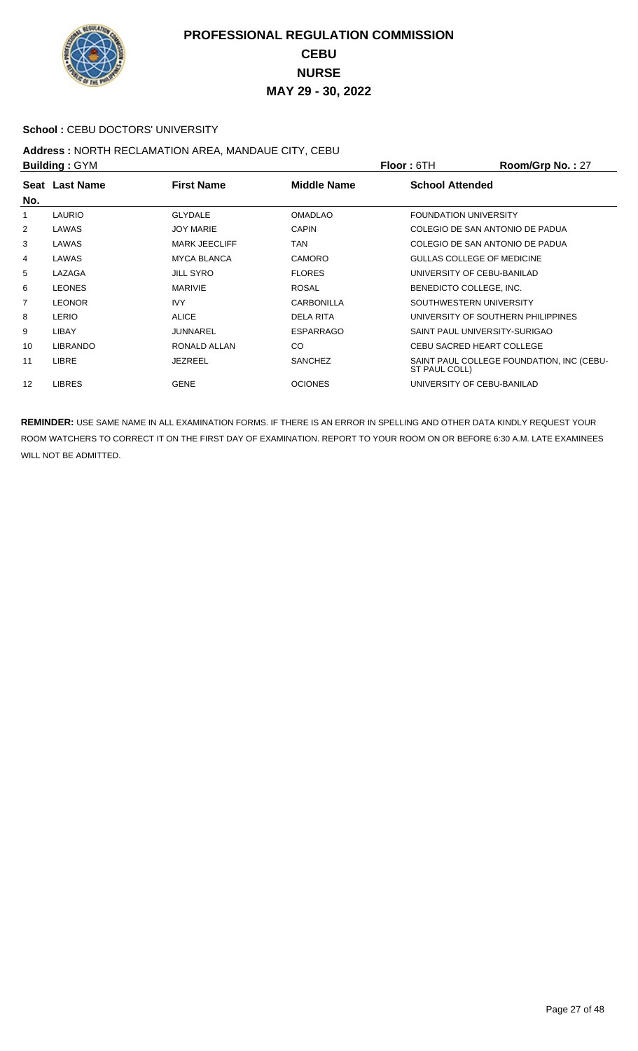# PROFESSIONAL REGULATION COMMISSION
## CEBU
## NURSE
## MAY 29 - 30, 2022

**School :** CEBU DOCTORS' UNIVERSITY

**Address :** NORTH RECLAMATION AREA, MANDAUE CITY, CEBU

**Building :** GYM **Floor :** 6TH **Room/Grp No. :** 27

| Seat No. | Last Name | First Name | Middle Name | School Attended |
|---|---|---|---|---|
| 1 | LAURIO | GLYDALE | OMADLAO | FOUNDATION UNIVERSITY |
| 2 | LAWAS | JOY MARIE | CAPIN | COLEGIO DE SAN ANTONIO DE PADUA |
| 3 | LAWAS | MARK JEECLIFF | TAN | COLEGIO DE SAN ANTONIO DE PADUA |
| 4 | LAWAS | MYCA BLANCA | CAMORO | GULLAS COLLEGE OF MEDICINE |
| 5 | LAZAGA | JILL SYRO | FLORES | UNIVERSITY OF CEBU-BANILAD |
| 6 | LEONES | MARIVIE | ROSAL | BENEDICTO COLLEGE, INC. |
| 7 | LEONOR | IVY | CARBONILLA | SOUTHWESTERN UNIVERSITY |
| 8 | LERIO | ALICE | DELA RITA | UNIVERSITY OF SOUTHERN PHILIPPINES |
| 9 | LIBAY | JUNNAREL | ESPARRAGO | SAINT PAUL UNIVERSITY-SURIGAO |
| 10 | LIBRANDO | RONALD ALLAN | CO | CEBU SACRED HEART COLLEGE |
| 11 | LIBRE | JEZREEL | SANCHEZ | SAINT PAUL COLLEGE FOUNDATION, INC (CEBU-ST PAUL COLL) |
| 12 | LIBRES | GENE | OCIONES | UNIVERSITY OF CEBU-BANILAD |

**REMINDER:** USE SAME NAME IN ALL EXAMINATION FORMS. IF THERE IS AN ERROR IN SPELLING AND OTHER DATA KINDLY REQUEST YOUR ROOM WATCHERS TO CORRECT IT ON THE FIRST DAY OF EXAMINATION. REPORT TO YOUR ROOM ON OR BEFORE 6:30 A.M. LATE EXAMINEES WILL NOT BE ADMITTED.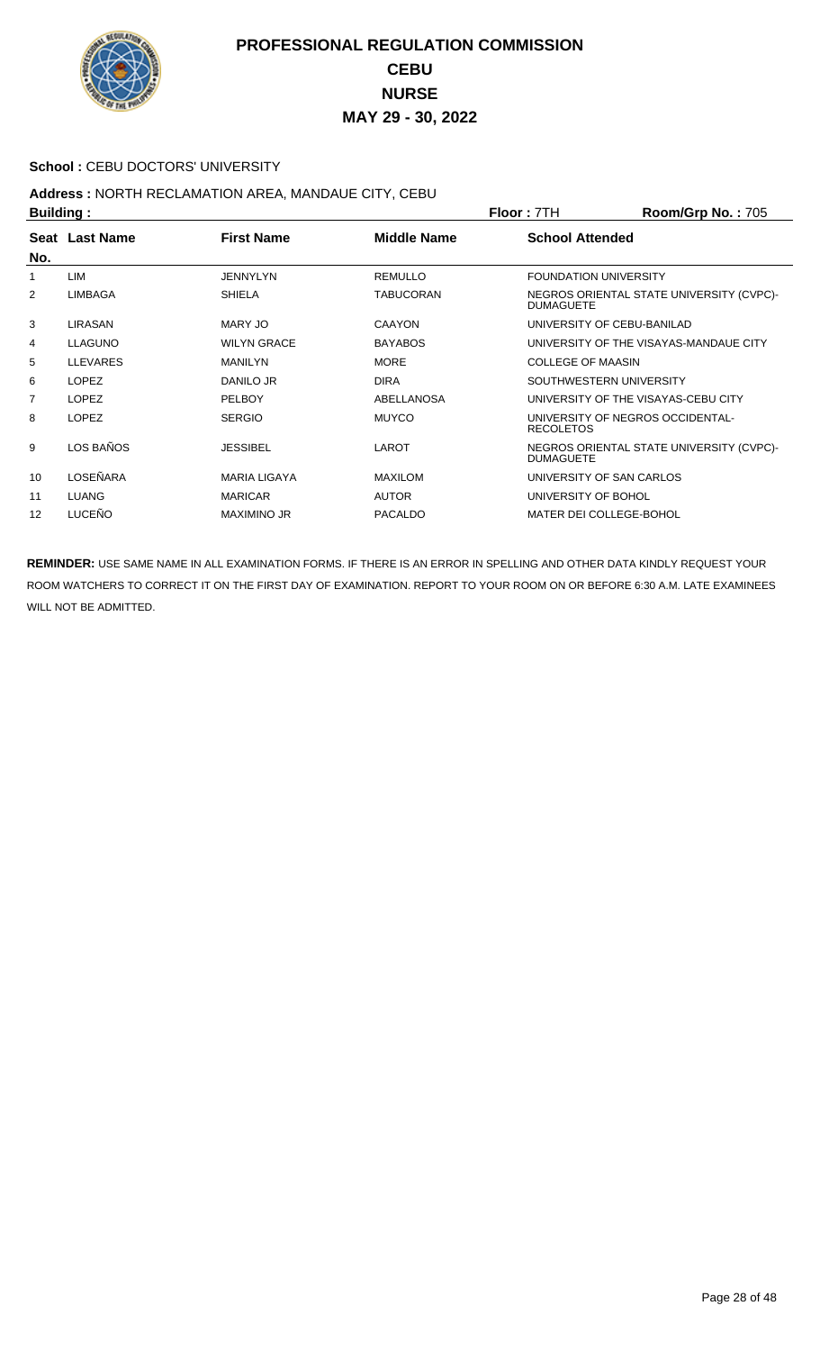# PROFESSIONAL REGULATION COMMISSION
## CEBU
## NURSE
## MAY 29 - 30, 2022

**School :** CEBU DOCTORS' UNIVERSITY

**Address :** NORTH RECLAMATION AREA, MANDAUE CITY, CEBU

**Building :** **Floor :** 7TH **Room/Grp No. :** 705

| Seat No. | Last Name | First Name | Middle Name | School Attended |
|---|---|---|---|---|
| 1 | LIM | JENNYLYN | REMULLO | FOUNDATION UNIVERSITY |
| 2 | LIMBAGA | SHIELA | TABUCORAN | NEGROS ORIENTAL STATE UNIVERSITY (CVPC)-DUMAGUETE |
| 3 | LIRASAN | MARY JO | CAAYON | UNIVERSITY OF CEBU-BANILAD |
| 4 | LLAGUNO | WILYN GRACE | BAYABOS | UNIVERSITY OF THE VISAYAS-MANDAUE CITY |
| 5 | LLEVARES | MANILYN | MORE | COLLEGE OF MAASIN |
| 6 | LOPEZ | DANILO JR | DIRA | SOUTHWESTERN UNIVERSITY |
| 7 | LOPEZ | PELBOY | ABELLANOSA | UNIVERSITY OF THE VISAYAS-CEBU CITY |
| 8 | LOPEZ | SERGIO | MUYCO | UNIVERSITY OF NEGROS OCCIDENTAL-RECOLETOS |
| 9 | LOS BAÑOS | JESSIBEL | LAROT | NEGROS ORIENTAL STATE UNIVERSITY (CVPC)-DUMAGUETE |
| 10 | LOSEÑARA | MARIA LIGAYA | MAXILOM | UNIVERSITY OF SAN CARLOS |
| 11 | LUANG | MARICAR | AUTOR | UNIVERSITY OF BOHOL |
| 12 | LUCEÑO | MAXIMINO JR | PACALDO | MATER DEI COLLEGE-BOHOL |

**REMINDER:** USE SAME NAME IN ALL EXAMINATION FORMS. IF THERE IS AN ERROR IN SPELLING AND OTHER DATA KINDLY REQUEST YOUR ROOM WATCHERS TO CORRECT IT ON THE FIRST DAY OF EXAMINATION. REPORT TO YOUR ROOM ON OR BEFORE 6:30 A.M. LATE EXAMINEES WILL NOT BE ADMITTED.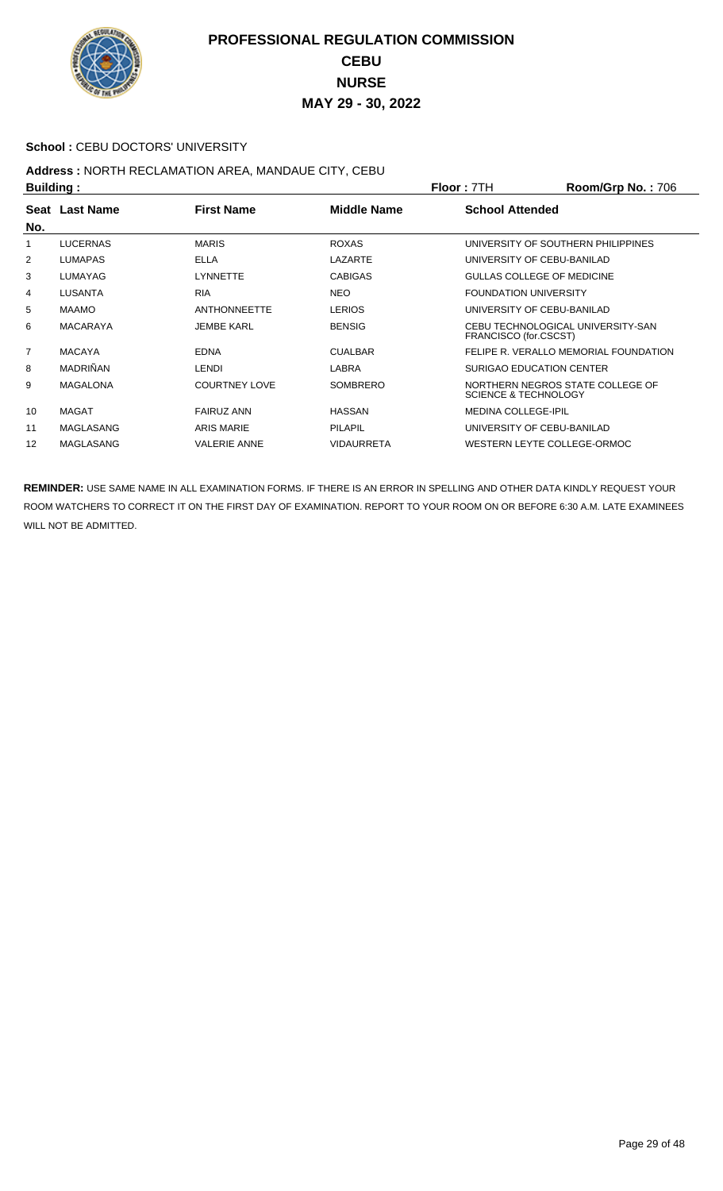# PROFESSIONAL REGULATION COMMISSION
# CEBU
# NURSE
# MAY 29 - 30, 2022

**School :** CEBU DOCTORS' UNIVERSITY

**Address :** NORTH RECLAMATION AREA, MANDAUE CITY, CEBU

**Building :** | **Floor :** 7TH | **Room/Grp No. :** 706

| Seat No. | Last Name | First Name | Middle Name | School Attended |
|---|---|---|---|---|
| 1 | LUCERNAS | MARIS | ROXAS | UNIVERSITY OF SOUTHERN PHILIPPINES |
| 2 | LUMAPAS | ELLA | LAZARTE | UNIVERSITY OF CEBU-BANILAD |
| 3 | LUMAYAG | LYNNETTE | CABIGAS | GULLAS COLLEGE OF MEDICINE |
| 4 | LUSANTA | RIA | NEO | FOUNDATION UNIVERSITY |
| 5 | MAAMO | ANTHONNEETTE | LERIOS | UNIVERSITY OF CEBU-BANILAD |
| 6 | MACARAYA | JEMBE KARL | BENSIG | CEBU TECHNOLOGICAL UNIVERSITY-SAN FRANCISCO (for.CSCST) |
| 7 | MACAYA | EDNA | CUALBAR | FELIPE R. VERALLO MEMORIAL FOUNDATION |
| 8 | MADRIÑAN | LENDI | LABRA | SURIGAO EDUCATION CENTER |
| 9 | MAGALONA | COURTNEY LOVE | SOMBRERO | NORTHERN NEGROS STATE COLLEGE OF SCIENCE & TECHNOLOGY |
| 10 | MAGAT | FAIRUZ ANN | HASSAN | MEDINA COLLEGE-IPIL |
| 11 | MAGLASANG | ARIS MARIE | PILAPIL | UNIVERSITY OF CEBU-BANILAD |
| 12 | MAGLASANG | VALERIE ANNE | VIDAURRETA | WESTERN LEYTE COLLEGE-ORMOC |

**REMINDER:** USE SAME NAME IN ALL EXAMINATION FORMS. IF THERE IS AN ERROR IN SPELLING AND OTHER DATA KINDLY REQUEST YOUR ROOM WATCHERS TO CORRECT IT ON THE FIRST DAY OF EXAMINATION. REPORT TO YOUR ROOM ON OR BEFORE 6:30 A.M. LATE EXAMINEES WILL NOT BE ADMITTED.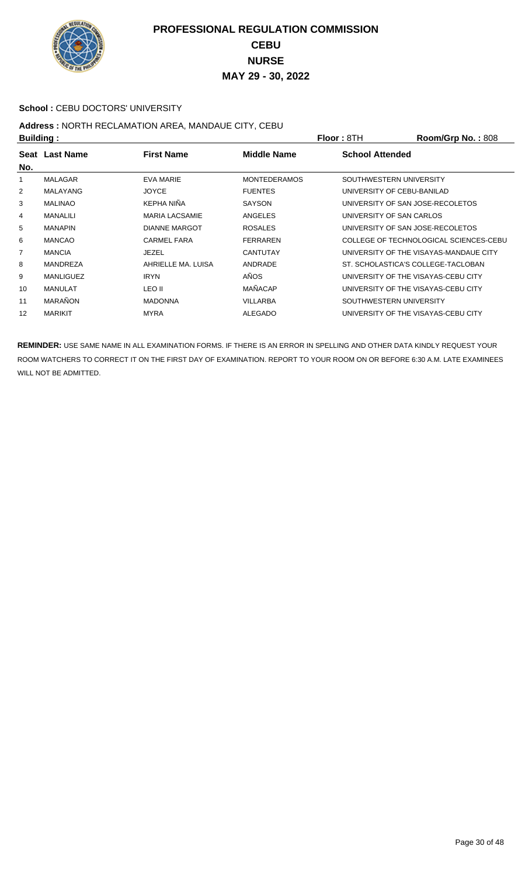# PROFESSIONAL REGULATION COMMISSION
## CEBU
## NURSE
## MAY 29 - 30, 2022

**School :** CEBU DOCTORS' UNIVERSITY

**Address :** NORTH RECLAMATION AREA, MANDAUE CITY, CEBU

**Building :** **Floor :** 8TH **Room/Grp No. :** 808

| Seat No. | Last Name | First Name | Middle Name | School Attended |
|---|---|---|---|---|
| 1 | MALAGAR | EVA MARIE | MONTEDERAMOS | SOUTHWESTERN UNIVERSITY |
| 2 | MALAYANG | JOYCE | FUENTES | UNIVERSITY OF CEBU-BANILAD |
| 3 | MALINAO | KEPHA NIÑA | SAYSON | UNIVERSITY OF SAN JOSE-RECOLETOS |
| 4 | MANALILI | MARIA LACSAMIE | ANGELES | UNIVERSITY OF SAN CARLOS |
| 5 | MANAPIN | DIANNE MARGOT | ROSALES | UNIVERSITY OF SAN JOSE-RECOLETOS |
| 6 | MANCAO | CARMEL FARA | FERRAREN | COLLEGE OF TECHNOLOGICAL SCIENCES-CEBU |
| 7 | MANCIA | JEZEL | CANTUTAY | UNIVERSITY OF THE VISAYAS-MANDAUE CITY |
| 8 | MANDREZA | AHRIELLE MA. LUISA | ANDRADE | ST. SCHOLASTICA'S COLLEGE-TACLOBAN |
| 9 | MANLIGUEZ | IRYN | AÑOS | UNIVERSITY OF THE VISAYAS-CEBU CITY |
| 10 | MANULAT | LEO II | MAÑACAP | UNIVERSITY OF THE VISAYAS-CEBU CITY |
| 11 | MARAÑON | MADONNA | VILLARBA | SOUTHWESTERN UNIVERSITY |
| 12 | MARIKIT | MYRA | ALEGADO | UNIVERSITY OF THE VISAYAS-CEBU CITY |

**REMINDER:** USE SAME NAME IN ALL EXAMINATION FORMS. IF THERE IS AN ERROR IN SPELLING AND OTHER DATA KINDLY REQUEST YOUR ROOM WATCHERS TO CORRECT IT ON THE FIRST DAY OF EXAMINATION. REPORT TO YOUR ROOM ON OR BEFORE 6:30 A.M. LATE EXAMINEES WILL NOT BE ADMITTED.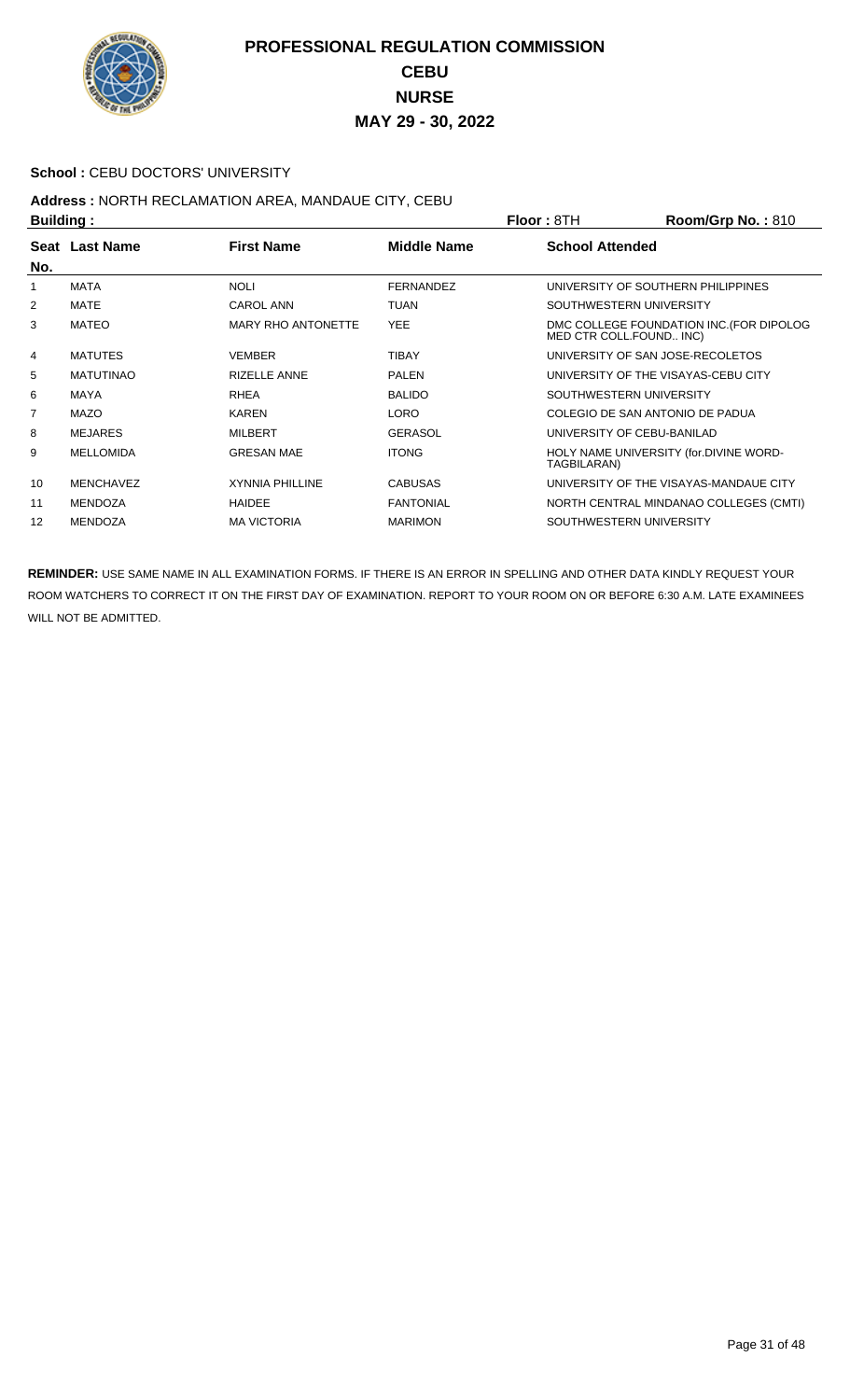# PROFESSIONAL REGULATION COMMISSION
## CEBU
## NURSE
## MAY 29 - 30, 2022

**School :** CEBU DOCTORS' UNIVERSITY

**Address :** NORTH RECLAMATION AREA, MANDAUE CITY, CEBU

**Building :** **Floor :** 8TH **Room/Grp No. :** 810

| Seat No. | Last Name | First Name | Middle Name | School Attended |
|---|---|---|---|---|
| 1 | MATA | NOLI | FERNANDEZ | UNIVERSITY OF SOUTHERN PHILIPPINES |
| 2 | MATE | CAROL ANN | TUAN | SOUTHWESTERN UNIVERSITY |
| 3 | MATEO | MARY RHO ANTONETTE | YEE | DMC COLLEGE FOUNDATION INC.(FOR DIPOLOG MED CTR COLL.FOUND.. INC) |
| 4 | MATUTES | VEMBER | TIBAY | UNIVERSITY OF SAN JOSE-RECOLETOS |
| 5 | MATUTINAO | RIZELLE ANNE | PALEN | UNIVERSITY OF THE VISAYAS-CEBU CITY |
| 6 | MAYA | RHEA | BALIDO | SOUTHWESTERN UNIVERSITY |
| 7 | MAZO | KAREN | LORO | COLEGIO DE SAN ANTONIO DE PADUA |
| 8 | MEJARES | MILBERT | GERASOL | UNIVERSITY OF CEBU-BANILAD |
| 9 | MELLOMIDA | GRESAN MAE | ITONG | HOLY NAME UNIVERSITY (for.DIVINE WORD-TAGBILARAN) |
| 10 | MENCHAVEZ | XYNNIA PHILLINE | CABUSAS | UNIVERSITY OF THE VISAYAS-MANDAUE CITY |
| 11 | MENDOZA | HAIDEE | FANTONIAL | NORTH CENTRAL MINDANAO COLLEGES (CMTI) |
| 12 | MENDOZA | MA VICTORIA | MARIMON | SOUTHWESTERN UNIVERSITY |

**REMINDER:** USE SAME NAME IN ALL EXAMINATION FORMS. IF THERE IS AN ERROR IN SPELLING AND OTHER DATA KINDLY REQUEST YOUR ROOM WATCHERS TO CORRECT IT ON THE FIRST DAY OF EXAMINATION. REPORT TO YOUR ROOM ON OR BEFORE 6:30 A.M. LATE EXAMINEES WILL NOT BE ADMITTED.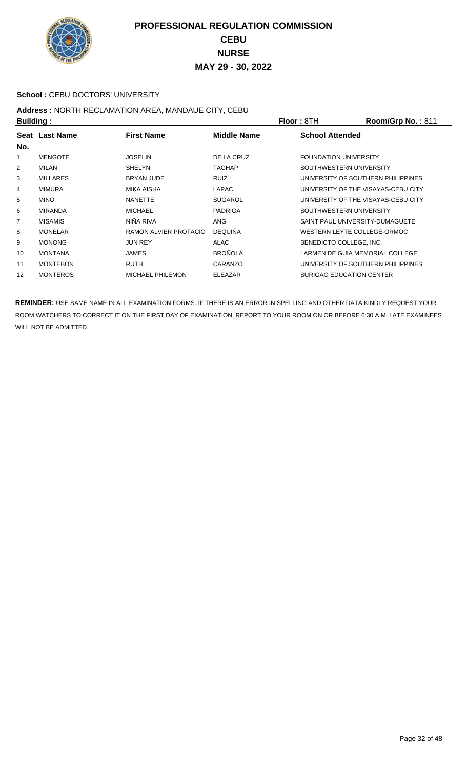# PROFESSIONAL REGULATION COMMISSION
## CEBU
## NURSE
## MAY 29 - 30, 2022

**School :** CEBU DOCTORS' UNIVERSITY

**Address :** NORTH RECLAMATION AREA, MANDAUE CITY, CEBU

**Building :** **Floor :** 8TH **Room/Grp No. :** 811

| Seat No. | Last Name | First Name | Middle Name | School Attended |
|---|---|---|---|---|
| 1 | MENGOTE | JOSELIN | DE LA CRUZ | FOUNDATION UNIVERSITY |
| 2 | MILAN | SHELYN | TAGHAP | SOUTHWESTERN UNIVERSITY |
| 3 | MILLARES | BRYAN JUDE | RUIZ | UNIVERSITY OF SOUTHERN PHILIPPINES |
| 4 | MIMURA | MIKA AISHA | LAPAC | UNIVERSITY OF THE VISAYAS-CEBU CITY |
| 5 | MINO | NANETTE | SUGAROL | UNIVERSITY OF THE VISAYAS-CEBU CITY |
| 6 | MIRANDA | MICHAEL | PADRIGA | SOUTHWESTERN UNIVERSITY |
| 7 | MISAMIS | NIÑA RIVA | ANG | SAINT PAUL UNIVERSITY-DUMAGUETE |
| 8 | MONELAR | RAMON ALVIER PROTACIO | DEQUIÑA | WESTERN LEYTE COLLEGE-ORMOC |
| 9 | MONONG | JUN REY | ALAC | BENEDICTO COLLEGE, INC. |
| 10 | MONTANA | JAMES | BROÑOLA | LARMEN DE GUIA MEMORIAL COLLEGE |
| 11 | MONTEBON | RUTH | CARANZO | UNIVERSITY OF SOUTHERN PHILIPPINES |
| 12 | MONTEROS | MICHAEL PHILEMON | ELEAZAR | SURIGAO EDUCATION CENTER |

**REMINDER:** USE SAME NAME IN ALL EXAMINATION FORMS. IF THERE IS AN ERROR IN SPELLING AND OTHER DATA KINDLY REQUEST YOUR ROOM WATCHERS TO CORRECT IT ON THE FIRST DAY OF EXAMINATION. REPORT TO YOUR ROOM ON OR BEFORE 6:30 A.M. LATE EXAMINEES WILL NOT BE ADMITTED.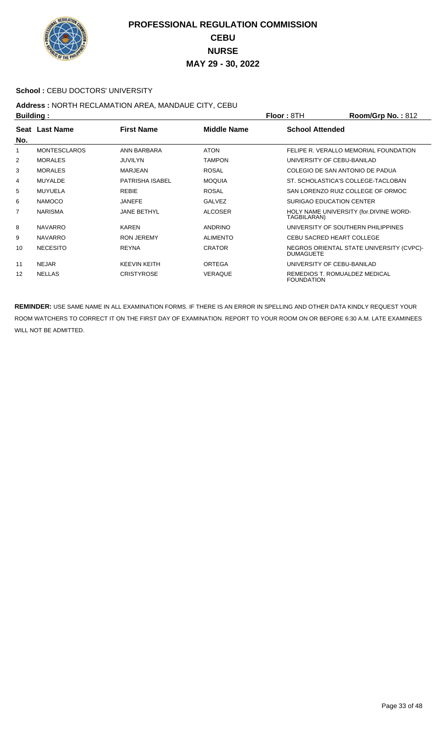# PROFESSIONAL REGULATION COMMISSION
## CEBU
## NURSE
## MAY 29 - 30, 2022

**School :** CEBU DOCTORS' UNIVERSITY

**Address :** NORTH RECLAMATION AREA, MANDAUE CITY, CEBU

**Building :** **Floor :** 8TH **Room/Grp No. :** 812

| Seat No. | Last Name | First Name | Middle Name | School Attended |
|---|---|---|---|---|
| 1 | MONTESCLAROS | ANN BARBARA | ATON | FELIPE R. VERALLO MEMORIAL FOUNDATION |
| 2 | MORALES | JUVILYN | TAMPON | UNIVERSITY OF CEBU-BANILAD |
| 3 | MORALES | MARJEAN | ROSAL | COLEGIO DE SAN ANTONIO DE PADUA |
| 4 | MUYALDE | PATRISHA ISABEL | MOQUIA | ST. SCHOLASTICA'S COLLEGE-TACLOBAN |
| 5 | MUYUELA | REBIE | ROSAL | SAN LORENZO RUIZ COLLEGE OF ORMOC |
| 6 | NAMOCO | JANEFE | GALVEZ | SURIGAO EDUCATION CENTER |
| 7 | NARISMA | JANE BETHYL | ALCOSER | HOLY NAME UNIVERSITY (for.DIVINE WORD-TAGBILARAN) |
| 8 | NAVARRO | KAREN | ANDRINO | UNIVERSITY OF SOUTHERN PHILIPPINES |
| 9 | NAVARRO | RON JEREMY | ALIMENTO | CEBU SACRED HEART COLLEGE |
| 10 | NECESITO | REYNA | CRATOR | NEGROS ORIENTAL STATE UNIVERSITY (CVPC)-DUMAGUETE |
| 11 | NEJAR | KEEVIN KEITH | ORTEGA | UNIVERSITY OF CEBU-BANILAD |
| 12 | NELLAS | CRISTYROSE | VERAQUE | REMEDIOS T. ROMUALDEZ MEDICAL FOUNDATION |

**REMINDER:** USE SAME NAME IN ALL EXAMINATION FORMS. IF THERE IS AN ERROR IN SPELLING AND OTHER DATA KINDLY REQUEST YOUR ROOM WATCHERS TO CORRECT IT ON THE FIRST DAY OF EXAMINATION. REPORT TO YOUR ROOM ON OR BEFORE 6:30 A.M. LATE EXAMINEES WILL NOT BE ADMITTED.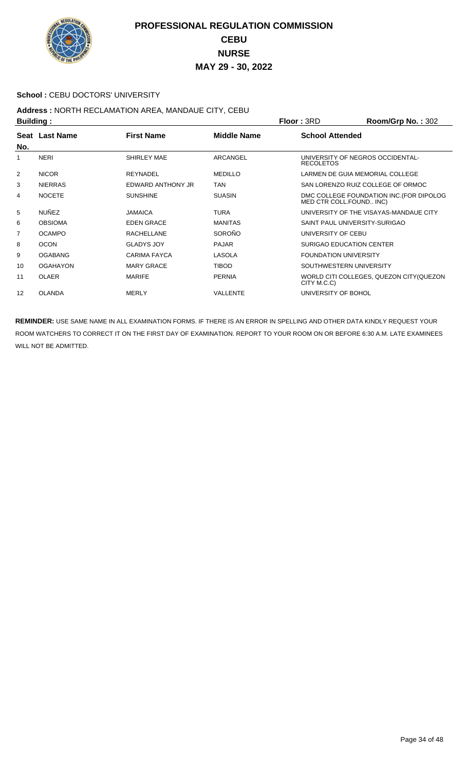# PROFESSIONAL REGULATION COMMISSION
## CEBU
## NURSE
## MAY 29 - 30, 2022

**School :** CEBU DOCTORS' UNIVERSITY

**Address :** NORTH RECLAMATION AREA, MANDAUE CITY, CEBU

**Building :** **Floor :** 3RD **Room/Grp No. :** 302

| Seat No. | Last Name | First Name | Middle Name | School Attended |
|---|---|---|---|---|
| 1 | NERI | SHIRLEY MAE | ARCANGEL | UNIVERSITY OF NEGROS OCCIDENTAL-RECOLETOS |
| 2 | NICOR | REYNADEL | MEDILLO | LARMEN DE GUIA MEMORIAL COLLEGE |
| 3 | NIERRAS | EDWARD ANTHONY JR | TAN | SAN LORENZO RUIZ COLLEGE OF ORMOC |
| 4 | NOCETE | SUNSHINE | SUASIN | DMC COLLEGE FOUNDATION INC.(FOR DIPOLOG MED CTR COLL.FOUND.. INC) |
| 5 | NUÑEZ | JAMAICA | TURA | UNIVERSITY OF THE VISAYAS-MANDAUE CITY |
| 6 | OBSIOMA | EDEN GRACE | MANITAS | SAINT PAUL UNIVERSITY-SURIGAO |
| 7 | OCAMPO | RACHELLANE | SOROÑO | UNIVERSITY OF CEBU |
| 8 | OCON | GLADYS JOY | PAJAR | SURIGAO EDUCATION CENTER |
| 9 | OGABANG | CARIMA FAYCA | LASOLA | FOUNDATION UNIVERSITY |
| 10 | OGAHAYON | MARY GRACE | TIBOD | SOUTHWESTERN UNIVERSITY |
| 11 | OLAER | MARIFE | PERNIA | WORLD CITI COLLEGES, QUEZON CITY(QUEZON CITY M.C.C) |
| 12 | OLANDA | MERLY | VALLENTE | UNIVERSITY OF BOHOL |

**REMINDER:** USE SAME NAME IN ALL EXAMINATION FORMS. IF THERE IS AN ERROR IN SPELLING AND OTHER DATA KINDLY REQUEST YOUR ROOM WATCHERS TO CORRECT IT ON THE FIRST DAY OF EXAMINATION. REPORT TO YOUR ROOM ON OR BEFORE 6:30 A.M. LATE EXAMINEES WILL NOT BE ADMITTED.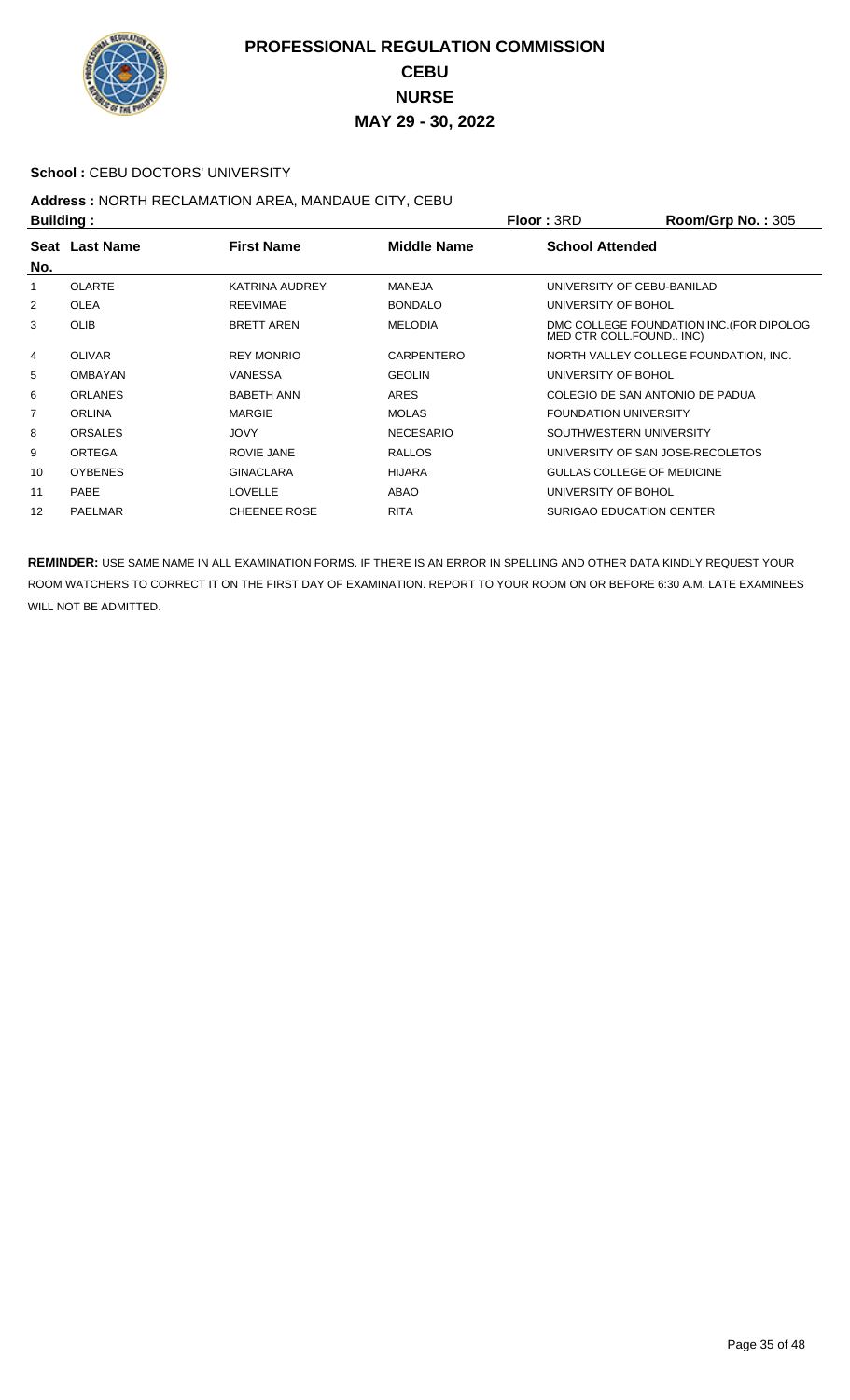# PROFESSIONAL REGULATION COMMISSION
## CEBU
## NURSE
## MAY 29 - 30, 2022

**School :** CEBU DOCTORS' UNIVERSITY

**Address :** NORTH RECLAMATION AREA, MANDAUE CITY, CEBU

**Building :** **Floor :** 3RD **Room/Grp No. :** 305

| Seat No. | Last Name | First Name | Middle Name | School Attended |
|---|---|---|---|---|
| 1 | OLARTE | KATRINA AUDREY | MANEJA | UNIVERSITY OF CEBU-BANILAD |
| 2 | OLEA | REEVIMAE | BONDALO | UNIVERSITY OF BOHOL |
| 3 | OLIB | BRETT AREN | MELODIA | DMC COLLEGE FOUNDATION INC.(FOR DIPOLOG MED CTR COLL.FOUND.. INC) |
| 4 | OLIVAR | REY MONRIO | CARPENTERO | NORTH VALLEY COLLEGE FOUNDATION, INC. |
| 5 | OMBAYAN | VANESSA | GEOLIN | UNIVERSITY OF BOHOL |
| 6 | ORLANES | BABETH ANN | ARES | COLEGIO DE SAN ANTONIO DE PADUA |
| 7 | ORLINA | MARGIE | MOLAS | FOUNDATION UNIVERSITY |
| 8 | ORSALES | JOVY | NECESARIO | SOUTHWESTERN UNIVERSITY |
| 9 | ORTEGA | ROVIE JANE | RALLOS | UNIVERSITY OF SAN JOSE-RECOLETOS |
| 10 | OYBENES | GINACLARA | HIJARA | GULLAS COLLEGE OF MEDICINE |
| 11 | PABE | LOVELLE | ABAO | UNIVERSITY OF BOHOL |
| 12 | PAELMAR | CHEENEE ROSE | RITA | SURIGAO EDUCATION CENTER |

**REMINDER:** USE SAME NAME IN ALL EXAMINATION FORMS. IF THERE IS AN ERROR IN SPELLING AND OTHER DATA KINDLY REQUEST YOUR ROOM WATCHERS TO CORRECT IT ON THE FIRST DAY OF EXAMINATION. REPORT TO YOUR ROOM ON OR BEFORE 6:30 A.M. LATE EXAMINEES WILL NOT BE ADMITTED.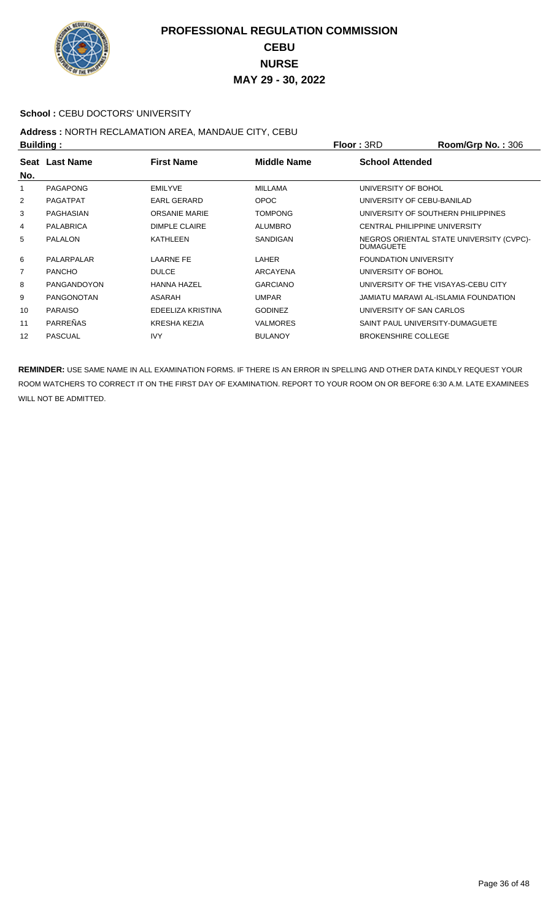# PROFESSIONAL REGULATION COMMISSION
## CEBU
## NURSE
## MAY 29 - 30, 2022

**School :** CEBU DOCTORS' UNIVERSITY

**Address :** NORTH RECLAMATION AREA, MANDAUE CITY, CEBU

**Building :** **Floor :** 3RD **Room/Grp No. :** 306

| Seat No. | Last Name | First Name | Middle Name | School Attended |
|---|---|---|---|---|
| 1 | PAGAPONG | EMILYVE | MILLAMA | UNIVERSITY OF BOHOL |
| 2 | PAGATPAT | EARL GERARD | OPOC | UNIVERSITY OF CEBU-BANILAD |
| 3 | PAGHASIAN | ORSANIE MARIE | TOMPONG | UNIVERSITY OF SOUTHERN PHILIPPINES |
| 4 | PALABRICA | DIMPLE CLAIRE | ALUMBRO | CENTRAL PHILIPPINE UNIVERSITY |
| 5 | PALALON | KATHLEEN | SANDIGAN | NEGROS ORIENTAL STATE UNIVERSITY (CVPC)-DUMAGUETE |
| 6 | PALARPALAR | LAARNE FE | LAHER | FOUNDATION UNIVERSITY |
| 7 | PANCHO | DULCE | ARCAYENA | UNIVERSITY OF BOHOL |
| 8 | PANGANDOYON | HANNA HAZEL | GARCIANO | UNIVERSITY OF THE VISAYAS-CEBU CITY |
| 9 | PANGONOTAN | ASARAH | UMPAR | JAMIATU MARAWI AL-ISLAMIA FOUNDATION |
| 10 | PARAISO | EDEELIZA KRISTINA | GODINEZ | UNIVERSITY OF SAN CARLOS |
| 11 | PARREÑAS | KRESHA KEZIA | VALMORES | SAINT PAUL UNIVERSITY-DUMAGUETE |
| 12 | PASCUAL | IVY | BULANOY | BROKENSHIRE COLLEGE |

**REMINDER:** USE SAME NAME IN ALL EXAMINATION FORMS. IF THERE IS AN ERROR IN SPELLING AND OTHER DATA KINDLY REQUEST YOUR ROOM WATCHERS TO CORRECT IT ON THE FIRST DAY OF EXAMINATION. REPORT TO YOUR ROOM ON OR BEFORE 6:30 A.M. LATE EXAMINEES WILL NOT BE ADMITTED.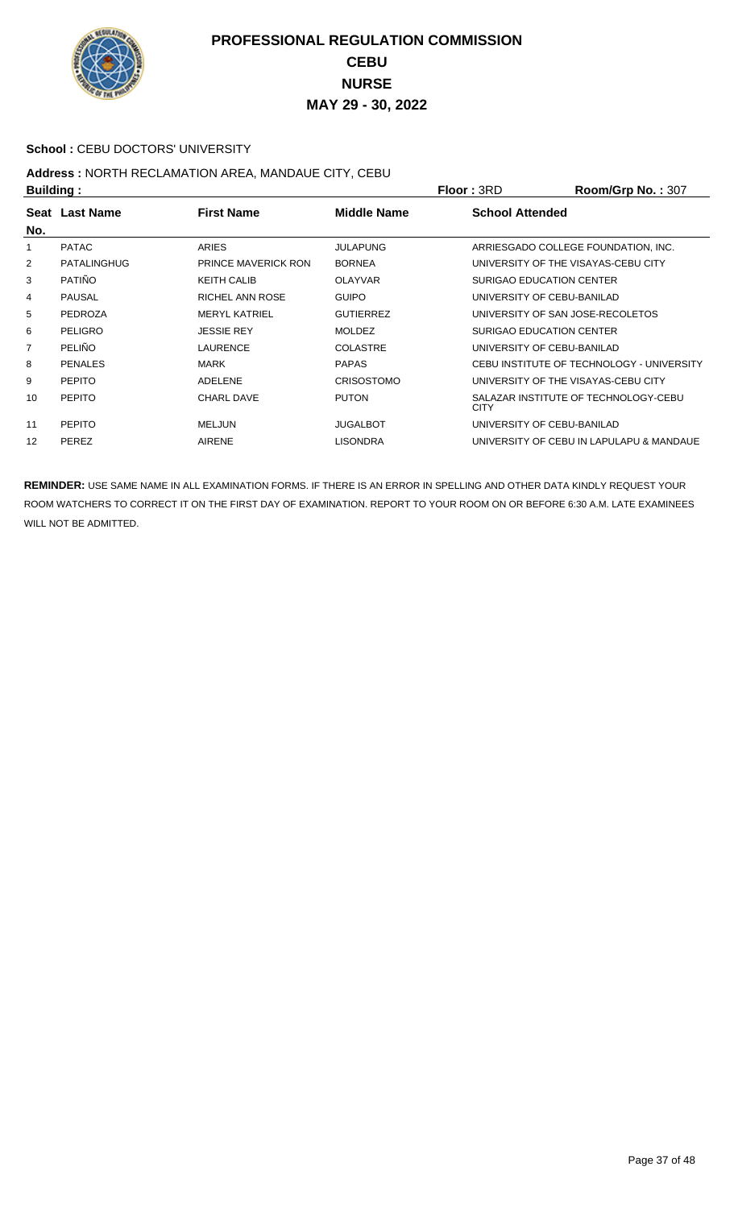# PROFESSIONAL REGULATION COMMISSION
## CEBU
## NURSE
## MAY 29 - 30, 2022

**School :** CEBU DOCTORS' UNIVERSITY

**Address :** NORTH RECLAMATION AREA, MANDAUE CITY, CEBU

**Building :** **Floor :** 3RD **Room/Grp No. :** 307

| Seat No. | Last Name | First Name | Middle Name | School Attended |
|---|---|---|---|---|
| 1 | PATAC | ARIES | JULAPUNG | ARRIESGADO COLLEGE FOUNDATION, INC. |
| 2 | PATALINGHUG | PRINCE MAVERICK RON | BORNEA | UNIVERSITY OF THE VISAYAS-CEBU CITY |
| 3 | PATIÑO | KEITH CALIB | OLAYVAR | SURIGAO EDUCATION CENTER |
| 4 | PAUSAL | RICHEL ANN ROSE | GUIPO | UNIVERSITY OF CEBU-BANILAD |
| 5 | PEDROZA | MERYL KATRIEL | GUTIERREZ | UNIVERSITY OF SAN JOSE-RECOLETOS |
| 6 | PELIGRO | JESSIE REY | MOLDEZ | SURIGAO EDUCATION CENTER |
| 7 | PELIÑO | LAURENCE | COLASTRE | UNIVERSITY OF CEBU-BANILAD |
| 8 | PENALES | MARK | PAPAS | CEBU INSTITUTE OF TECHNOLOGY - UNIVERSITY |
| 9 | PEPITO | ADELENE | CRISOSTOMO | UNIVERSITY OF THE VISAYAS-CEBU CITY |
| 10 | PEPITO | CHARL DAVE | PUTON | SALAZAR INSTITUTE OF TECHNOLOGY-CEBU CITY |
| 11 | PEPITO | MELJUN | JUGALBOT | UNIVERSITY OF CEBU-BANILAD |
| 12 | PEREZ | AIRENE | LISONDRA | UNIVERSITY OF CEBU IN LAPULAPU & MANDAUE |

**REMINDER:** USE SAME NAME IN ALL EXAMINATION FORMS. IF THERE IS AN ERROR IN SPELLING AND OTHER DATA KINDLY REQUEST YOUR ROOM WATCHERS TO CORRECT IT ON THE FIRST DAY OF EXAMINATION. REPORT TO YOUR ROOM ON OR BEFORE 6:30 A.M. LATE EXAMINEES WILL NOT BE ADMITTED.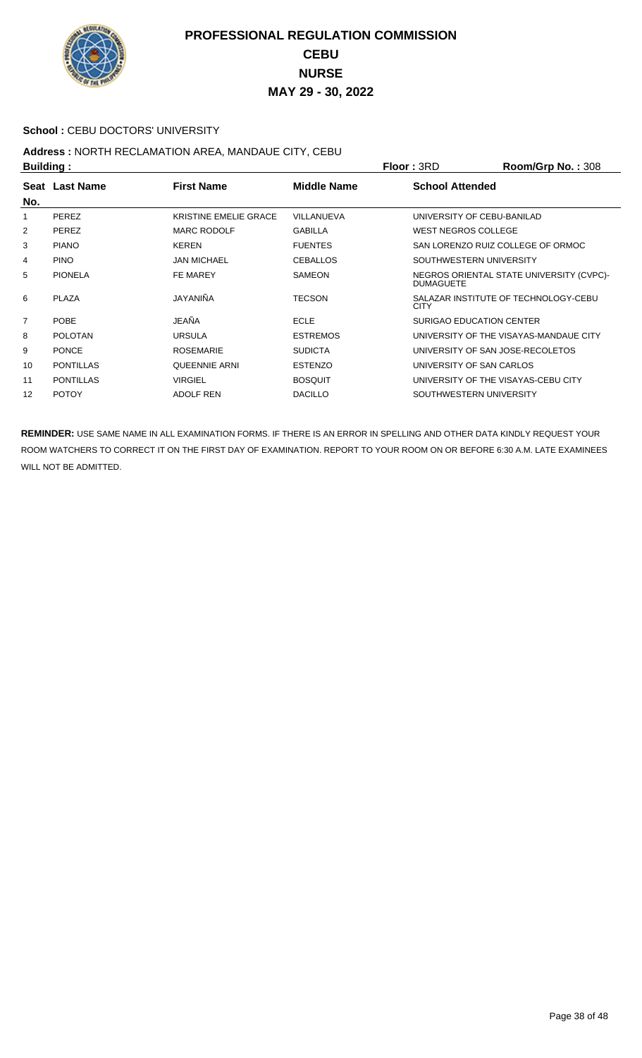# PROFESSIONAL REGULATION COMMISSION
## CEBU
## NURSE
## MAY 29 - 30, 2022

**School :** CEBU DOCTORS' UNIVERSITY

**Address :** NORTH RECLAMATION AREA, MANDAUE CITY, CEBU

**Building :** **Floor :** 3RD **Room/Grp No. :** 308

| Seat No. | Last Name | First Name | Middle Name | School Attended |
|---|---|---|---|---|
| 1 | PEREZ | KRISTINE EMELIE GRACE | VILLANUEVA | UNIVERSITY OF CEBU-BANILAD |
| 2 | PEREZ | MARC RODOLF | GABILLA | WEST NEGROS COLLEGE |
| 3 | PIANO | KEREN | FUENTES | SAN LORENZO RUIZ COLLEGE OF ORMOC |
| 4 | PINO | JAN MICHAEL | CEBALLOS | SOUTHWESTERN UNIVERSITY |
| 5 | PIONELA | FE MAREY | SAMEON | NEGROS ORIENTAL STATE UNIVERSITY (CVPC)-DUMAGUETE |
| 6 | PLAZA | JAYANIÑA | TECSON | SALAZAR INSTITUTE OF TECHNOLOGY-CEBU CITY |
| 7 | POBE | JEAÑA | ECLE | SURIGAO EDUCATION CENTER |
| 8 | POLOTAN | URSULA | ESTREMOS | UNIVERSITY OF THE VISAYAS-MANDAUE CITY |
| 9 | PONCE | ROSEMARIE | SUDICTA | UNIVERSITY OF SAN JOSE-RECOLETOS |
| 10 | PONTILLAS | QUEENNIE ARNI | ESTENZO | UNIVERSITY OF SAN CARLOS |
| 11 | PONTILLAS | VIRGIEL | BOSQUIT | UNIVERSITY OF THE VISAYAS-CEBU CITY |
| 12 | POTOY | ADOLF REN | DACILLO | SOUTHWESTERN UNIVERSITY |

**REMINDER:** USE SAME NAME IN ALL EXAMINATION FORMS. IF THERE IS AN ERROR IN SPELLING AND OTHER DATA KINDLY REQUEST YOUR ROOM WATCHERS TO CORRECT IT ON THE FIRST DAY OF EXAMINATION. REPORT TO YOUR ROOM ON OR BEFORE 6:30 A.M. LATE EXAMINEES WILL NOT BE ADMITTED.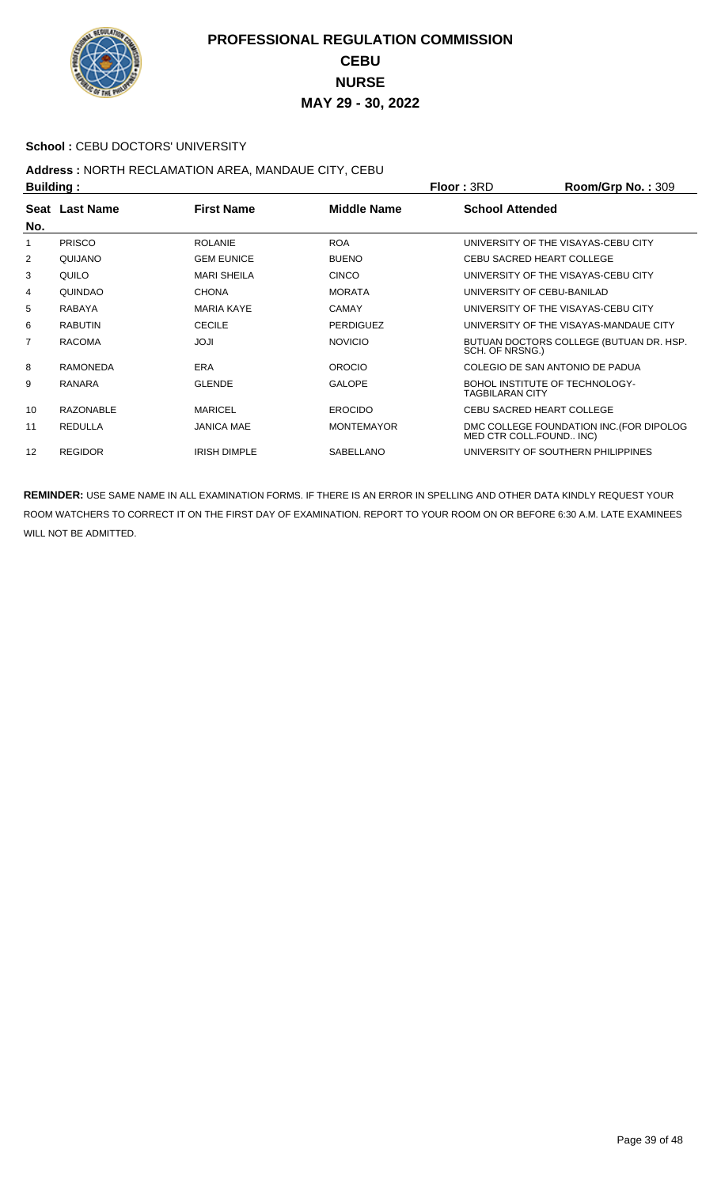# PROFESSIONAL REGULATION COMMISSION
## CEBU
## NURSE
## MAY 29 - 30, 2022

**School :** CEBU DOCTORS' UNIVERSITY

**Address :** NORTH RECLAMATION AREA, MANDAUE CITY, CEBU

**Building :** **Floor :** 3RD **Room/Grp No. :** 309

| Seat No. | Last Name | First Name | Middle Name | School Attended |
|---|---|---|---|---|
| 1 | PRISCO | ROLANIE | ROA | UNIVERSITY OF THE VISAYAS-CEBU CITY |
| 2 | QUIJANO | GEM EUNICE | BUENO | CEBU SACRED HEART COLLEGE |
| 3 | QUILO | MARI SHEILA | CINCO | UNIVERSITY OF THE VISAYAS-CEBU CITY |
| 4 | QUINDAO | CHONA | MORATA | UNIVERSITY OF CEBU-BANILAD |
| 5 | RABAYA | MARIA KAYE | CAMAY | UNIVERSITY OF THE VISAYAS-CEBU CITY |
| 6 | RABUTIN | CECILE | PERDIGUEZ | UNIVERSITY OF THE VISAYAS-MANDAUE CITY |
| 7 | RACOMA | JOJI | NOVICIO | BUTUAN DOCTORS COLLEGE (BUTUAN DR. HSP. SCH. OF NRSNG.) |
| 8 | RAMONEDA | ERA | OROCIO | COLEGIO DE SAN ANTONIO DE PADUA |
| 9 | RANARA | GLENDE | GALOPE | BOHOL INSTITUTE OF TECHNOLOGY-TAGBILARAN CITY |
| 10 | RAZONABLE | MARICEL | EROCIDO | CEBU SACRED HEART COLLEGE |
| 11 | REDULLA | JANICA MAE | MONTEMAYOR | DMC COLLEGE FOUNDATION INC.(FOR DIPOLOG MED CTR COLL.FOUND.. INC) |
| 12 | REGIDOR | IRISH DIMPLE | SABELLANO | UNIVERSITY OF SOUTHERN PHILIPPINES |

**REMINDER:** USE SAME NAME IN ALL EXAMINATION FORMS. IF THERE IS AN ERROR IN SPELLING AND OTHER DATA KINDLY REQUEST YOUR ROOM WATCHERS TO CORRECT IT ON THE FIRST DAY OF EXAMINATION. REPORT TO YOUR ROOM ON OR BEFORE 6:30 A.M. LATE EXAMINEES WILL NOT BE ADMITTED.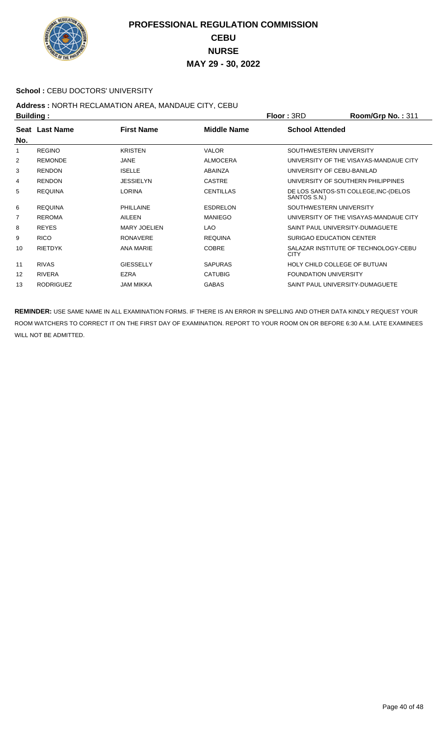# PROFESSIONAL REGULATION COMMISSION
## CEBU
## NURSE
## MAY 29 - 30, 2022

**School :** CEBU DOCTORS' UNIVERSITY

**Address :** NORTH RECLAMATION AREA, MANDAUE CITY, CEBU

**Building :** **Floor :** 3RD **Room/Grp No. :** 311

| Seat No. | Last Name | First Name | Middle Name | School Attended |
|---|---|---|---|---|
| 1 | REGINO | KRISTEN | VALOR | SOUTHWESTERN UNIVERSITY |
| 2 | REMONDE | JANE | ALMOCERA | UNIVERSITY OF THE VISAYAS-MANDAUE CITY |
| 3 | RENDON | ISELLE | ABAINZA | UNIVERSITY OF CEBU-BANILAD |
| 4 | RENDON | JESSIELYN | CASTRE | UNIVERSITY OF SOUTHERN PHILIPPINES |
| 5 | REQUINA | LORINA | CENTILLAS | DE LOS SANTOS-STI COLLEGE,INC-(DELOS SANTOS S.N.) |
| 6 | REQUINA | PHILLAINE | ESDRELON | SOUTHWESTERN UNIVERSITY |
| 7 | REROMA | AILEEN | MANIEGO | UNIVERSITY OF THE VISAYAS-MANDAUE CITY |
| 8 | REYES | MARY JOELIEN | LAO | SAINT PAUL UNIVERSITY-DUMAGUETE |
| 9 | RICO | RONAVERE | REQUINA | SURIGAO EDUCATION CENTER |
| 10 | RIETDYK | ANA MARIE | COBRE | SALAZAR INSTITUTE OF TECHNOLOGY-CEBU CITY |
| 11 | RIVAS | GIESSELLY | SAPURAS | HOLY CHILD COLLEGE OF BUTUAN |
| 12 | RIVERA | EZRA | CATUBIG | FOUNDATION UNIVERSITY |
| 13 | RODRIGUEZ | JAM MIKKA | GABAS | SAINT PAUL UNIVERSITY-DUMAGUETE |

**REMINDER:** USE SAME NAME IN ALL EXAMINATION FORMS. IF THERE IS AN ERROR IN SPELLING AND OTHER DATA KINDLY REQUEST YOUR ROOM WATCHERS TO CORRECT IT ON THE FIRST DAY OF EXAMINATION. REPORT TO YOUR ROOM ON OR BEFORE 6:30 A.M. LATE EXAMINEES WILL NOT BE ADMITTED.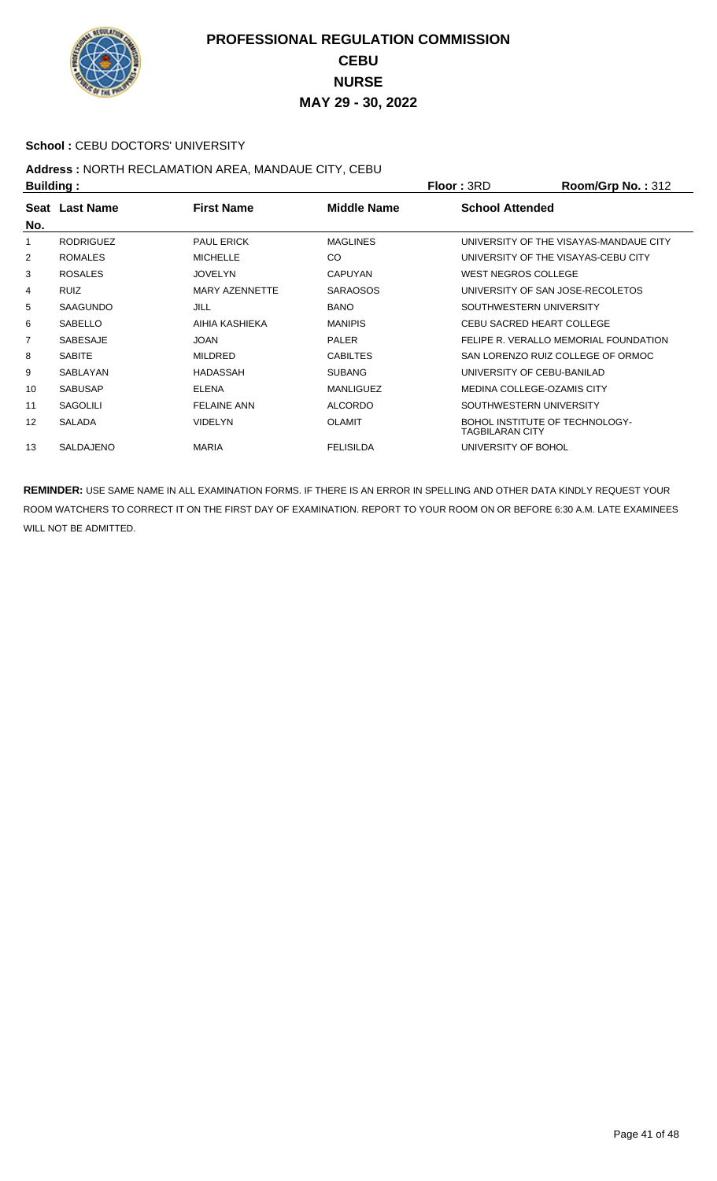# PROFESSIONAL REGULATION COMMISSION
# CEBU
# NURSE
# MAY 29 - 30, 2022

**School :** CEBU DOCTORS' UNIVERSITY

**Address :** NORTH RECLAMATION AREA, MANDAUE CITY, CEBU

**Building :** | **Floor :** 3RD | **Room/Grp No. :** 312

| Seat No. | Last Name | First Name | Middle Name | School Attended |
|---|---|---|---|---|
| 1 | RODRIGUEZ | PAUL ERICK | MAGLINES | UNIVERSITY OF THE VISAYAS-MANDAUE CITY |
| 2 | ROMALES | MICHELLE | CO | UNIVERSITY OF THE VISAYAS-CEBU CITY |
| 3 | ROSALES | JOVELYN | CAPUYAN | WEST NEGROS COLLEGE |
| 4 | RUIZ | MARY AZENNETTE | SARAOSOS | UNIVERSITY OF SAN JOSE-RECOLETOS |
| 5 | SAAGUNDO | JILL | BANO | SOUTHWESTERN UNIVERSITY |
| 6 | SABELLO | AIHIA KASHIEKA | MANIPIS | CEBU SACRED HEART COLLEGE |
| 7 | SABESAJE | JOAN | PALER | FELIPE R. VERALLO MEMORIAL FOUNDATION |
| 8 | SABITE | MILDRED | CABILTES | SAN LORENZO RUIZ COLLEGE OF ORMOC |
| 9 | SABLAYAN | HADASSAH | SUBANG | UNIVERSITY OF CEBU-BANILAD |
| 10 | SABUSAP | ELENA | MANLIGUEZ | MEDINA COLLEGE-OZAMIS CITY |
| 11 | SAGOLILI | FELAINE ANN | ALCORDO | SOUTHWESTERN UNIVERSITY |
| 12 | SALADA | VIDELYN | OLAMIT | BOHOL INSTITUTE OF TECHNOLOGY-TAGBILARAN CITY |
| 13 | SALDAJENO | MARIA | FELISILDA | UNIVERSITY OF BOHOL |

**REMINDER:** USE SAME NAME IN ALL EXAMINATION FORMS. IF THERE IS AN ERROR IN SPELLING AND OTHER DATA KINDLY REQUEST YOUR ROOM WATCHERS TO CORRECT IT ON THE FIRST DAY OF EXAMINATION. REPORT TO YOUR ROOM ON OR BEFORE 6:30 A.M. LATE EXAMINEES WILL NOT BE ADMITTED.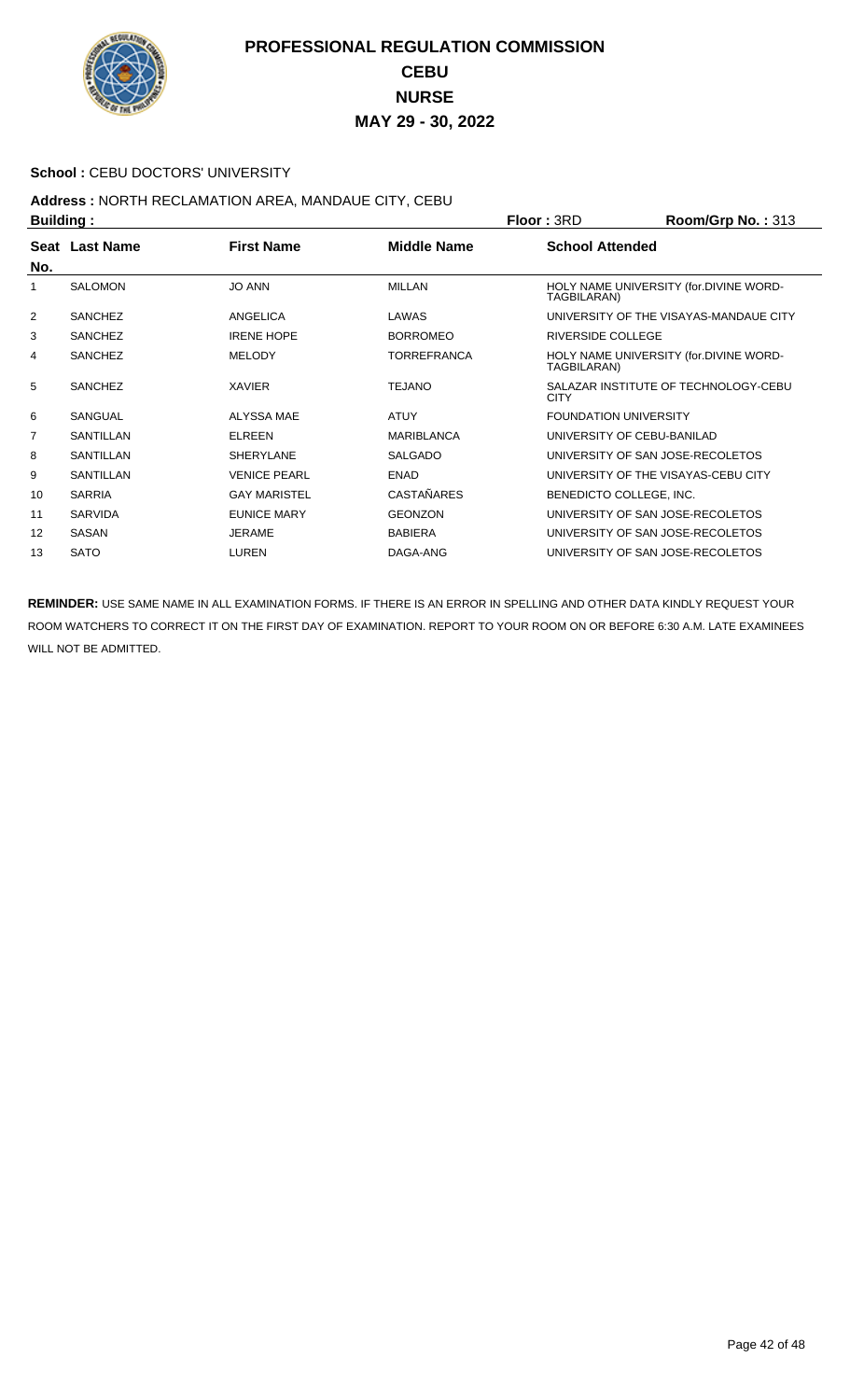# PROFESSIONAL REGULATION COMMISSION
## CEBU
## NURSE
## MAY 29 - 30, 2022

**School :** CEBU DOCTORS' UNIVERSITY

**Address :** NORTH RECLAMATION AREA, MANDAUE CITY, CEBU

**Building :** **Floor :** 3RD **Room/Grp No. :** 313

| Seat No. | Last Name | First Name | Middle Name | School Attended |
|---|---|---|---|---|
| 1 | SALOMON | JO ANN | MILLAN | HOLY NAME UNIVERSITY (for.DIVINE WORD-TAGBILARAN) |
| 2 | SANCHEZ | ANGELICA | LAWAS | UNIVERSITY OF THE VISAYAS-MANDAUE CITY |
| 3 | SANCHEZ | IRENE HOPE | BORROMEO | RIVERSIDE COLLEGE |
| 4 | SANCHEZ | MELODY | TORREFRANCA | HOLY NAME UNIVERSITY (for.DIVINE WORD-TAGBILARAN) |
| 5 | SANCHEZ | XAVIER | TEJANO | SALAZAR INSTITUTE OF TECHNOLOGY-CEBU CITY |
| 6 | SANGUAL | ALYSSA MAE | ATUY | FOUNDATION UNIVERSITY |
| 7 | SANTILLAN | ELREEN | MARIBLANCA | UNIVERSITY OF CEBU-BANILAD |
| 8 | SANTILLAN | SHERYLANE | SALGADO | UNIVERSITY OF SAN JOSE-RECOLETOS |
| 9 | SANTILLAN | VENICE PEARL | ENAD | UNIVERSITY OF THE VISAYAS-CEBU CITY |
| 10 | SARRIA | GAY MARISTEL | CASTAÑARES | BENEDICTO COLLEGE, INC. |
| 11 | SARVIDA | EUNICE MARY | GEONZON | UNIVERSITY OF SAN JOSE-RECOLETOS |
| 12 | SASAN | JERAME | BABIERA | UNIVERSITY OF SAN JOSE-RECOLETOS |
| 13 | SATO | LUREN | DAGA-ANG | UNIVERSITY OF SAN JOSE-RECOLETOS |

**REMINDER:** USE SAME NAME IN ALL EXAMINATION FORMS. IF THERE IS AN ERROR IN SPELLING AND OTHER DATA KINDLY REQUEST YOUR ROOM WATCHERS TO CORRECT IT ON THE FIRST DAY OF EXAMINATION. REPORT TO YOUR ROOM ON OR BEFORE 6:30 A.M. LATE EXAMINEES WILL NOT BE ADMITTED.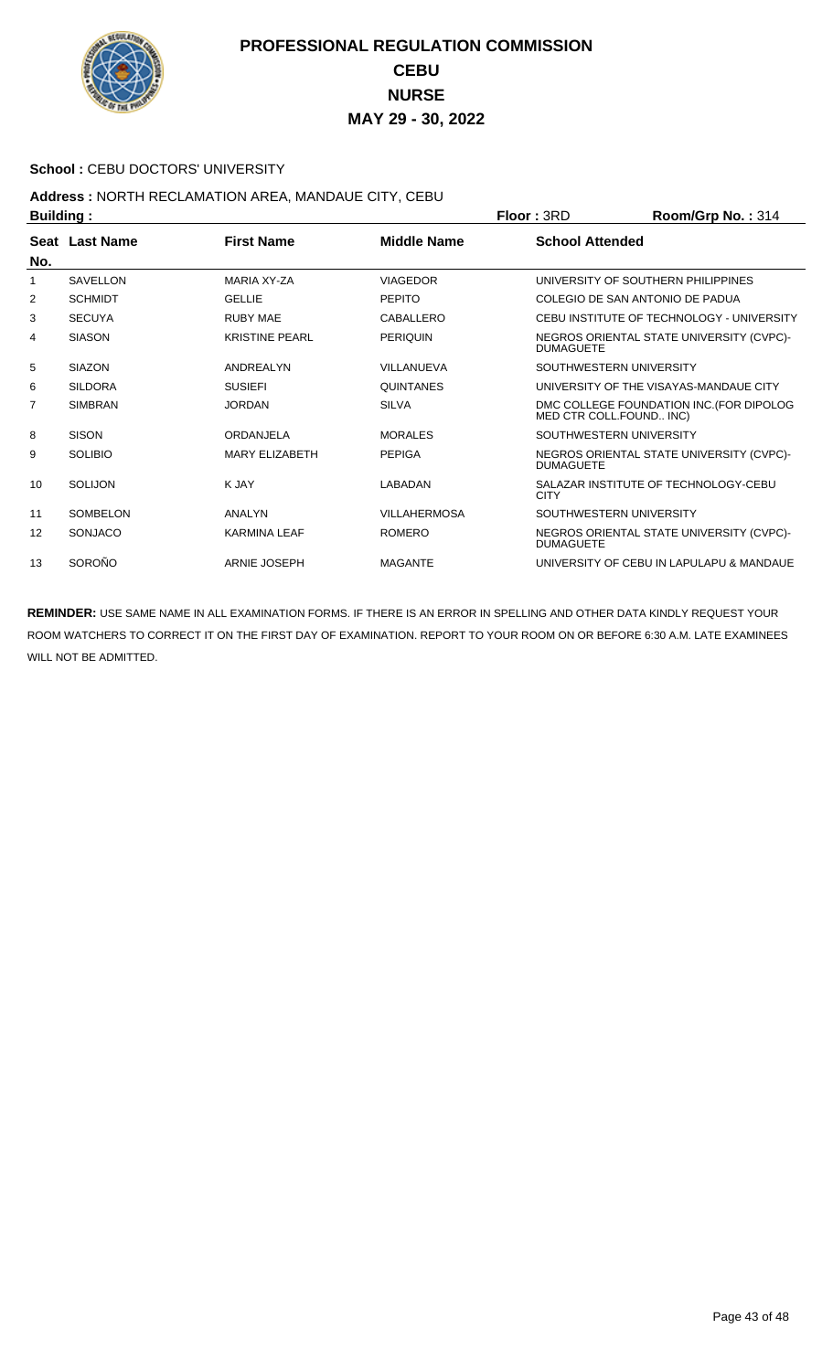# PROFESSIONAL REGULATION COMMISSION
## CEBU
## NURSE
## MAY 29 - 30, 2022

**School :** CEBU DOCTORS' UNIVERSITY

**Address :** NORTH RECLAMATION AREA, MANDAUE CITY, CEBU

**Building :** **Floor :** 3RD **Room/Grp No. :** 314

| Seat No. | Last Name | First Name | Middle Name | School Attended |
|---|---|---|---|---|
| 1 | SAVELLON | MARIA XY-ZA | VIAGEDOR | UNIVERSITY OF SOUTHERN PHILIPPINES |
| 2 | SCHMIDT | GELLIE | PEPITO | COLEGIO DE SAN ANTONIO DE PADUA |
| 3 | SECUYA | RUBY MAE | CABALLERO | CEBU INSTITUTE OF TECHNOLOGY - UNIVERSITY |
| 4 | SIASON | KRISTINE PEARL | PERIQUIN | NEGROS ORIENTAL STATE UNIVERSITY (CVPC)-DUMAGUETE |
| 5 | SIAZON | ANDREALYN | VILLANUEVA | SOUTHWESTERN UNIVERSITY |
| 6 | SILDORA | SUSIEFI | QUINTANES | UNIVERSITY OF THE VISAYAS-MANDAUE CITY |
| 7 | SIMBRAN | JORDAN | SILVA | DMC COLLEGE FOUNDATION INC.(FOR DIPOLOG MED CTR COLL.FOUND.. INC) |
| 8 | SISON | ORDANJELA | MORALES | SOUTHWESTERN UNIVERSITY |
| 9 | SOLIBIO | MARY ELIZABETH | PEPIGA | NEGROS ORIENTAL STATE UNIVERSITY (CVPC)-DUMAGUETE |
| 10 | SOLIJON | K JAY | LABADAN | SALAZAR INSTITUTE OF TECHNOLOGY-CEBU CITY |
| 11 | SOMBELON | ANALYN | VILLAHERMOSA | SOUTHWESTERN UNIVERSITY |
| 12 | SONJACO | KARMINA LEAF | ROMERO | NEGROS ORIENTAL STATE UNIVERSITY (CVPC)-DUMAGUETE |
| 13 | SOROÑO | ARNIE JOSEPH | MAGANTE | UNIVERSITY OF CEBU IN LAPULAPU & MANDAUE |

**REMINDER:** USE SAME NAME IN ALL EXAMINATION FORMS. IF THERE IS AN ERROR IN SPELLING AND OTHER DATA KINDLY REQUEST YOUR ROOM WATCHERS TO CORRECT IT ON THE FIRST DAY OF EXAMINATION. REPORT TO YOUR ROOM ON OR BEFORE 6:30 A.M. LATE EXAMINEES WILL NOT BE ADMITTED.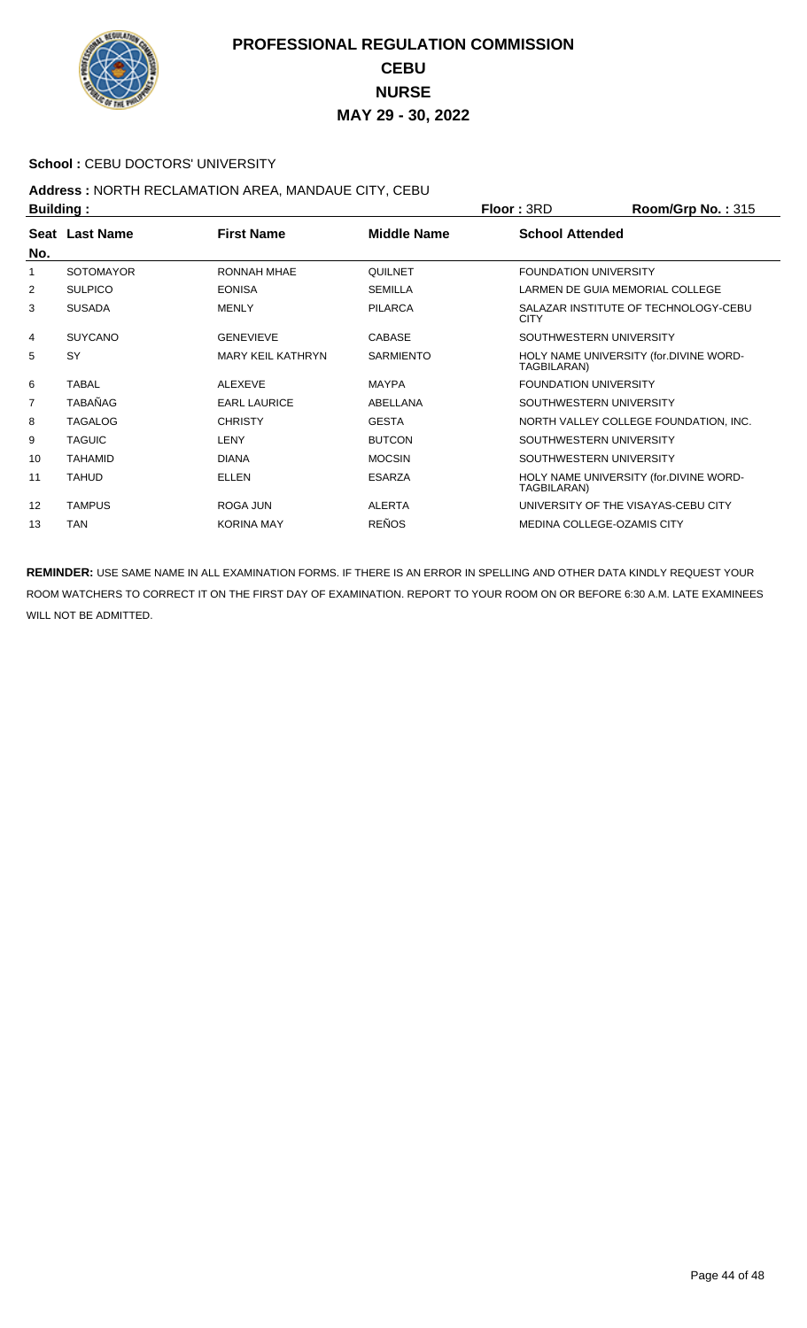# PROFESSIONAL REGULATION COMMISSION
## CEBU
## NURSE
## MAY 29 - 30, 2022

**School :** CEBU DOCTORS' UNIVERSITY

**Address :** NORTH RECLAMATION AREA, MANDAUE CITY, CEBU

**Building :** **Floor :** 3RD **Room/Grp No. :** 315

| Seat No. | Last Name | First Name | Middle Name | School Attended |
|---|---|---|---|---|
| 1 | SOTOMAYOR | RONNAH MHAE | QUILNET | FOUNDATION UNIVERSITY |
| 2 | SULPICO | EONISA | SEMILLA | LARMEN DE GUIA MEMORIAL COLLEGE |
| 3 | SUSADA | MENLY | PILARCA | SALAZAR INSTITUTE OF TECHNOLOGY-CEBU CITY |
| 4 | SUYCANO | GENEVIEVE | CABASE | SOUTHWESTERN UNIVERSITY |
| 5 | SY | MARY KEIL KATHRYN | SARMIENTO | HOLY NAME UNIVERSITY (for.DIVINE WORD-TAGBILARAN) |
| 6 | TABAL | ALEXEVE | MAYPA | FOUNDATION UNIVERSITY |
| 7 | TABAÑAG | EARL LAURICE | ABELLANA | SOUTHWESTERN UNIVERSITY |
| 8 | TAGALOG | CHRISTY | GESTA | NORTH VALLEY COLLEGE FOUNDATION, INC. |
| 9 | TAGUIC | LENY | BUTCON | SOUTHWESTERN UNIVERSITY |
| 10 | TAHAMID | DIANA | MOCSIN | SOUTHWESTERN UNIVERSITY |
| 11 | TAHUD | ELLEN | ESARZA | HOLY NAME UNIVERSITY (for.DIVINE WORD-TAGBILARAN) |
| 12 | TAMPUS | ROGA JUN | ALERTA | UNIVERSITY OF THE VISAYAS-CEBU CITY |
| 13 | TAN | KORINA MAY | REÑOS | MEDINA COLLEGE-OZAMIS CITY |

**REMINDER:** USE SAME NAME IN ALL EXAMINATION FORMS. IF THERE IS AN ERROR IN SPELLING AND OTHER DATA KINDLY REQUEST YOUR ROOM WATCHERS TO CORRECT IT ON THE FIRST DAY OF EXAMINATION. REPORT TO YOUR ROOM ON OR BEFORE 6:30 A.M. LATE EXAMINEES WILL NOT BE ADMITTED.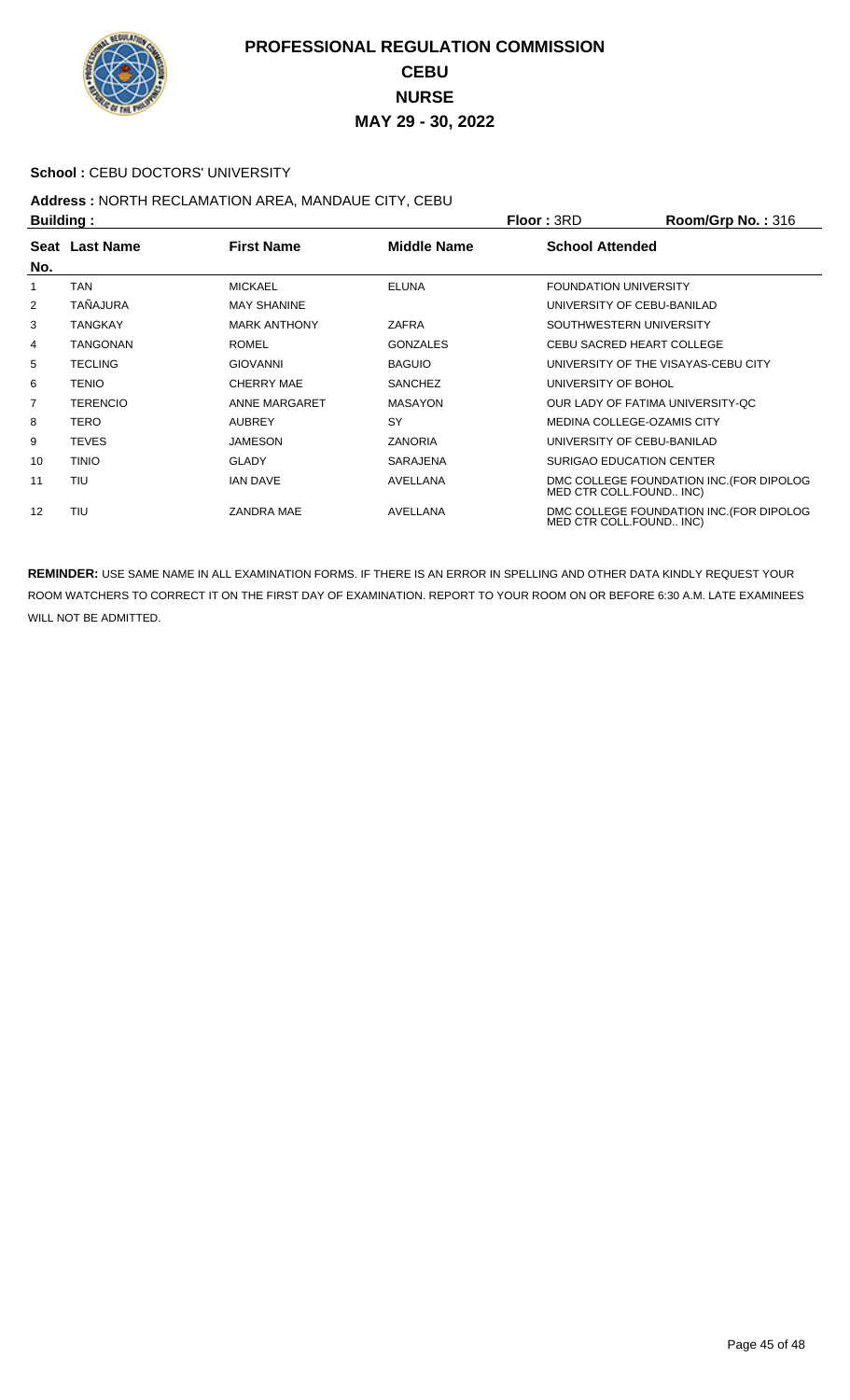# PROFESSIONAL REGULATION COMMISSION
## CEBU
## NURSE
## MAY 29 - 30, 2022

**School :** CEBU DOCTORS' UNIVERSITY

**Address :** NORTH RECLAMATION AREA, MANDAUE CITY, CEBU

**Building :** **Floor :** 3RD **Room/Grp No. :** 316

| Seat No. | Last Name | First Name | Middle Name | School Attended |
|---|---|---|---|---|
| 1 | TAN | MICKAEL | ELUNA | FOUNDATION UNIVERSITY |
| 2 | TAÑAJURA | MAY SHANINE | | UNIVERSITY OF CEBU-BANILAD |
| 3 | TANGKAY | MARK ANTHONY | ZAFRA | SOUTHWESTERN UNIVERSITY |
| 4 | TANGONAN | ROMEL | GONZALES | CEBU SACRED HEART COLLEGE |
| 5 | TECLING | GIOVANNI | BAGUIO | UNIVERSITY OF THE VISAYAS-CEBU CITY |
| 6 | TENIO | CHERRY MAE | SANCHEZ | UNIVERSITY OF BOHOL |
| 7 | TERENCIO | ANNE MARGARET | MASAYON | OUR LADY OF FATIMA UNIVERSITY-QC |
| 8 | TERO | AUBREY | SY | MEDINA COLLEGE-OZAMIS CITY |
| 9 | TEVES | JAMESON | ZANORIA | UNIVERSITY OF CEBU-BANILAD |
| 10 | TINIO | GLADY | SARAJENA | SURIGAO EDUCATION CENTER |
| 11 | TIU | IAN DAVE | AVELLANA | DMC COLLEGE FOUNDATION INC.(FOR DIPOLOG MED CTR COLL.FOUND.. INC) |
| 12 | TIU | ZANDRA MAE | AVELLANA | DMC COLLEGE FOUNDATION INC.(FOR DIPOLOG MED CTR COLL.FOUND.. INC) |

**REMINDER:** USE SAME NAME IN ALL EXAMINATION FORMS. IF THERE IS AN ERROR IN SPELLING AND OTHER DATA KINDLY REQUEST YOUR ROOM WATCHERS TO CORRECT IT ON THE FIRST DAY OF EXAMINATION. REPORT TO YOUR ROOM ON OR BEFORE 6:30 A.M. LATE EXAMINEES WILL NOT BE ADMITTED.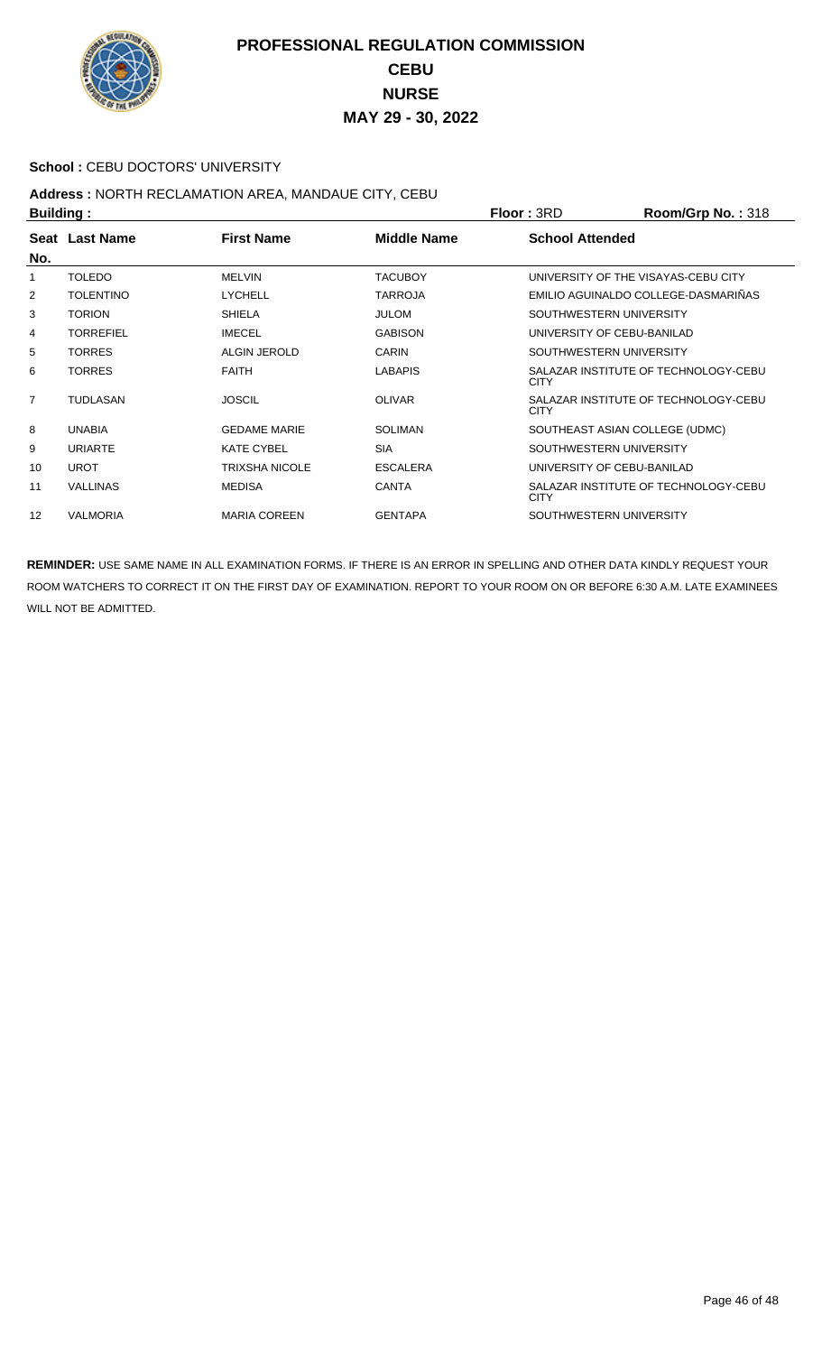# PROFESSIONAL REGULATION COMMISSION
## CEBU
## NURSE
## MAY 29 - 30, 2022

**School :** CEBU DOCTORS' UNIVERSITY

**Address :** NORTH RECLAMATION AREA, MANDAUE CITY, CEBU

**Building :** **Floor :** 3RD **Room/Grp No. :** 318

| Seat No. | Last Name | First Name | Middle Name | School Attended |
|---|---|---|---|---|
| 1 | TOLEDO | MELVIN | TACUBOY | UNIVERSITY OF THE VISAYAS-CEBU CITY |
| 2 | TOLENTINO | LYCHELL | TARROJA | EMILIO AGUINALDO COLLEGE-DASMARIÑAS |
| 3 | TORION | SHIELA | JULOM | SOUTHWESTERN UNIVERSITY |
| 4 | TORREFIEL | IMECEL | GABISON | UNIVERSITY OF CEBU-BANILAD |
| 5 | TORRES | ALGIN JEROLD | CARIN | SOUTHWESTERN UNIVERSITY |
| 6 | TORRES | FAITH | LABAPIS | SALAZAR INSTITUTE OF TECHNOLOGY-CEBU CITY |
| 7 | TUDLASAN | JOSCIL | OLIVAR | SALAZAR INSTITUTE OF TECHNOLOGY-CEBU CITY |
| 8 | UNABIA | GEDAME MARIE | SOLIMAN | SOUTHEAST ASIAN COLLEGE (UDMC) |
| 9 | URIARTE | KATE CYBEL | SIA | SOUTHWESTERN UNIVERSITY |
| 10 | UROT | TRIXSHA NICOLE | ESCALERA | UNIVERSITY OF CEBU-BANILAD |
| 11 | VALLINAS | MEDISA | CANTA | SALAZAR INSTITUTE OF TECHNOLOGY-CEBU CITY |
| 12 | VALMORIA | MARIA COREEN | GENTAPA | SOUTHWESTERN UNIVERSITY |

**REMINDER:** USE SAME NAME IN ALL EXAMINATION FORMS. IF THERE IS AN ERROR IN SPELLING AND OTHER DATA KINDLY REQUEST YOUR ROOM WATCHERS TO CORRECT IT ON THE FIRST DAY OF EXAMINATION. REPORT TO YOUR ROOM ON OR BEFORE 6:30 A.M. LATE EXAMINEES WILL NOT BE ADMITTED.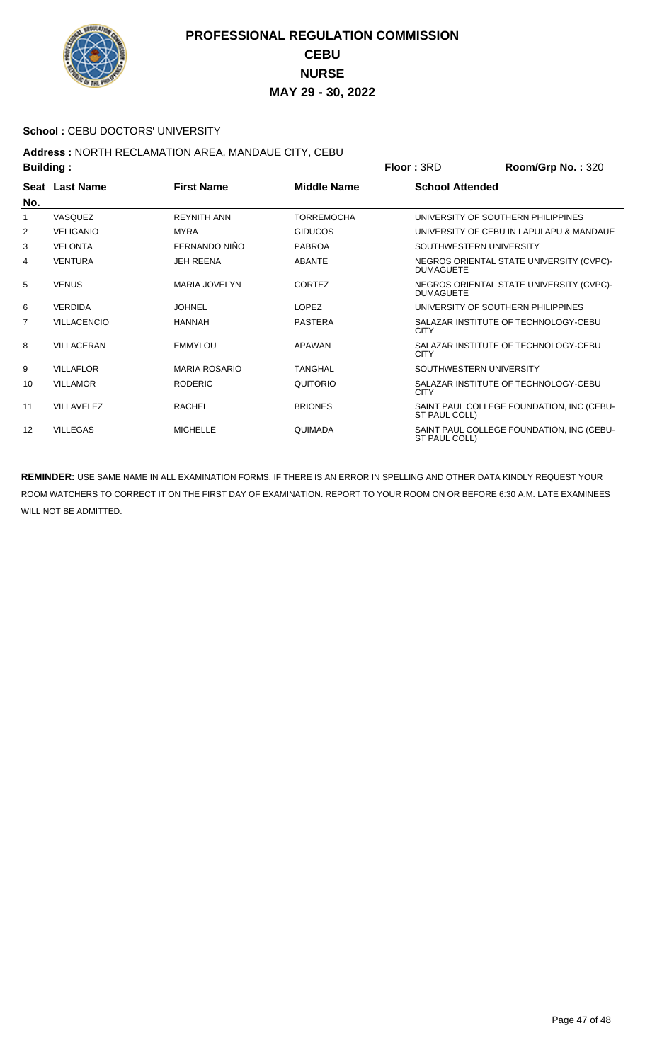# PROFESSIONAL REGULATION COMMISSION
## CEBU
## NURSE
## MAY 29 - 30, 2022

**School :** CEBU DOCTORS' UNIVERSITY

**Address :** NORTH RECLAMATION AREA, MANDAUE CITY, CEBU

**Building :** **Floor :** 3RD **Room/Grp No. :** 320

| Seat No. | Last Name | First Name | Middle Name | School Attended |
|---|---|---|---|---|
| 1 | VASQUEZ | REYNITH ANN | TORREMOCHA | UNIVERSITY OF SOUTHERN PHILIPPINES |
| 2 | VELIGANIO | MYRA | GIDUCOS | UNIVERSITY OF CEBU IN LAPULAPU & MANDAUE |
| 3 | VELONTA | FERNANDO NIÑO | PABROA | SOUTHWESTERN UNIVERSITY |
| 4 | VENTURA | JEH REENA | ABANTE | NEGROS ORIENTAL STATE UNIVERSITY (CVPC)-DUMAGUETE |
| 5 | VENUS | MARIA JOVELYN | CORTEZ | NEGROS ORIENTAL STATE UNIVERSITY (CVPC)-DUMAGUETE |
| 6 | VERDIDA | JOHNEL | LOPEZ | UNIVERSITY OF SOUTHERN PHILIPPINES |
| 7 | VILLACENCIO | HANNAH | PASTERA | SALAZAR INSTITUTE OF TECHNOLOGY-CEBU CITY |
| 8 | VILLACERAN | EMMYLOU | APAWAN | SALAZAR INSTITUTE OF TECHNOLOGY-CEBU CITY |
| 9 | VILLAFLOR | MARIA ROSARIO | TANGHAL | SOUTHWESTERN UNIVERSITY |
| 10 | VILLAMOR | RODERIC | QUITORIO | SALAZAR INSTITUTE OF TECHNOLOGY-CEBU CITY |
| 11 | VILLAVELEZ | RACHEL | BRIONES | SAINT PAUL COLLEGE FOUNDATION, INC (CEBU-ST PAUL COLL) |
| 12 | VILLEGAS | MICHELLE | QUIMADA | SAINT PAUL COLLEGE FOUNDATION, INC (CEBU-ST PAUL COLL) |

**REMINDER:** USE SAME NAME IN ALL EXAMINATION FORMS. IF THERE IS AN ERROR IN SPELLING AND OTHER DATA KINDLY REQUEST YOUR ROOM WATCHERS TO CORRECT IT ON THE FIRST DAY OF EXAMINATION. REPORT TO YOUR ROOM ON OR BEFORE 6:30 A.M. LATE EXAMINEES WILL NOT BE ADMITTED.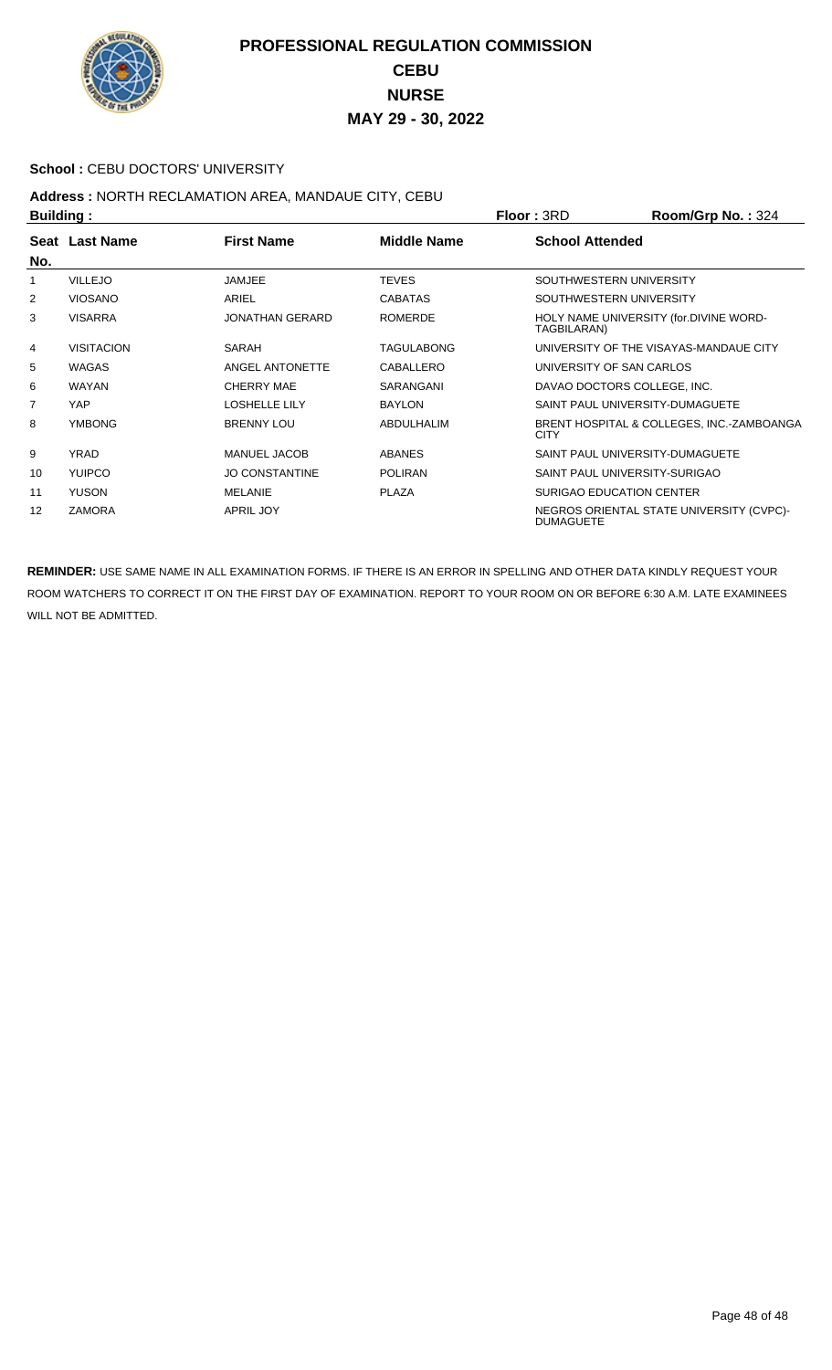# PROFESSIONAL REGULATION COMMISSION
## CEBU
## NURSE
## MAY 29 - 30, 2022

**School :** CEBU DOCTORS' UNIVERSITY

**Address :** NORTH RECLAMATION AREA, MANDAUE CITY, CEBU

**Building :** **Floor :** 3RD **Room/Grp No. :** 324

| Seat No. | Last Name | First Name | Middle Name | School Attended |
|---|---|---|---|---|
| 1 | VILLEJO | JAMJEE | TEVES | SOUTHWESTERN UNIVERSITY |
| 2 | VIOSANO | ARIEL | CABATAS | SOUTHWESTERN UNIVERSITY |
| 3 | VISARRA | JONATHAN GERARD | ROMERDE | HOLY NAME UNIVERSITY (for.DIVINE WORD-TAGBILARAN) |
| 4 | VISITACION | SARAH | TAGULABONG | UNIVERSITY OF THE VISAYAS-MANDAUE CITY |
| 5 | WAGAS | ANGEL ANTONETTE | CABALLERO | UNIVERSITY OF SAN CARLOS |
| 6 | WAYAN | CHERRY MAE | SARANGANI | DAVAO DOCTORS COLLEGE, INC. |
| 7 | YAP | LOSHELLE LILY | BAYLON | SAINT PAUL UNIVERSITY-DUMAGUETE |
| 8 | YMBONG | BRENNY LOU | ABDULHALIM | BRENT HOSPITAL & COLLEGES, INC.-ZAMBOANGA CITY |
| 9 | YRAD | MANUEL JACOB | ABANES | SAINT PAUL UNIVERSITY-DUMAGUETE |
| 10 | YUIPCO | JO CONSTANTINE | POLIRAN | SAINT PAUL UNIVERSITY-SURIGAO |
| 11 | YUSON | MELANIE | PLAZA | SURIGAO EDUCATION CENTER |
| 12 | ZAMORA | APRIL JOY | | NEGROS ORIENTAL STATE UNIVERSITY (CVPC)-DUMAGUETE |

**REMINDER:** USE SAME NAME IN ALL EXAMINATION FORMS. IF THERE IS AN ERROR IN SPELLING AND OTHER DATA KINDLY REQUEST YOUR ROOM WATCHERS TO CORRECT IT ON THE FIRST DAY OF EXAMINATION. REPORT TO YOUR ROOM ON OR BEFORE 6:30 A.M. LATE EXAMINEES WILL NOT BE ADMITTED.